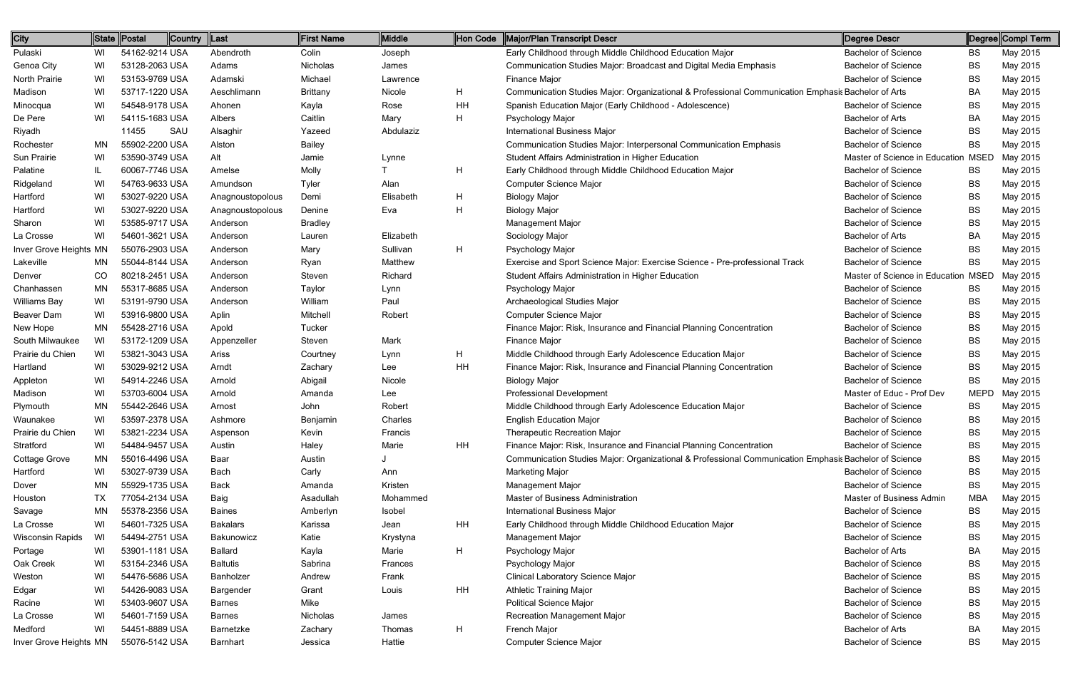| City | State | Postal | Country | Last | First Name | Middle | Hon Code | Major/Plan Transcript Descr | Degree Descr | Degree | Compl Term |
|---|---|---|---|---|---|---|---|---|---|---|---|
| Pulaski | WI | 54162-9214 | USA | Abendroth | Colin | Joseph | | Early Childhood through Middle Childhood Education Major | Bachelor of Science | BS | May 2015 |
| Genoa City | WI | 53128-2063 | USA | Adams | Nicholas | James | | Communication Studies Major: Broadcast and Digital Media Emphasis | Bachelor of Science | BS | May 2015 |
| North Prairie | WI | 53153-9769 | USA | Adamski | Michael | Lawrence | | Finance Major | Bachelor of Science | BS | May 2015 |
| Madison | WI | 53717-1220 | USA | Aeschlimann | Brittany | Nicole | H | Communication Studies Major: Organizational & Professional Communication Emphasis | Bachelor of Arts | BA | May 2015 |
| Minocqua | WI | 54548-9178 | USA | Ahonen | Kayla | Rose | HH | Spanish Education Major (Early Childhood - Adolescence) | Bachelor of Science | BS | May 2015 |
| De Pere | WI | 54115-1683 | USA | Albers | Caitlin | Mary | H | Psychology Major | Bachelor of Arts | BA | May 2015 |
| Riyadh | | 11455 | SAU | Alsaghir | Yazeed | Abdulaziz | | International Business Major | Bachelor of Science | BS | May 2015 |
| Rochester | MN | 55902-2200 | USA | Alston | Bailey | | | Communication Studies Major: Interpersonal Communication Emphasis | Bachelor of Science | BS | May 2015 |
| Sun Prairie | WI | 53590-3749 | USA | Alt | Jamie | Lynne | | Student Affairs Administration in Higher Education | Master of Science in Education | MSED | May 2015 |
| Palatine | IL | 60067-7746 | USA | Amelse | Molly | T | H | Early Childhood through Middle Childhood Education Major | Bachelor of Science | BS | May 2015 |
| Ridgeland | WI | 54763-9633 | USA | Amundson | Tyler | Alan | | Computer Science Major | Bachelor of Science | BS | May 2015 |
| Hartford | WI | 53027-9220 | USA | Anagnoustopolous | Demi | Elisabeth | H | Biology Major | Bachelor of Science | BS | May 2015 |
| Hartford | WI | 53027-9220 | USA | Anagnoustopolous | Denine | Eva | H | Biology Major | Bachelor of Science | BS | May 2015 |
| Sharon | WI | 53585-9717 | USA | Anderson | Bradley | | | Management Major | Bachelor of Science | BS | May 2015 |
| La Crosse | WI | 54601-3621 | USA | Anderson | Lauren | Elizabeth | | Sociology Major | Bachelor of Arts | BA | May 2015 |
| Inver Grove Heights | MN | 55076-2903 | USA | Anderson | Mary | Sullivan | H | Psychology Major | Bachelor of Science | BS | May 2015 |
| Lakeville | MN | 55044-8144 | USA | Anderson | Ryan | Matthew | | Exercise and Sport Science Major: Exercise Science - Pre-professional Track | Bachelor of Science | BS | May 2015 |
| Denver | CO | 80218-2451 | USA | Anderson | Steven | Richard | | Student Affairs Administration in Higher Education | Master of Science in Education | MSED | May 2015 |
| Chanhassen | MN | 55317-8685 | USA | Anderson | Taylor | Lynn | | Psychology Major | Bachelor of Science | BS | May 2015 |
| Williams Bay | WI | 53191-9790 | USA | Anderson | William | Paul | | Archaeological Studies Major | Bachelor of Science | BS | May 2015 |
| Beaver Dam | WI | 53916-9800 | USA | Aplin | Mitchell | Robert | | Computer Science Major | Bachelor of Science | BS | May 2015 |
| New Hope | MN | 55428-2716 | USA | Apold | Tucker | | | Finance Major: Risk, Insurance and Financial Planning Concentration | Bachelor of Science | BS | May 2015 |
| South Milwaukee | WI | 53172-1209 | USA | Appenzeller | Steven | Mark | | Finance Major | Bachelor of Science | BS | May 2015 |
| Prairie du Chien | WI | 53821-3043 | USA | Ariss | Courtney | Lynn | H | Middle Childhood through Early Adolescence Education Major | Bachelor of Science | BS | May 2015 |
| Hartland | WI | 53029-9212 | USA | Arndt | Zachary | Lee | HH | Finance Major: Risk, Insurance and Financial Planning Concentration | Bachelor of Science | BS | May 2015 |
| Appleton | WI | 54914-2246 | USA | Arnold | Abigail | Nicole | | Biology Major | Bachelor of Science | BS | May 2015 |
| Madison | WI | 53703-6004 | USA | Arnold | Amanda | Lee | | Professional Development | Master of Educ - Prof Dev | MEPD | May 2015 |
| Plymouth | MN | 55442-2646 | USA | Arnost | John | Robert | | Middle Childhood through Early Adolescence Education Major | Bachelor of Science | BS | May 2015 |
| Waunakee | WI | 53597-2378 | USA | Ashmore | Benjamin | Charles | | English Education Major | Bachelor of Science | BS | May 2015 |
| Prairie du Chien | WI | 53821-2234 | USA | Aspenson | Kevin | Francis | | Therapeutic Recreation Major | Bachelor of Science | BS | May 2015 |
| Stratford | WI | 54484-9457 | USA | Austin | Haley | Marie | HH | Finance Major: Risk, Insurance and Financial Planning Concentration | Bachelor of Science | BS | May 2015 |
| Cottage Grove | MN | 55016-4496 | USA | Baar | Austin | J | | Communication Studies Major: Organizational & Professional Communication Emphasis | Bachelor of Science | BS | May 2015 |
| Hartford | WI | 53027-9739 | USA | Bach | Carly | Ann | | Marketing Major | Bachelor of Science | BS | May 2015 |
| Dover | MN | 55929-1735 | USA | Back | Amanda | Kristen | | Management Major | Bachelor of Science | BS | May 2015 |
| Houston | TX | 77054-2134 | USA | Baig | Asadullah | Mohammed | | Master of Business Administration | Master of Business Admin | MBA | May 2015 |
| Savage | MN | 55378-2356 | USA | Baines | Amberlyn | Isobel | | International Business Major | Bachelor of Science | BS | May 2015 |
| La Crosse | WI | 54601-7325 | USA | Bakalars | Karissa | Jean | HH | Early Childhood through Middle Childhood Education Major | Bachelor of Science | BS | May 2015 |
| Wisconsin Rapids | WI | 54494-2751 | USA | Bakunowicz | Katie | Krystyna | | Management Major | Bachelor of Science | BS | May 2015 |
| Portage | WI | 53901-1181 | USA | Ballard | Kayla | Marie | H | Psychology Major | Bachelor of Arts | BA | May 2015 |
| Oak Creek | WI | 53154-2346 | USA | Baltutis | Sabrina | Frances | | Psychology Major | Bachelor of Science | BS | May 2015 |
| Weston | WI | 54476-5686 | USA | Banholzer | Andrew | Frank | | Clinical Laboratory Science Major | Bachelor of Science | BS | May 2015 |
| Edgar | WI | 54426-9083 | USA | Bargender | Grant | Louis | HH | Athletic Training Major | Bachelor of Science | BS | May 2015 |
| Racine | WI | 53403-9607 | USA | Barnes | Mike | | | Political Science Major | Bachelor of Science | BS | May 2015 |
| La Crosse | WI | 54601-7159 | USA | Barnes | Nicholas | James | | Recreation Management Major | Bachelor of Science | BS | May 2015 |
| Medford | WI | 54451-8889 | USA | Barnetzke | Zachary | Thomas | H | French Major | Bachelor of Arts | BA | May 2015 |
| Inver Grove Heights | MN | 55076-5142 | USA | Barnhart | Jessica | Hattie | | Computer Science Major | Bachelor of Science | BS | May 2015 |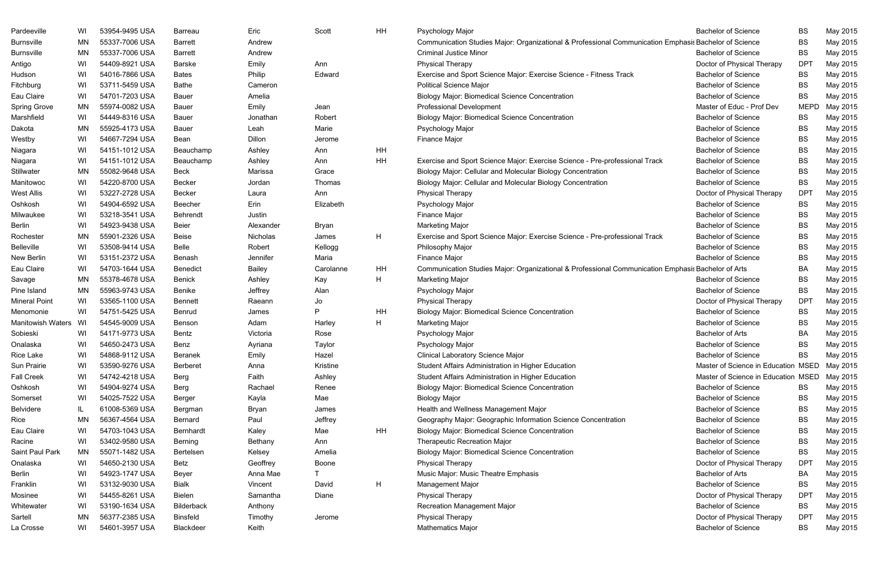| | | | | | | | | | | |
|---|---|---|---|---|---|---|---|---|---|---|
| Pardeeville | WI | 53954-9495 USA | Barreau | Eric | Scott | HH | Psychology Major | Bachelor of Science | BS | May 2015 |
| Burnsville | MN | 55337-7006 USA | Barrett | Andrew | | | Communication Studies Major: Organizational & Professional Communication Emphasis | Bachelor of Science | BS | May 2015 |
| Burnsville | MN | 55337-7006 USA | Barrett | Andrew | | | Criminal Justice Minor | Bachelor of Science | BS | May 2015 |
| Antigo | WI | 54409-8921 USA | Barske | Emily | Ann | | Physical Therapy | Doctor of Physical Therapy | DPT | May 2015 |
| Hudson | WI | 54016-7866 USA | Bates | Philip | Edward | | Exercise and Sport Science Major: Exercise Science - Fitness Track | Bachelor of Science | BS | May 2015 |
| Fitchburg | WI | 53711-5459 USA | Bathe | Cameron | | | Political Science Major | Bachelor of Science | BS | May 2015 |
| Eau Claire | WI | 54701-7203 USA | Bauer | Amelia | | | Biology Major: Biomedical Science Concentration | Bachelor of Science | BS | May 2015 |
| Spring Grove | MN | 55974-0082 USA | Bauer | Emily | Jean | | Professional Development | Master of Educ - Prof Dev | MEPD | May 2015 |
| Marshfield | WI | 54449-8316 USA | Bauer | Jonathan | Robert | | Biology Major: Biomedical Science Concentration | Bachelor of Science | BS | May 2015 |
| Dakota | MN | 55925-4173 USA | Bauer | Leah | Marie | | Psychology Major | Bachelor of Science | BS | May 2015 |
| Westby | WI | 54667-7294 USA | Bean | Dillon | Jerome | | Finance Major | Bachelor of Science | BS | May 2015 |
| Niagara | WI | 54151-1012 USA | Beauchamp | Ashley | Ann | HH | | Bachelor of Science | BS | May 2015 |
| Niagara | WI | 54151-1012 USA | Beauchamp | Ashley | Ann | HH | Exercise and Sport Science Major: Exercise Science - Pre-professional Track | Bachelor of Science | BS | May 2015 |
| Stillwater | MN | 55082-9648 USA | Beck | Marissa | Grace | | Biology Major: Cellular and Molecular Biology Concentration | Bachelor of Science | BS | May 2015 |
| Manitowoc | WI | 54220-8700 USA | Becker | Jordan | Thomas | | Biology Major: Cellular and Molecular Biology Concentration | Bachelor of Science | BS | May 2015 |
| West Allis | WI | 53227-2728 USA | Becker | Laura | Ann | | Physical Therapy | Doctor of Physical Therapy | DPT | May 2015 |
| Oshkosh | WI | 54904-6592 USA | Beecher | Erin | Elizabeth | | Psychology Major | Bachelor of Science | BS | May 2015 |
| Milwaukee | WI | 53218-3541 USA | Behrendt | Justin | | | Finance Major | Bachelor of Science | BS | May 2015 |
| Berlin | WI | 54923-9438 USA | Beier | Alexander | Bryan | | Marketing Major | Bachelor of Science | BS | May 2015 |
| Rochester | MN | 55901-2326 USA | Beise | Nicholas | James | H | Exercise and Sport Science Major: Exercise Science - Pre-professional Track | Bachelor of Science | BS | May 2015 |
| Belleville | WI | 53508-9414 USA | Belle | Robert | Kellogg | | Philosophy Major | Bachelor of Science | BS | May 2015 |
| New Berlin | WI | 53151-2372 USA | Benash | Jennifer | Maria | | Finance Major | Bachelor of Science | BS | May 2015 |
| Eau Claire | WI | 54703-1644 USA | Benedict | Bailey | Carolanne | HH | Communication Studies Major: Organizational & Professional Communication Emphasis | Bachelor of Arts | BA | May 2015 |
| Savage | MN | 55378-4678 USA | Benick | Ashley | Kay | H | Marketing Major | Bachelor of Science | BS | May 2015 |
| Pine Island | MN | 55963-9743 USA | Benike | Jeffrey | Alan | | Psychology Major | Bachelor of Science | BS | May 2015 |
| Mineral Point | WI | 53565-1100 USA | Bennett | Raeann | Jo | | Physical Therapy | Doctor of Physical Therapy | DPT | May 2015 |
| Menomonie | WI | 54751-5425 USA | Benrud | James | P | HH | Biology Major: Biomedical Science Concentration | Bachelor of Science | BS | May 2015 |
| Manitowish Waters | WI | 54545-9009 USA | Benson | Adam | Harley | H | Marketing Major | Bachelor of Science | BS | May 2015 |
| Sobieski | WI | 54171-9773 USA | Bentz | Victoria | Rose | | Psychology Major | Bachelor of Arts | BA | May 2015 |
| Onalaska | WI | 54650-2473 USA | Benz | Ayriana | Taylor | | Psychology Major | Bachelor of Science | BS | May 2015 |
| Rice Lake | WI | 54868-9112 USA | Beranek | Emily | Hazel | | Clinical Laboratory Science Major | Bachelor of Science | BS | May 2015 |
| Sun Prairie | WI | 53590-9276 USA | Berberet | Anna | Kristine | | Student Affairs Administration in Higher Education | Master of Science in Education | MSED | May 2015 |
| Fall Creek | WI | 54742-4218 USA | Berg | Faith | Ashley | | Student Affairs Administration in Higher Education | Master of Science in Education | MSED | May 2015 |
| Oshkosh | WI | 54904-9274 USA | Berg | Rachael | Renee | | Biology Major: Biomedical Science Concentration | Bachelor of Science | BS | May 2015 |
| Somerset | WI | 54025-7522 USA | Berger | Kayla | Mae | | Biology Major | Bachelor of Science | BS | May 2015 |
| Belvidere | IL | 61008-5369 USA | Bergman | Bryan | James | | Health and Wellness Management Major | Bachelor of Science | BS | May 2015 |
| Rice | MN | 56367-4564 USA | Bernard | Paul | Jeffrey | | Geography Major: Geographic Information Science Concentration | Bachelor of Science | BS | May 2015 |
| Eau Claire | WI | 54703-1043 USA | Bernhardt | Kaley | Mae | HH | Biology Major: Biomedical Science Concentration | Bachelor of Science | BS | May 2015 |
| Racine | WI | 53402-9580 USA | Berning | Bethany | Ann | | Therapeutic Recreation Major | Bachelor of Science | BS | May 2015 |
| Saint Paul Park | MN | 55071-1482 USA | Bertelsen | Kelsey | Amelia | | Biology Major: Biomedical Science Concentration | Bachelor of Science | BS | May 2015 |
| Onalaska | WI | 54650-2130 USA | Betz | Geoffrey | Boone | | Physical Therapy | Doctor of Physical Therapy | DPT | May 2015 |
| Berlin | WI | 54923-1747 USA | Beyer | Anna Mae | T | | Music Major: Music Theatre Emphasis | Bachelor of Arts | BA | May 2015 |
| Franklin | WI | 53132-9030 USA | Bialk | Vincent | David | H | Management Major | Bachelor of Science | BS | May 2015 |
| Mosinee | WI | 54455-8261 USA | Bielen | Samantha | Diane | | Physical Therapy | Doctor of Physical Therapy | DPT | May 2015 |
| Whitewater | WI | 53190-1634 USA | Bilderback | Anthony | | | Recreation Management Major | Bachelor of Science | BS | May 2015 |
| Sartell | MN | 56377-2385 USA | Binsfeld | Timothy | Jerome | | Physical Therapy | Doctor of Physical Therapy | DPT | May 2015 |
| La Crosse | WI | 54601-3957 USA | Blackdeer | Keith | | | Mathematics Major | Bachelor of Science | BS | May 2015 |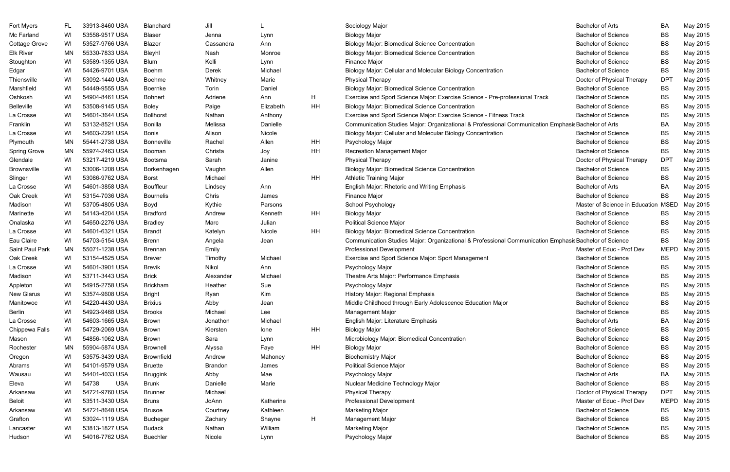| | | | | | | | | | | |
|---|---|---|---|---|---|---|---|---|---|---|
| Fort Myers | FL | 33913-8460 USA | Blanchard | Jill | L | | Sociology Major | Bachelor of Arts | BA | May 2015 |
| Mc Farland | WI | 53558-9517 USA | Blaser | Jenna | Lynn | | Biology Major | Bachelor of Science | BS | May 2015 |
| Cottage Grove | WI | 53527-9766 USA | Blazer | Cassandra | Ann | | Biology Major: Biomedical Science Concentration | Bachelor of Science | BS | May 2015 |
| Elk River | MN | 55330-7833 USA | Bleyhl | Nash | Monroe | | Biology Major: Biomedical Science Concentration | Bachelor of Science | BS | May 2015 |
| Stoughton | WI | 53589-1355 USA | Blum | Kelli | Lynn | | Finance Major | Bachelor of Science | BS | May 2015 |
| Edgar | WI | 54426-9701 USA | Boehm | Derek | Michael | | Biology Major: Cellular and Molecular Biology Concentration | Bachelor of Science | BS | May 2015 |
| Thiensville | WI | 53092-1440 USA | Boehme | Whitney | Marie | | Physical Therapy | Doctor of Physical Therapy | DPT | May 2015 |
| Marshfield | WI | 54449-9555 USA | Boernke | Torin | Daniel | | Biology Major: Biomedical Science Concentration | Bachelor of Science | BS | May 2015 |
| Oshkosh | WI | 54904-8461 USA | Bohnert | Adriene | Ann | H | Exercise and Sport Science Major: Exercise Science - Pre-professional Track | Bachelor of Science | BS | May 2015 |
| Belleville | WI | 53508-9145 USA | Boley | Paige | Elizabeth | HH | Biology Major: Biomedical Science Concentration | Bachelor of Science | BS | May 2015 |
| La Crosse | WI | 54601-3644 USA | Bollhorst | Nathan | Anthony | | Exercise and Sport Science Major: Exercise Science - Fitness Track | Bachelor of Science | BS | May 2015 |
| Franklin | WI | 53132-8521 USA | Bonilla | Melissa | Danielle | | Communication Studies Major: Organizational & Professional Communication Emphasis | Bachelor of Arts | BA | May 2015 |
| La Crosse | WI | 54603-2291 USA | Bonis | Alison | Nicole | | Biology Major: Cellular and Molecular Biology Concentration | Bachelor of Science | BS | May 2015 |
| Plymouth | MN | 55441-2738 USA | Bonneville | Rachel | Allen | HH | Psychology Major | Bachelor of Science | BS | May 2015 |
| Spring Grove | MN | 55974-2463 USA | Booman | Christa | Joy | HH | Recreation Management Major | Bachelor of Science | BS | May 2015 |
| Glendale | WI | 53217-4219 USA | Bootsma | Sarah | Janine | | Physical Therapy | Doctor of Physical Therapy | DPT | May 2015 |
| Brownsville | WI | 53006-1208 USA | Borkenhagen | Vaughn | Allen | | Biology Major: Biomedical Science Concentration | Bachelor of Science | BS | May 2015 |
| Slinger | WI | 53086-9762 USA | Borst | Michael | | HH | Athletic Training Major | Bachelor of Science | BS | May 2015 |
| La Crosse | WI | 54601-3858 USA | Bouffleur | Lindsey | Ann | | English Major: Rhetoric and Writing Emphasis | Bachelor of Arts | BA | May 2015 |
| Oak Creek | WI | 53154-7036 USA | Bournelis | Chris | James | | Finance Major | Bachelor of Science | BS | May 2015 |
| Madison | WI | 53705-4805 USA | Boyd | Kythie | Parsons | | School Psychology | Master of Science in Education | MSED | May 2015 |
| Marinette | WI | 54143-4204 USA | Bradford | Andrew | Kenneth | HH | Biology Major | Bachelor of Science | BS | May 2015 |
| Onalaska | WI | 54650-2276 USA | Bradley | Marc | Julian | | Political Science Major | Bachelor of Science | BS | May 2015 |
| La Crosse | WI | 54601-6321 USA | Brandt | Katelyn | Nicole | HH | Biology Major: Biomedical Science Concentration | Bachelor of Science | BS | May 2015 |
| Eau Claire | WI | 54703-5154 USA | Brenn | Angela | Jean | | Communication Studies Major: Organizational & Professional Communication Emphasis | Bachelor of Science | BS | May 2015 |
| Saint Paul Park | MN | 55071-1238 USA | Brennan | Emily | | | Professional Development | Master of Educ - Prof Dev | MEPD | May 2015 |
| Oak Creek | WI | 53154-4525 USA | Brever | Timothy | Michael | | Exercise and Sport Science Major: Sport Management | Bachelor of Science | BS | May 2015 |
| La Crosse | WI | 54601-3901 USA | Brevik | Nikol | Ann | | Psychology Major | Bachelor of Science | BS | May 2015 |
| Madison | WI | 53711-3443 USA | Brick | Alexander | Michael | | Theatre Arts Major: Performance Emphasis | Bachelor of Science | BS | May 2015 |
| Appleton | WI | 54915-2758 USA | Brickham | Heather | Sue | | Psychology Major | Bachelor of Science | BS | May 2015 |
| New Glarus | WI | 53574-9608 USA | Bright | Ryan | Kim | | History Major: Regional Emphasis | Bachelor of Science | BS | May 2015 |
| Manitowoc | WI | 54220-4430 USA | Brixius | Abby | Jean | | Middle Childhood through Early Adolescence Education Major | Bachelor of Science | BS | May 2015 |
| Berlin | WI | 54923-9468 USA | Brooks | Michael | Lee | | Management Major | Bachelor of Science | BS | May 2015 |
| La Crosse | WI | 54603-1665 USA | Brown | Jonathon | Michael | | English Major: Literature Emphasis | Bachelor of Arts | BA | May 2015 |
| Chippewa Falls | WI | 54729-2069 USA | Brown | Kiersten | Ione | HH | Biology Major | Bachelor of Science | BS | May 2015 |
| Mason | WI | 54856-1062 USA | Brown | Sara | Lynn | | Microbiology Major: Biomedical Concentration | Bachelor of Science | BS | May 2015 |
| Rochester | MN | 55904-5874 USA | Brownell | Alyssa | Faye | HH | Biology Major | Bachelor of Science | BS | May 2015 |
| Oregon | WI | 53575-3439 USA | Brownfield | Andrew | Mahoney | | Biochemistry Major | Bachelor of Science | BS | May 2015 |
| Abrams | WI | 54101-9579 USA | Bruette | Brandon | James | | Political Science Major | Bachelor of Science | BS | May 2015 |
| Wausau | WI | 54401-4033 USA | Bruggink | Abby | Mae | | Psychology Major | Bachelor of Arts | BA | May 2015 |
| Eleva | WI | 54738 USA | Brunk | Danielle | Marie | | Nuclear Medicine Technology Major | Bachelor of Science | BS | May 2015 |
| Arkansaw | WI | 54721-9760 USA | Brunner | Michael | | | Physical Therapy | Doctor of Physical Therapy | DPT | May 2015 |
| Beloit | WI | 53511-3430 USA | Bruns | JoAnn | Katherine | | Professional Development | Master of Educ - Prof Dev | MEPD | May 2015 |
| Arkansaw | WI | 54721-8648 USA | Brusoe | Courtney | Kathleen | | Marketing Major | Bachelor of Science | BS | May 2015 |
| Grafton | WI | 53024-1119 USA | Bucheger | Zachary | Shayne | H | Management Major | Bachelor of Science | BS | May 2015 |
| Lancaster | WI | 53813-1827 USA | Budack | Nathan | William | | Marketing Major | Bachelor of Science | BS | May 2015 |
| Hudson | WI | 54016-7762 USA | Buechler | Nicole | Lynn | | Psychology Major | Bachelor of Science | BS | May 2015 |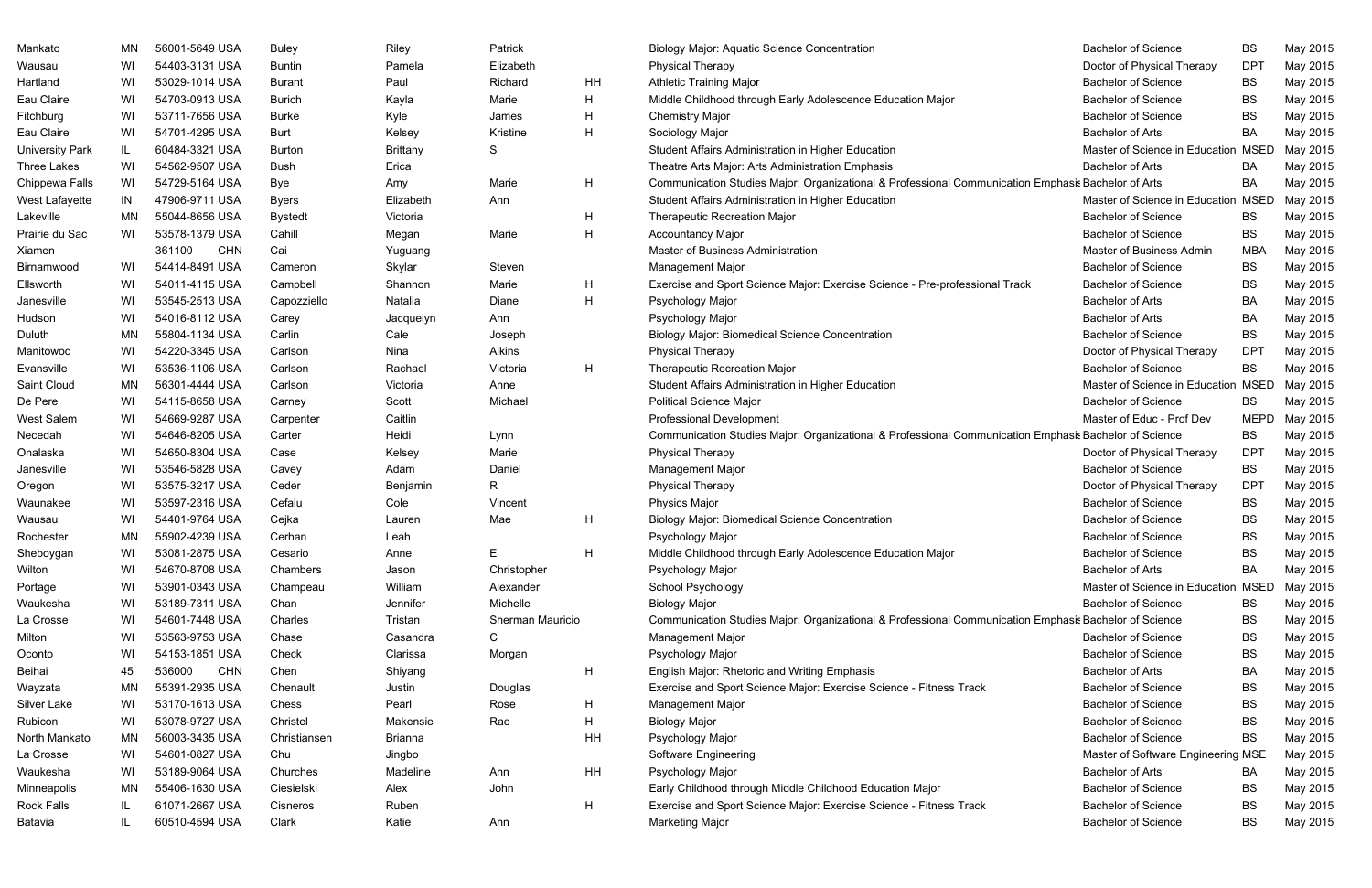| | | | | | | | | | | |
|---|---|---|---|---|---|---|---|---|---|---|
| Mankato | MN | 56001-5649 USA | Buley | Riley | Patrick | | Biology Major: Aquatic Science Concentration | Bachelor of Science | BS | May 2015 |
| Wausau | WI | 54403-3131 USA | Buntin | Pamela | Elizabeth | | Physical Therapy | Doctor of Physical Therapy | DPT | May 2015 |
| Hartland | WI | 53029-1014 USA | Burant | Paul | Richard | HH | Athletic Training Major | Bachelor of Science | BS | May 2015 |
| Eau Claire | WI | 54703-0913 USA | Burich | Kayla | Marie | H | Middle Childhood through Early Adolescence Education Major | Bachelor of Science | BS | May 2015 |
| Fitchburg | WI | 53711-7656 USA | Burke | Kyle | James | H | Chemistry Major | Bachelor of Science | BS | May 2015 |
| Eau Claire | WI | 54701-4295 USA | Burt | Kelsey | Kristine | H | Sociology Major | Bachelor of Arts | BA | May 2015 |
| University Park | IL | 60484-3321 USA | Burton | Brittany | S | | Student Affairs Administration in Higher Education | Master of Science in Education | MSED | May 2015 |
| Three Lakes | WI | 54562-9507 USA | Bush | Erica | | | Theatre Arts Major: Arts Administration Emphasis | Bachelor of Arts | BA | May 2015 |
| Chippewa Falls | WI | 54729-5164 USA | Bye | Amy | Marie | H | Communication Studies Major: Organizational & Professional Communication Emphasis | Bachelor of Arts | BA | May 2015 |
| West Lafayette | IN | 47906-9711 USA | Byers | Elizabeth | Ann | | Student Affairs Administration in Higher Education | Master of Science in Education | MSED | May 2015 |
| Lakeville | MN | 55044-8656 USA | Bystedt | Victoria | | H | Therapeutic Recreation Major | Bachelor of Science | BS | May 2015 |
| Prairie du Sac | WI | 53578-1379 USA | Cahill | Megan | Marie | H | Accountancy Major | Bachelor of Science | BS | May 2015 |
| Xiamen | | 361100 CHN | Cai | Yuguang | | | Master of Business Administration | Master of Business Admin | MBA | May 2015 |
| Birnamwood | WI | 54414-8491 USA | Cameron | Skylar | Steven | | Management Major | Bachelor of Science | BS | May 2015 |
| Ellsworth | WI | 54011-4115 USA | Campbell | Shannon | Marie | H | Exercise and Sport Science Major: Exercise Science - Pre-professional Track | Bachelor of Science | BS | May 2015 |
| Janesville | WI | 53545-2513 USA | Capozziello | Natalia | Diane | H | Psychology Major | Bachelor of Arts | BA | May 2015 |
| Hudson | WI | 54016-8112 USA | Carey | Jacquelyn | Ann | | Psychology Major | Bachelor of Arts | BA | May 2015 |
| Duluth | MN | 55804-1134 USA | Carlin | Cale | Joseph | | Biology Major: Biomedical Science Concentration | Bachelor of Science | BS | May 2015 |
| Manitowoc | WI | 54220-3345 USA | Carlson | Nina | Aikins | | Physical Therapy | Doctor of Physical Therapy | DPT | May 2015 |
| Evansville | WI | 53536-1106 USA | Carlson | Rachael | Victoria | H | Therapeutic Recreation Major | Bachelor of Science | BS | May 2015 |
| Saint Cloud | MN | 56301-4444 USA | Carlson | Victoria | Anne | | Student Affairs Administration in Higher Education | Master of Science in Education | MSED | May 2015 |
| De Pere | WI | 54115-8658 USA | Carney | Scott | Michael | | Political Science Major | Bachelor of Science | BS | May 2015 |
| West Salem | WI | 54669-9287 USA | Carpenter | Caitlin | | | Professional Development | Master of Educ - Prof Dev | MEPD | May 2015 |
| Necedah | WI | 54646-8205 USA | Carter | Heidi | Lynn | | Communication Studies Major: Organizational & Professional Communication Emphasis | Bachelor of Science | BS | May 2015 |
| Onalaska | WI | 54650-8304 USA | Case | Kelsey | Marie | | Physical Therapy | Doctor of Physical Therapy | DPT | May 2015 |
| Janesville | WI | 53546-5828 USA | Cavey | Adam | Daniel | | Management Major | Bachelor of Science | BS | May 2015 |
| Oregon | WI | 53575-3217 USA | Ceder | Benjamin | R | | Physical Therapy | Doctor of Physical Therapy | DPT | May 2015 |
| Waunakee | WI | 53597-2316 USA | Cefalu | Cole | Vincent | | Physics Major | Bachelor of Science | BS | May 2015 |
| Wausau | WI | 54401-9764 USA | Cejka | Lauren | Mae | H | Biology Major: Biomedical Science Concentration | Bachelor of Science | BS | May 2015 |
| Rochester | MN | 55902-4239 USA | Cerhan | Leah | | | Psychology Major | Bachelor of Science | BS | May 2015 |
| Sheboygan | WI | 53081-2875 USA | Cesario | Anne | E | H | Middle Childhood through Early Adolescence Education Major | Bachelor of Science | BS | May 2015 |
| Wilton | WI | 54670-8708 USA | Chambers | Jason | Christopher | | Psychology Major | Bachelor of Arts | BA | May 2015 |
| Portage | WI | 53901-0343 USA | Champeau | William | Alexander | | School Psychology | Master of Science in Education | MSED | May 2015 |
| Waukesha | WI | 53189-7311 USA | Chan | Jennifer | Michelle | | Biology Major | Bachelor of Science | BS | May 2015 |
| La Crosse | WI | 54601-7448 USA | Charles | Tristan | Sherman Mauricio | | Communication Studies Major: Organizational & Professional Communication Emphasis | Bachelor of Science | BS | May 2015 |
| Milton | WI | 53563-9753 USA | Chase | Casandra | C | | Management Major | Bachelor of Science | BS | May 2015 |
| Oconto | WI | 54153-1851 USA | Check | Clarissa | Morgan | | Psychology Major | Bachelor of Science | BS | May 2015 |
| Beihai | 45 | 536000 CHN | Chen | Shiyang | | H | English Major: Rhetoric and Writing Emphasis | Bachelor of Arts | BA | May 2015 |
| Wayzata | MN | 55391-2935 USA | Chenault | Justin | Douglas | | Exercise and Sport Science Major: Exercise Science - Fitness Track | Bachelor of Science | BS | May 2015 |
| Silver Lake | WI | 53170-1613 USA | Chess | Pearl | Rose | H | Management Major | Bachelor of Science | BS | May 2015 |
| Rubicon | WI | 53078-9727 USA | Christel | Makensie | Rae | H | Biology Major | Bachelor of Science | BS | May 2015 |
| North Mankato | MN | 56003-3435 USA | Christiansen | Brianna | | HH | Psychology Major | Bachelor of Science | BS | May 2015 |
| La Crosse | WI | 54601-0827 USA | Chu | Jingbo | | | Software Engineering | Master of Software Engineering | MSE | May 2015 |
| Waukesha | WI | 53189-9064 USA | Churches | Madeline | Ann | HH | Psychology Major | Bachelor of Arts | BA | May 2015 |
| Minneapolis | MN | 55406-1630 USA | Ciesielski | Alex | John | | Early Childhood through Middle Childhood Education Major | Bachelor of Science | BS | May 2015 |
| Rock Falls | IL | 61071-2667 USA | Cisneros | Ruben | | H | Exercise and Sport Science Major: Exercise Science - Fitness Track | Bachelor of Science | BS | May 2015 |
| Batavia | IL | 60510-4594 USA | Clark | Katie | Ann | | Marketing Major | Bachelor of Science | BS | May 2015 |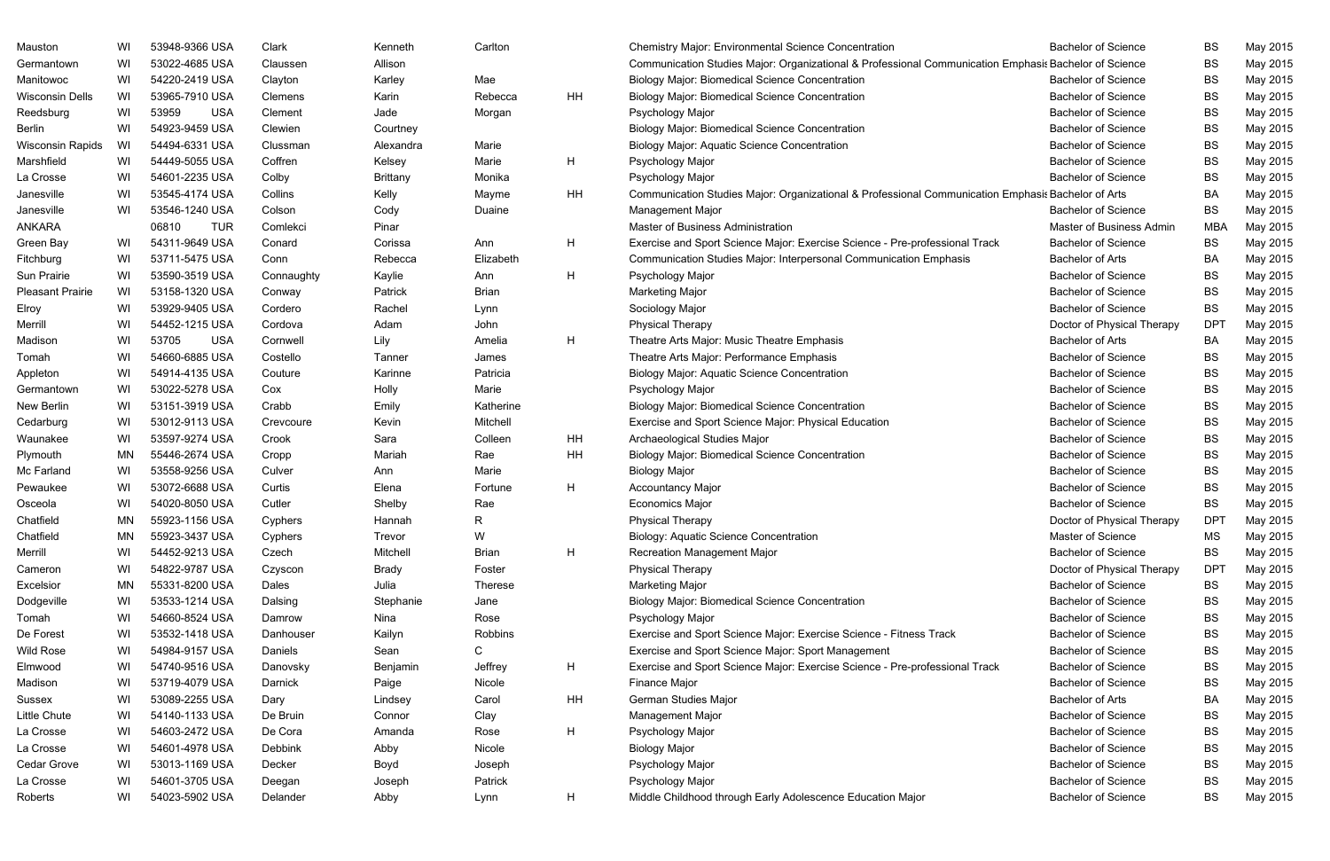| | | | | | | | | | | |
|---|---|---|---|---|---|---|---|---|---|---|
| Mauston | WI | 53948-9366 USA | Clark | Kenneth | Carlton | | Chemistry Major: Environmental Science Concentration | Bachelor of Science | BS | May 2015 |
| Germantown | WI | 53022-4685 USA | Claussen | Allison | | | Communication Studies Major: Organizational & Professional Communication Emphasis | Bachelor of Science | BS | May 2015 |
| Manitowoc | WI | 54220-2419 USA | Clayton | Karley | Mae | | Biology Major: Biomedical Science Concentration | Bachelor of Science | BS | May 2015 |
| Wisconsin Dells | WI | 53965-7910 USA | Clemens | Karin | Rebecca | HH | Biology Major: Biomedical Science Concentration | Bachelor of Science | BS | May 2015 |
| Reedsburg | WI | 53959 USA | Clement | Jade | Morgan | | Psychology Major | Bachelor of Science | BS | May 2015 |
| Berlin | WI | 54923-9459 USA | Clewien | Courtney | | | Biology Major: Biomedical Science Concentration | Bachelor of Science | BS | May 2015 |
| Wisconsin Rapids | WI | 54494-6331 USA | Clussman | Alexandra | Marie | | Biology Major: Aquatic Science Concentration | Bachelor of Science | BS | May 2015 |
| Marshfield | WI | 54449-5055 USA | Coffren | Kelsey | Marie | H | Psychology Major | Bachelor of Science | BS | May 2015 |
| La Crosse | WI | 54601-2235 USA | Colby | Brittany | Monika | | Psychology Major | Bachelor of Science | BS | May 2015 |
| Janesville | WI | 53545-4174 USA | Collins | Kelly | Mayme | HH | Communication Studies Major: Organizational & Professional Communication Emphasis | Bachelor of Arts | BA | May 2015 |
| Janesville | WI | 53546-1240 USA | Colson | Cody | Duaine | | Management Major | Bachelor of Science | BS | May 2015 |
| ANKARA | | 06810 TUR | Comlekci | Pinar | | | Master of Business Administration | Master of Business Admin | MBA | May 2015 |
| Green Bay | WI | 54311-9649 USA | Conard | Corissa | Ann | H | Exercise and Sport Science Major: Exercise Science - Pre-professional Track | Bachelor of Science | BS | May 2015 |
| Fitchburg | WI | 53711-5475 USA | Conn | Rebecca | Elizabeth | | Communication Studies Major: Interpersonal Communication Emphasis | Bachelor of Arts | BA | May 2015 |
| Sun Prairie | WI | 53590-3519 USA | Connaughty | Kaylie | Ann | H | Psychology Major | Bachelor of Science | BS | May 2015 |
| Pleasant Prairie | WI | 53158-1320 USA | Conway | Patrick | Brian | | Marketing Major | Bachelor of Science | BS | May 2015 |
| Elroy | WI | 53929-9405 USA | Cordero | Rachel | Lynn | | Sociology Major | Bachelor of Science | BS | May 2015 |
| Merrill | WI | 54452-1215 USA | Cordova | Adam | John | | Physical Therapy | Doctor of Physical Therapy | DPT | May 2015 |
| Madison | WI | 53705 USA | Cornwell | Lily | Amelia | H | Theatre Arts Major: Music Theatre Emphasis | Bachelor of Arts | BA | May 2015 |
| Tomah | WI | 54660-6885 USA | Costello | Tanner | James | | Theatre Arts Major: Performance Emphasis | Bachelor of Science | BS | May 2015 |
| Appleton | WI | 54914-4135 USA | Couture | Karinne | Patricia | | Biology Major: Aquatic Science Concentration | Bachelor of Science | BS | May 2015 |
| Germantown | WI | 53022-5278 USA | Cox | Holly | Marie | | Psychology Major | Bachelor of Science | BS | May 2015 |
| New Berlin | WI | 53151-3919 USA | Crabb | Emily | Katherine | | Biology Major: Biomedical Science Concentration | Bachelor of Science | BS | May 2015 |
| Cedarburg | WI | 53012-9113 USA | Crevcoure | Kevin | Mitchell | | Exercise and Sport Science Major: Physical Education | Bachelor of Science | BS | May 2015 |
| Waunakee | WI | 53597-9274 USA | Crook | Sara | Colleen | HH | Archaeological Studies Major | Bachelor of Science | BS | May 2015 |
| Plymouth | MN | 55446-2674 USA | Cropp | Mariah | Rae | HH | Biology Major: Biomedical Science Concentration | Bachelor of Science | BS | May 2015 |
| Mc Farland | WI | 53558-9256 USA | Culver | Ann | Marie | | Biology Major | Bachelor of Science | BS | May 2015 |
| Pewaukee | WI | 53072-6688 USA | Curtis | Elena | Fortune | H | Accountancy Major | Bachelor of Science | BS | May 2015 |
| Osceola | WI | 54020-8050 USA | Cutler | Shelby | Rae | | Economics Major | Bachelor of Science | BS | May 2015 |
| Chatfield | MN | 55923-1156 USA | Cyphers | Hannah | R | | Physical Therapy | Doctor of Physical Therapy | DPT | May 2015 |
| Chatfield | MN | 55923-3437 USA | Cyphers | Trevor | W | | Biology: Aquatic Science Concentration | Master of Science | MS | May 2015 |
| Merrill | WI | 54452-9213 USA | Czech | Mitchell | Brian | H | Recreation Management Major | Bachelor of Science | BS | May 2015 |
| Cameron | WI | 54822-9787 USA | Czyscon | Brady | Foster | | Physical Therapy | Doctor of Physical Therapy | DPT | May 2015 |
| Excelsior | MN | 55331-8200 USA | Dales | Julia | Therese | | Marketing Major | Bachelor of Science | BS | May 2015 |
| Dodgeville | WI | 53533-1214 USA | Dalsing | Stephanie | Jane | | Biology Major: Biomedical Science Concentration | Bachelor of Science | BS | May 2015 |
| Tomah | WI | 54660-8524 USA | Damrow | Nina | Rose | | Psychology Major | Bachelor of Science | BS | May 2015 |
| De Forest | WI | 53532-1418 USA | Danhouser | Kailyn | Robbins | | Exercise and Sport Science Major: Exercise Science - Fitness Track | Bachelor of Science | BS | May 2015 |
| Wild Rose | WI | 54984-9157 USA | Daniels | Sean | C | | Exercise and Sport Science Major: Sport Management | Bachelor of Science | BS | May 2015 |
| Elmwood | WI | 54740-9516 USA | Danovsky | Benjamin | Jeffrey | H | Exercise and Sport Science Major: Exercise Science - Pre-professional Track | Bachelor of Science | BS | May 2015 |
| Madison | WI | 53719-4079 USA | Darnick | Paige | Nicole | | Finance Major | Bachelor of Science | BS | May 2015 |
| Sussex | WI | 53089-2255 USA | Dary | Lindsey | Carol | HH | German Studies Major | Bachelor of Arts | BA | May 2015 |
| Little Chute | WI | 54140-1133 USA | De Bruin | Connor | Clay | | Management Major | Bachelor of Science | BS | May 2015 |
| La Crosse | WI | 54603-2472 USA | De Cora | Amanda | Rose | H | Psychology Major | Bachelor of Science | BS | May 2015 |
| La Crosse | WI | 54601-4978 USA | Debbink | Abby | Nicole | | Biology Major | Bachelor of Science | BS | May 2015 |
| Cedar Grove | WI | 53013-1169 USA | Decker | Boyd | Joseph | | Psychology Major | Bachelor of Science | BS | May 2015 |
| La Crosse | WI | 54601-3705 USA | Deegan | Joseph | Patrick | | Psychology Major | Bachelor of Science | BS | May 2015 |
| Roberts | WI | 54023-5902 USA | Delander | Abby | Lynn | H | Middle Childhood through Early Adolescence Education Major | Bachelor of Science | BS | May 2015 |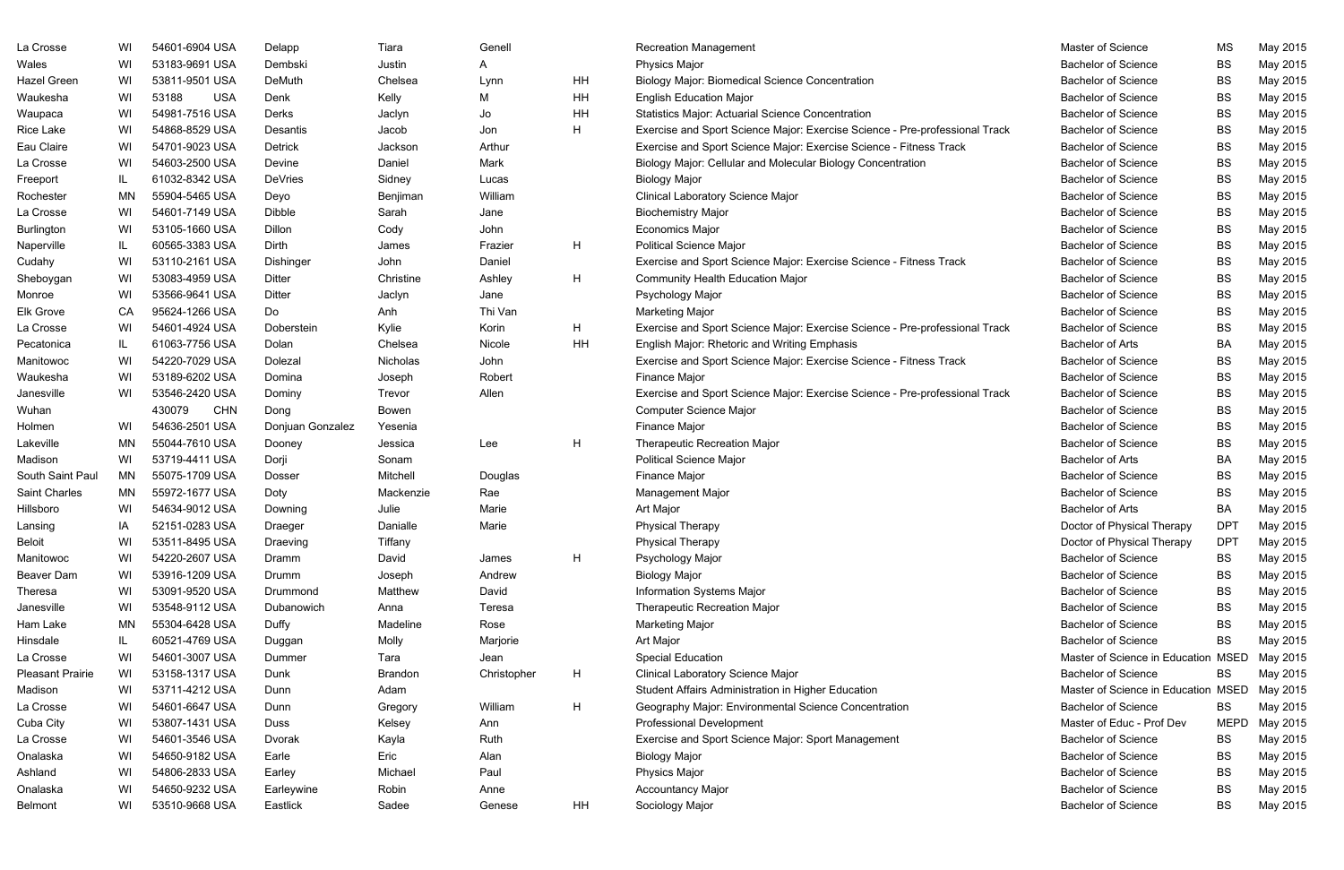| | | | | | | | | | | |
|---|---|---|---|---|---|---|---|---|---|---|
| La Crosse | WI | 54601-6904 USA | Delapp | Tiara | Genell | | Recreation Management | Master of Science | MS | May 2015 |
| Wales | WI | 53183-9691 USA | Dembski | Justin | A | | Physics Major | Bachelor of Science | BS | May 2015 |
| Hazel Green | WI | 53811-9501 USA | DeMuth | Chelsea | Lynn | HH | Biology Major: Biomedical Science Concentration | Bachelor of Science | BS | May 2015 |
| Waukesha | WI | 53188 USA | Denk | Kelly | M | HH | English Education Major | Bachelor of Science | BS | May 2015 |
| Waupaca | WI | 54981-7516 USA | Derks | Jaclyn | Jo | HH | Statistics Major: Actuarial Science Concentration | Bachelor of Science | BS | May 2015 |
| Rice Lake | WI | 54868-8529 USA | Desantis | Jacob | Jon | H | Exercise and Sport Science Major: Exercise Science - Pre-professional Track | Bachelor of Science | BS | May 2015 |
| Eau Claire | WI | 54701-9023 USA | Detrick | Jackson | Arthur | | Exercise and Sport Science Major: Exercise Science - Fitness Track | Bachelor of Science | BS | May 2015 |
| La Crosse | WI | 54603-2500 USA | Devine | Daniel | Mark | | Biology Major: Cellular and Molecular Biology Concentration | Bachelor of Science | BS | May 2015 |
| Freeport | IL | 61032-8342 USA | DeVries | Sidney | Lucas | | Biology Major | Bachelor of Science | BS | May 2015 |
| Rochester | MN | 55904-5465 USA | Deyo | Benjiman | William | | Clinical Laboratory Science Major | Bachelor of Science | BS | May 2015 |
| La Crosse | WI | 54601-7149 USA | Dibble | Sarah | Jane | | Biochemistry Major | Bachelor of Science | BS | May 2015 |
| Burlington | WI | 53105-1660 USA | Dillon | Cody | John | | Economics Major | Bachelor of Science | BS | May 2015 |
| Naperville | IL | 60565-3383 USA | Dirth | James | Frazier | H | Political Science Major | Bachelor of Science | BS | May 2015 |
| Cudahy | WI | 53110-2161 USA | Dishinger | John | Daniel | | Exercise and Sport Science Major: Exercise Science - Fitness Track | Bachelor of Science | BS | May 2015 |
| Sheboygan | WI | 53083-4959 USA | Ditter | Christine | Ashley | H | Community Health Education Major | Bachelor of Science | BS | May 2015 |
| Monroe | WI | 53566-9641 USA | Ditter | Jaclyn | Jane | | Psychology Major | Bachelor of Science | BS | May 2015 |
| Elk Grove | CA | 95624-1266 USA | Do | Anh | Thi Van | | Marketing Major | Bachelor of Science | BS | May 2015 |
| La Crosse | WI | 54601-4924 USA | Doberstein | Kylie | Korin | H | Exercise and Sport Science Major: Exercise Science - Pre-professional Track | Bachelor of Science | BS | May 2015 |
| Pecatonica | IL | 61063-7756 USA | Dolan | Chelsea | Nicole | HH | English Major: Rhetoric and Writing Emphasis | Bachelor of Arts | BA | May 2015 |
| Manitowoc | WI | 54220-7029 USA | Dolezal | Nicholas | John | | Exercise and Sport Science Major: Exercise Science - Fitness Track | Bachelor of Science | BS | May 2015 |
| Waukesha | WI | 53189-6202 USA | Domina | Joseph | Robert | | Finance Major | Bachelor of Science | BS | May 2015 |
| Janesville | WI | 53546-2420 USA | Dominy | Trevor | Allen | | Exercise and Sport Science Major: Exercise Science - Pre-professional Track | Bachelor of Science | BS | May 2015 |
| Wuhan | | 430079 CHN | Dong | Bowen | | | Computer Science Major | Bachelor of Science | BS | May 2015 |
| Holmen | WI | 54636-2501 USA | Donjuan Gonzalez | Yesenia | | | Finance Major | Bachelor of Science | BS | May 2015 |
| Lakeville | MN | 55044-7610 USA | Dooney | Jessica | Lee | H | Therapeutic Recreation Major | Bachelor of Science | BS | May 2015 |
| Madison | WI | 53719-4411 USA | Dorji | Sonam | | | Political Science Major | Bachelor of Arts | BA | May 2015 |
| South Saint Paul | MN | 55075-1709 USA | Dosser | Mitchell | Douglas | | Finance Major | Bachelor of Science | BS | May 2015 |
| Saint Charles | MN | 55972-1677 USA | Doty | Mackenzie | Rae | | Management Major | Bachelor of Science | BS | May 2015 |
| Hillsboro | WI | 54634-9012 USA | Downing | Julie | Marie | | Art Major | Bachelor of Arts | BA | May 2015 |
| Lansing | IA | 52151-0283 USA | Draeger | Danialle | Marie | | Physical Therapy | Doctor of Physical Therapy | DPT | May 2015 |
| Beloit | WI | 53511-8495 USA | Draeving | Tiffany | | | Physical Therapy | Doctor of Physical Therapy | DPT | May 2015 |
| Manitowoc | WI | 54220-2607 USA | Dramm | David | James | H | Psychology Major | Bachelor of Science | BS | May 2015 |
| Beaver Dam | WI | 53916-1209 USA | Drumm | Joseph | Andrew | | Biology Major | Bachelor of Science | BS | May 2015 |
| Theresa | WI | 53091-9520 USA | Drummond | Matthew | David | | Information Systems Major | Bachelor of Science | BS | May 2015 |
| Janesville | WI | 53548-9112 USA | Dubanowich | Anna | Teresa | | Therapeutic Recreation Major | Bachelor of Science | BS | May 2015 |
| Ham Lake | MN | 55304-6428 USA | Duffy | Madeline | Rose | | Marketing Major | Bachelor of Science | BS | May 2015 |
| Hinsdale | IL | 60521-4769 USA | Duggan | Molly | Marjorie | | Art Major | Bachelor of Science | BS | May 2015 |
| La Crosse | WI | 54601-3007 USA | Dummer | Tara | Jean | | Special Education | Master of Science in Education | MSED | May 2015 |
| Pleasant Prairie | WI | 53158-1317 USA | Dunk | Brandon | Christopher | H | Clinical Laboratory Science Major | Bachelor of Science | BS | May 2015 |
| Madison | WI | 53711-4212 USA | Dunn | Adam | | | Student Affairs Administration in Higher Education | Master of Science in Education | MSED | May 2015 |
| La Crosse | WI | 54601-6647 USA | Dunn | Gregory | William | H | Geography Major: Environmental Science Concentration | Bachelor of Science | BS | May 2015 |
| Cuba City | WI | 53807-1431 USA | Duss | Kelsey | Ann | | Professional Development | Master of Educ - Prof Dev | MEPD | May 2015 |
| La Crosse | WI | 54601-3546 USA | Dvorak | Kayla | Ruth | | Exercise and Sport Science Major: Sport Management | Bachelor of Science | BS | May 2015 |
| Onalaska | WI | 54650-9182 USA | Earle | Eric | Alan | | Biology Major | Bachelor of Science | BS | May 2015 |
| Ashland | WI | 54806-2833 USA | Earley | Michael | Paul | | Physics Major | Bachelor of Science | BS | May 2015 |
| Onalaska | WI | 54650-9232 USA | Earleywine | Robin | Anne | | Accountancy Major | Bachelor of Science | BS | May 2015 |
| Belmont | WI | 53510-9668 USA | Eastlick | Sadee | Genese | HH | Sociology Major | Bachelor of Science | BS | May 2015 |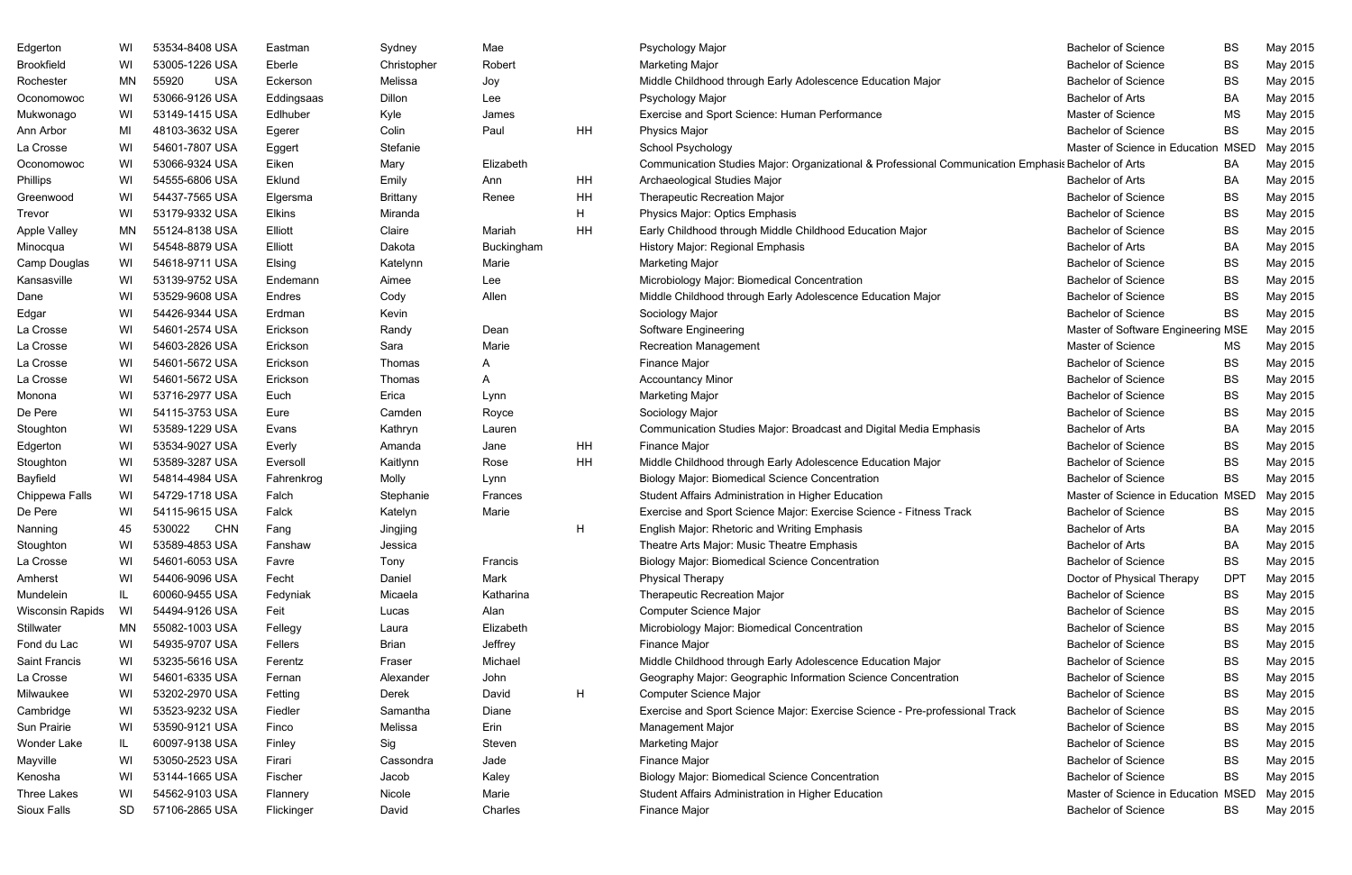| | | | | | | | | | | | |
|---|---|---|---|---|---|---|---|---|---|---|---|
| Edgerton | WI | 53534-8408 USA | Eastman | Sydney | Mae | | Psychology Major | Bachelor of Science | BS | May 2015 |
| Brookfield | WI | 53005-1226 USA | Eberle | Christopher | Robert | | Marketing Major | Bachelor of Science | BS | May 2015 |
| Rochester | MN | 55920 USA | Eckerson | Melissa | Joy | | Middle Childhood through Early Adolescence Education Major | Bachelor of Science | BS | May 2015 |
| Oconomowoc | WI | 53066-9126 USA | Eddingsaas | Dillon | Lee | | Psychology Major | Bachelor of Arts | BA | May 2015 |
| Mukwonago | WI | 53149-1415 USA | Edlhuber | Kyle | James | | Exercise and Sport Science: Human Performance | Master of Science | MS | May 2015 |
| Ann Arbor | MI | 48103-3632 USA | Egerer | Colin | Paul | HH | Physics Major | Bachelor of Science | BS | May 2015 |
| La Crosse | WI | 54601-7807 USA | Eggert | Stefanie | | | School Psychology | Master of Science in Education | MSED | May 2015 |
| Oconomowoc | WI | 53066-9324 USA | Eiken | Mary | Elizabeth | | Communication Studies Major: Organizational & Professional Communication Emphasis | Bachelor of Arts | BA | May 2015 |
| Phillips | WI | 54555-6806 USA | Eklund | Emily | Ann | HH | Archaeological Studies Major | Bachelor of Arts | BA | May 2015 |
| Greenwood | WI | 54437-7565 USA | Elgersma | Brittany | Renee | HH | Therapeutic Recreation Major | Bachelor of Science | BS | May 2015 |
| Trevor | WI | 53179-9332 USA | Elkins | Miranda | | H | Physics Major: Optics Emphasis | Bachelor of Science | BS | May 2015 |
| Apple Valley | MN | 55124-8138 USA | Elliott | Claire | Mariah | HH | Early Childhood through Middle Childhood Education Major | Bachelor of Science | BS | May 2015 |
| Minocqua | WI | 54548-8879 USA | Elliott | Dakota | Buckingham | | History Major: Regional Emphasis | Bachelor of Arts | BA | May 2015 |
| Camp Douglas | WI | 54618-9711 USA | Elsing | Katelynn | Marie | | Marketing Major | Bachelor of Science | BS | May 2015 |
| Kansasville | WI | 53139-9752 USA | Endemann | Aimee | Lee | | Microbiology Major: Biomedical Concentration | Bachelor of Science | BS | May 2015 |
| Dane | WI | 53529-9608 USA | Endres | Cody | Allen | | Middle Childhood through Early Adolescence Education Major | Bachelor of Science | BS | May 2015 |
| Edgar | WI | 54426-9344 USA | Erdman | Kevin | | | Sociology Major | Bachelor of Science | BS | May 2015 |
| La Crosse | WI | 54601-2574 USA | Erickson | Randy | Dean | | Software Engineering | Master of Software Engineering | MSE | May 2015 |
| La Crosse | WI | 54603-2826 USA | Erickson | Sara | Marie | | Recreation Management | Master of Science | MS | May 2015 |
| La Crosse | WI | 54601-5672 USA | Erickson | Thomas | A | | Finance Major | Bachelor of Science | BS | May 2015 |
| La Crosse | WI | 54601-5672 USA | Erickson | Thomas | A | | Accountancy Minor | Bachelor of Science | BS | May 2015 |
| Monona | WI | 53716-2977 USA | Euch | Erica | Lynn | | Marketing Major | Bachelor of Science | BS | May 2015 |
| De Pere | WI | 54115-3753 USA | Eure | Camden | Royce | | Sociology Major | Bachelor of Science | BS | May 2015 |
| Stoughton | WI | 53589-1229 USA | Evans | Kathryn | Lauren | | Communication Studies Major: Broadcast and Digital Media Emphasis | Bachelor of Arts | BA | May 2015 |
| Edgerton | WI | 53534-9027 USA | Everly | Amanda | Jane | HH | Finance Major | Bachelor of Science | BS | May 2015 |
| Stoughton | WI | 53589-3287 USA | Eversoll | Kaitlynn | Rose | HH | Middle Childhood through Early Adolescence Education Major | Bachelor of Science | BS | May 2015 |
| Bayfield | WI | 54814-4984 USA | Fahrenkrog | Molly | Lynn | | Biology Major: Biomedical Science Concentration | Bachelor of Science | BS | May 2015 |
| Chippewa Falls | WI | 54729-1718 USA | Falch | Stephanie | Frances | | Student Affairs Administration in Higher Education | Master of Science in Education | MSED | May 2015 |
| De Pere | WI | 54115-9615 USA | Falck | Katelyn | Marie | | Exercise and Sport Science Major: Exercise Science - Fitness Track | Bachelor of Science | BS | May 2015 |
| Nanning | 45 | 530022 CHN | Fang | Jingjing | | H | English Major: Rhetoric and Writing Emphasis | Bachelor of Arts | BA | May 2015 |
| Stoughton | WI | 53589-4853 USA | Fanshaw | Jessica | | | Theatre Arts Major: Music Theatre Emphasis | Bachelor of Arts | BA | May 2015 |
| La Crosse | WI | 54601-6053 USA | Favre | Tony | Francis | | Biology Major: Biomedical Science Concentration | Bachelor of Science | BS | May 2015 |
| Amherst | WI | 54406-9096 USA | Fecht | Daniel | Mark | | Physical Therapy | Doctor of Physical Therapy | DPT | May 2015 |
| Mundelein | IL | 60060-9455 USA | Fedyniak | Micaela | Katharina | | Therapeutic Recreation Major | Bachelor of Science | BS | May 2015 |
| Wisconsin Rapids | WI | 54494-9126 USA | Feit | Lucas | Alan | | Computer Science Major | Bachelor of Science | BS | May 2015 |
| Stillwater | MN | 55082-1003 USA | Fellegy | Laura | Elizabeth | | Microbiology Major: Biomedical Concentration | Bachelor of Science | BS | May 2015 |
| Fond du Lac | WI | 54935-9707 USA | Fellers | Brian | Jeffrey | | Finance Major | Bachelor of Science | BS | May 2015 |
| Saint Francis | WI | 53235-5616 USA | Ferentz | Fraser | Michael | | Middle Childhood through Early Adolescence Education Major | Bachelor of Science | BS | May 2015 |
| La Crosse | WI | 54601-6335 USA | Fernan | Alexander | John | | Geography Major: Geographic Information Science Concentration | Bachelor of Science | BS | May 2015 |
| Milwaukee | WI | 53202-2970 USA | Fetting | Derek | David | H | Computer Science Major | Bachelor of Science | BS | May 2015 |
| Cambridge | WI | 53523-9232 USA | Fiedler | Samantha | Diane | | Exercise and Sport Science Major: Exercise Science - Pre-professional Track | Bachelor of Science | BS | May 2015 |
| Sun Prairie | WI | 53590-9121 USA | Finco | Melissa | Erin | | Management Major | Bachelor of Science | BS | May 2015 |
| Wonder Lake | IL | 60097-9138 USA | Finley | Sig | Steven | | Marketing Major | Bachelor of Science | BS | May 2015 |
| Mayville | WI | 53050-2523 USA | Firari | Cassondra | Jade | | Finance Major | Bachelor of Science | BS | May 2015 |
| Kenosha | WI | 53144-1665 USA | Fischer | Jacob | Kaley | | Biology Major: Biomedical Science Concentration | Bachelor of Science | BS | May 2015 |
| Three Lakes | WI | 54562-9103 USA | Flannery | Nicole | Marie | | Student Affairs Administration in Higher Education | Master of Science in Education | MSED | May 2015 |
| Sioux Falls | SD | 57106-2865 USA | Flickinger | David | Charles | | Finance Major | Bachelor of Science | BS | May 2015 |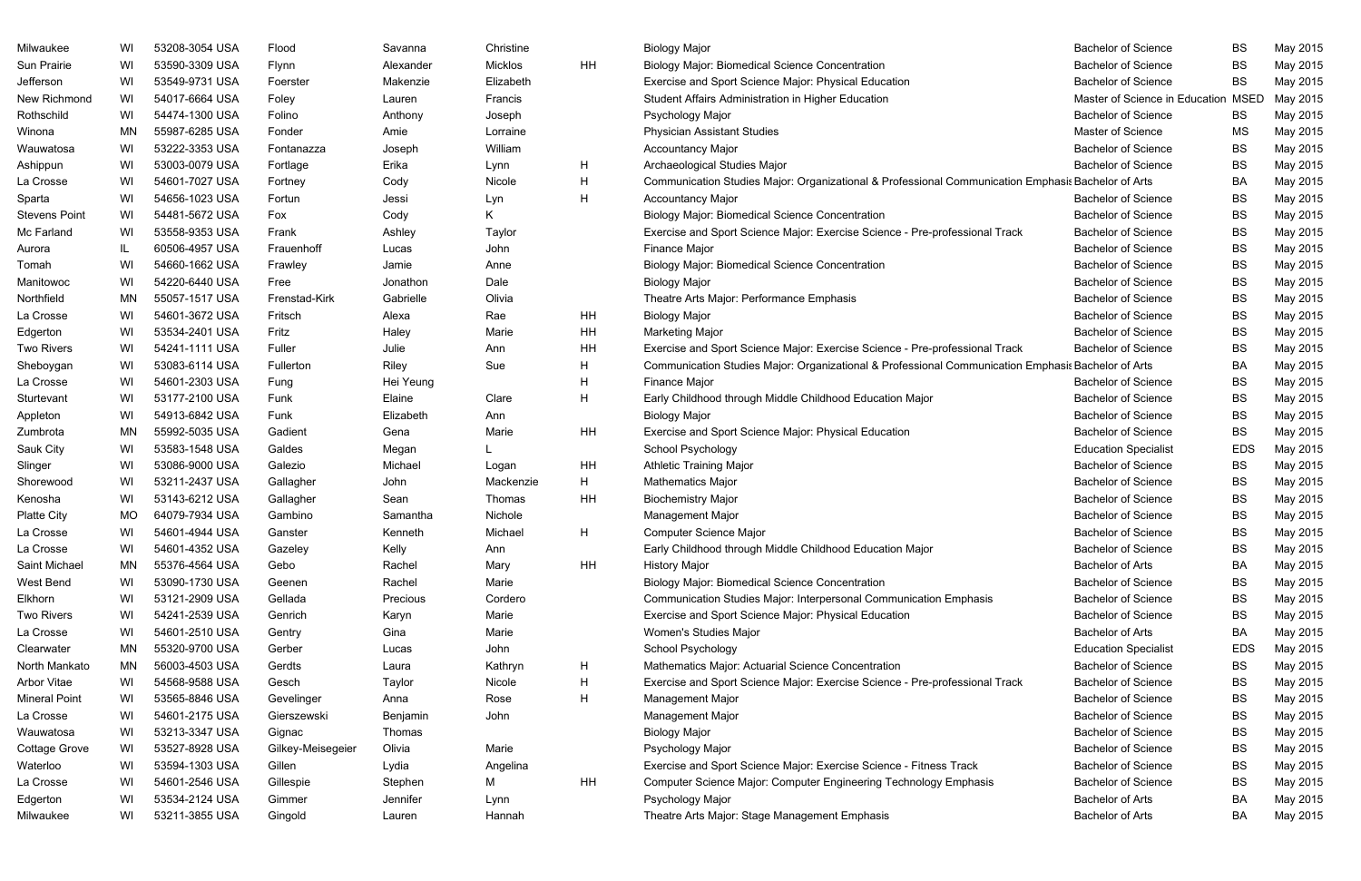| | | | | | | | | | | |
|---|---|---|---|---|---|---|---|---|---|---|
| Milwaukee | WI | 53208-3054 USA | Flood | Savanna | Christine | | Biology Major | Bachelor of Science | BS | May 2015 |
| Sun Prairie | WI | 53590-3309 USA | Flynn | Alexander | Micklos | HH | Biology Major: Biomedical Science Concentration | Bachelor of Science | BS | May 2015 |
| Jefferson | WI | 53549-9731 USA | Foerster | Makenzie | Elizabeth | | Exercise and Sport Science Major: Physical Education | Bachelor of Science | BS | May 2015 |
| New Richmond | WI | 54017-6664 USA | Foley | Lauren | Francis | | Student Affairs Administration in Higher Education | Master of Science in Education | MSED | May 2015 |
| Rothschild | WI | 54474-1300 USA | Folino | Anthony | Joseph | | Psychology Major | Bachelor of Science | BS | May 2015 |
| Winona | MN | 55987-6285 USA | Fonder | Amie | Lorraine | | Physician Assistant Studies | Master of Science | MS | May 2015 |
| Wauwatosa | WI | 53222-3353 USA | Fontanazza | Joseph | William | | Accountancy Major | Bachelor of Science | BS | May 2015 |
| Ashippun | WI | 53003-0079 USA | Fortlage | Erika | Lynn | H | Archaeological Studies Major | Bachelor of Science | BS | May 2015 |
| La Crosse | WI | 54601-7027 USA | Fortney | Cody | Nicole | H | Communication Studies Major: Organizational & Professional Communication Emphasis | Bachelor of Arts | BA | May 2015 |
| Sparta | WI | 54656-1023 USA | Fortun | Jessi | Lyn | H | Accountancy Major | Bachelor of Science | BS | May 2015 |
| Stevens Point | WI | 54481-5672 USA | Fox | Cody | K | | Biology Major: Biomedical Science Concentration | Bachelor of Science | BS | May 2015 |
| Mc Farland | WI | 53558-9353 USA | Frank | Ashley | Taylor | | Exercise and Sport Science Major: Exercise Science - Pre-professional Track | Bachelor of Science | BS | May 2015 |
| Aurora | IL | 60506-4957 USA | Frauenhoff | Lucas | John | | Finance Major | Bachelor of Science | BS | May 2015 |
| Tomah | WI | 54660-1662 USA | Frawley | Jamie | Anne | | Biology Major: Biomedical Science Concentration | Bachelor of Science | BS | May 2015 |
| Manitowoc | WI | 54220-6440 USA | Free | Jonathon | Dale | | Biology Major | Bachelor of Science | BS | May 2015 |
| Northfield | MN | 55057-1517 USA | Frenstad-Kirk | Gabrielle | Olivia | | Theatre Arts Major: Performance Emphasis | Bachelor of Science | BS | May 2015 |
| La Crosse | WI | 54601-3672 USA | Fritsch | Alexa | Rae | HH | Biology Major | Bachelor of Science | BS | May 2015 |
| Edgerton | WI | 53534-2401 USA | Fritz | Haley | Marie | HH | Marketing Major | Bachelor of Science | BS | May 2015 |
| Two Rivers | WI | 54241-1111 USA | Fuller | Julie | Ann | HH | Exercise and Sport Science Major: Exercise Science - Pre-professional Track | Bachelor of Science | BS | May 2015 |
| Sheboygan | WI | 53083-6114 USA | Fullerton | Riley | Sue | H | Communication Studies Major: Organizational & Professional Communication Emphasis | Bachelor of Arts | BA | May 2015 |
| La Crosse | WI | 54601-2303 USA | Fung | Hei Yeung | | H | Finance Major | Bachelor of Science | BS | May 2015 |
| Sturtevant | WI | 53177-2100 USA | Funk | Elaine | Clare | H | Early Childhood through Middle Childhood Education Major | Bachelor of Science | BS | May 2015 |
| Appleton | WI | 54913-6842 USA | Funk | Elizabeth | Ann | | Biology Major | Bachelor of Science | BS | May 2015 |
| Zumbrota | MN | 55992-5035 USA | Gadient | Gena | Marie | HH | Exercise and Sport Science Major: Physical Education | Bachelor of Science | BS | May 2015 |
| Sauk City | WI | 53583-1548 USA | Galdes | Megan | L | | School Psychology | Education Specialist | EDS | May 2015 |
| Slinger | WI | 53086-9000 USA | Galezio | Michael | Logan | HH | Athletic Training Major | Bachelor of Science | BS | May 2015 |
| Shorewood | WI | 53211-2437 USA | Gallagher | John | Mackenzie | H | Mathematics Major | Bachelor of Science | BS | May 2015 |
| Kenosha | WI | 53143-6212 USA | Gallagher | Sean | Thomas | HH | Biochemistry Major | Bachelor of Science | BS | May 2015 |
| Platte City | MO | 64079-7934 USA | Gambino | Samantha | Nichole | | Management Major | Bachelor of Science | BS | May 2015 |
| La Crosse | WI | 54601-4944 USA | Ganster | Kenneth | Michael | H | Computer Science Major | Bachelor of Science | BS | May 2015 |
| La Crosse | WI | 54601-4352 USA | Gazeley | Kelly | Ann | | Early Childhood through Middle Childhood Education Major | Bachelor of Science | BS | May 2015 |
| Saint Michael | MN | 55376-4564 USA | Gebo | Rachel | Mary | HH | History Major | Bachelor of Arts | BA | May 2015 |
| West Bend | WI | 53090-1730 USA | Geenen | Rachel | Marie | | Biology Major: Biomedical Science Concentration | Bachelor of Science | BS | May 2015 |
| Elkhorn | WI | 53121-2909 USA | Gellada | Precious | Cordero | | Communication Studies Major: Interpersonal Communication Emphasis | Bachelor of Science | BS | May 2015 |
| Two Rivers | WI | 54241-2539 USA | Genrich | Karyn | Marie | | Exercise and Sport Science Major: Physical Education | Bachelor of Science | BS | May 2015 |
| La Crosse | WI | 54601-2510 USA | Gentry | Gina | Marie | | Women's Studies Major | Bachelor of Arts | BA | May 2015 |
| Clearwater | MN | 55320-9700 USA | Gerber | Lucas | John | | School Psychology | Education Specialist | EDS | May 2015 |
| North Mankato | MN | 56003-4503 USA | Gerdts | Laura | Kathryn | H | Mathematics Major: Actuarial Science Concentration | Bachelor of Science | BS | May 2015 |
| Arbor Vitae | WI | 54568-9588 USA | Gesch | Taylor | Nicole | H | Exercise and Sport Science Major: Exercise Science - Pre-professional Track | Bachelor of Science | BS | May 2015 |
| Mineral Point | WI | 53565-8846 USA | Gevelinger | Anna | Rose | H | Management Major | Bachelor of Science | BS | May 2015 |
| La Crosse | WI | 54601-2175 USA | Gierszewski | Benjamin | John | | Management Major | Bachelor of Science | BS | May 2015 |
| Wauwatosa | WI | 53213-3347 USA | Gignac | Thomas | | | Biology Major | Bachelor of Science | BS | May 2015 |
| Cottage Grove | WI | 53527-8928 USA | Gilkey-Meisegeier | Olivia | Marie | | Psychology Major | Bachelor of Science | BS | May 2015 |
| Waterloo | WI | 53594-1303 USA | Gillen | Lydia | Angelina | | Exercise and Sport Science Major: Exercise Science - Fitness Track | Bachelor of Science | BS | May 2015 |
| La Crosse | WI | 54601-2546 USA | Gillespie | Stephen | M | HH | Computer Science Major: Computer Engineering Technology Emphasis | Bachelor of Science | BS | May 2015 |
| Edgerton | WI | 53534-2124 USA | Gimmer | Jennifer | Lynn | | Psychology Major | Bachelor of Arts | BA | May 2015 |
| Milwaukee | WI | 53211-3855 USA | Gingold | Lauren | Hannah | | Theatre Arts Major: Stage Management Emphasis | Bachelor of Arts | BA | May 2015 |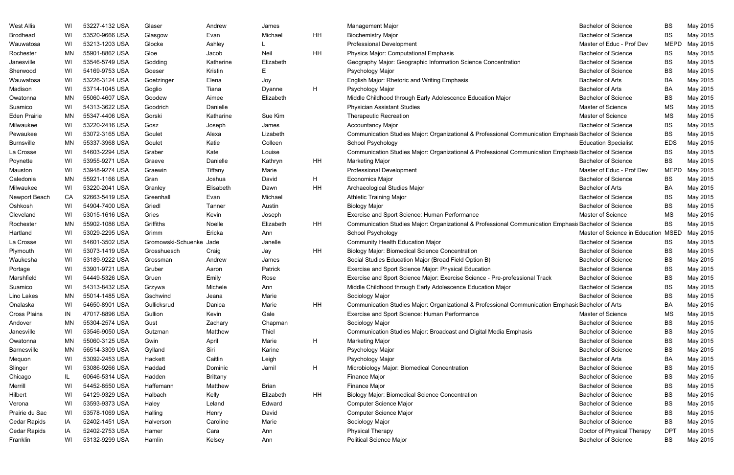| | | | | | | | | | | |
|---|---|---|---|---|---|---|---|---|---|---|
| West Allis | WI | 53227-4132 USA | Glaser | Andrew | James | | Management Major | Bachelor of Science | BS | May 2015 |
| Brodhead | WI | 53520-9666 USA | Glasgow | Evan | Michael | HH | Biochemistry Major | Bachelor of Science | BS | May 2015 |
| Wauwatosa | WI | 53213-1203 USA | Glocke | Ashley | L | | Professional Development | Master of Educ - Prof Dev | MEPD | May 2015 |
| Rochester | MN | 55901-8862 USA | Gloe | Jacob | Neil | HH | Physics Major: Computational Emphasis | Bachelor of Science | BS | May 2015 |
| Janesville | WI | 53546-5749 USA | Godding | Katherine | Elizabeth | | Geography Major: Geographic Information Science Concentration | Bachelor of Science | BS | May 2015 |
| Sherwood | WI | 54169-9753 USA | Goeser | Kristin | E | | Psychology Major | Bachelor of Science | BS | May 2015 |
| Wauwatosa | WI | 53226-3124 USA | Goetzinger | Elena | Joy | | English Major: Rhetoric and Writing Emphasis | Bachelor of Arts | BA | May 2015 |
| Madison | WI | 53714-1045 USA | Goglio | Tiana | Dyanne | H | Psychology Major | Bachelor of Arts | BA | May 2015 |
| Owatonna | MN | 55060-4607 USA | Goodew | Aimee | Elizabeth | | Middle Childhood through Early Adolescence Education Major | Bachelor of Science | BS | May 2015 |
| Suamico | WI | 54313-3622 USA | Goodrich | Danielle | | | Physician Assistant Studies | Master of Science | MS | May 2015 |
| Eden Prairie | MN | 55347-4406 USA | Gorski | Katharine | Sue Kim | | Therapeutic Recreation | Master of Science | MS | May 2015 |
| Milwaukee | WI | 53220-2416 USA | Gosz | Joseph | James | | Accountancy Major | Bachelor of Science | BS | May 2015 |
| Pewaukee | WI | 53072-3165 USA | Goulet | Alexa | Lizabeth | | Communication Studies Major: Organizational & Professional Communication Emphasis | Bachelor of Science | BS | May 2015 |
| Burnsville | MN | 55337-3968 USA | Goulet | Katie | Colleen | | School Psychology | Education Specialist | EDS | May 2015 |
| La Crosse | WI | 54603-2294 USA | Graber | Kate | Louise | | Communication Studies Major: Organizational & Professional Communication Emphasis | Bachelor of Science | BS | May 2015 |
| Poynette | WI | 53955-9271 USA | Graeve | Danielle | Kathryn | HH | Marketing Major | Bachelor of Science | BS | May 2015 |
| Mauston | WI | 53948-9274 USA | Graewin | Tiffany | Marie | | Professional Development | Master of Educ - Prof Dev | MEPD | May 2015 |
| Caledonia | MN | 55921-1166 USA | Gran | Joshua | David | H | Economics Major | Bachelor of Science | BS | May 2015 |
| Milwaukee | WI | 53220-2041 USA | Granley | Elisabeth | Dawn | HH | Archaeological Studies Major | Bachelor of Arts | BA | May 2015 |
| Newport Beach | CA | 92663-5419 USA | Greenhall | Evan | Michael | | Athletic Training Major | Bachelor of Science | BS | May 2015 |
| Oshkosh | WI | 54904-7400 USA | Griedl | Tanner | Austin | | Biology Major | Bachelor of Science | BS | May 2015 |
| Cleveland | WI | 53015-1616 USA | Gries | Kevin | Joseph | | Exercise and Sport Science: Human Performance | Master of Science | MS | May 2015 |
| Rochester | MN | 55902-1086 USA | Griffiths | Noelle | Elizabeth | HH | Communication Studies Major: Organizational & Professional Communication Emphasis | Bachelor of Science | BS | May 2015 |
| Hartland | WI | 53029-2295 USA | Grimm | Ericka | Ann | | School Psychology | Master of Science in Education | MSED | May 2015 |
| La Crosse | WI | 54601-3502 USA | Gromowski-Schuenke | Jade | Janelle | | Community Health Education Major | Bachelor of Science | BS | May 2015 |
| Plymouth | WI | 53073-1419 USA | Grosshuesch | Craig | Jay | HH | Biology Major: Biomedical Science Concentration | Bachelor of Science | BS | May 2015 |
| Waukesha | WI | 53189-9222 USA | Grossman | Andrew | James | | Social Studies Education Major (Broad Field Option B) | Bachelor of Science | BS | May 2015 |
| Portage | WI | 53901-9721 USA | Gruber | Aaron | Patrick | | Exercise and Sport Science Major: Physical Education | Bachelor of Science | BS | May 2015 |
| Marshfield | WI | 54449-5326 USA | Gruen | Emily | Rose | | Exercise and Sport Science Major: Exercise Science - Pre-professional Track | Bachelor of Science | BS | May 2015 |
| Suamico | WI | 54313-8432 USA | Grzywa | Michele | Ann | | Middle Childhood through Early Adolescence Education Major | Bachelor of Science | BS | May 2015 |
| Lino Lakes | MN | 55014-1485 USA | Gschwind | Jeana | Marie | | Sociology Major | Bachelor of Science | BS | May 2015 |
| Onalaska | WI | 54650-8901 USA | Gullicksrud | Danica | Marie | HH | Communication Studies Major: Organizational & Professional Communication Emphasis | Bachelor of Arts | BA | May 2015 |
| Cross Plains | IN | 47017-8896 USA | Gullion | Kevin | Gale | | Exercise and Sport Science: Human Performance | Master of Science | MS | May 2015 |
| Andover | MN | 55304-2574 USA | Gust | Zachary | Chapman | | Sociology Major | Bachelor of Science | BS | May 2015 |
| Janesville | WI | 53546-9050 USA | Gutzman | Matthew | Thiel | | Communication Studies Major: Broadcast and Digital Media Emphasis | Bachelor of Science | BS | May 2015 |
| Owatonna | MN | 55060-3125 USA | Gwin | April | Marie | H | Marketing Major | Bachelor of Science | BS | May 2015 |
| Barnesville | MN | 56514-3309 USA | Gylland | Siri | Karine | | Psychology Major | Bachelor of Science | BS | May 2015 |
| Mequon | WI | 53092-2453 USA | Hackett | Caitlin | Leigh | | Psychology Major | Bachelor of Arts | BA | May 2015 |
| Slinger | WI | 53086-9266 USA | Haddad | Dominic | Jamil | H | Microbiology Major: Biomedical Concentration | Bachelor of Science | BS | May 2015 |
| Chicago | IL | 60646-5314 USA | Hadden | Brittany | | | Finance Major | Bachelor of Science | BS | May 2015 |
| Merrill | WI | 54452-8550 USA | Haffemann | Matthew | Brian | | Finance Major | Bachelor of Science | BS | May 2015 |
| Hilbert | WI | 54129-9329 USA | Halbach | Kelly | Elizabeth | HH | Biology Major: Biomedical Science Concentration | Bachelor of Science | BS | May 2015 |
| Verona | WI | 53593-9373 USA | Haley | Leland | Edward | | Computer Science Major | Bachelor of Science | BS | May 2015 |
| Prairie du Sac | WI | 53578-1069 USA | Halling | Henry | David | | Computer Science Major | Bachelor of Science | BS | May 2015 |
| Cedar Rapids | IA | 52402-1451 USA | Halverson | Caroline | Marie | | Sociology Major | Bachelor of Science | BS | May 2015 |
| Cedar Rapids | IA | 52402-2753 USA | Hamer | Cara | Ann | | Physical Therapy | Doctor of Physical Therapy | DPT | May 2015 |
| Franklin | WI | 53132-9299 USA | Hamlin | Kelsey | Ann | | Political Science Major | Bachelor of Science | BS | May 2015 |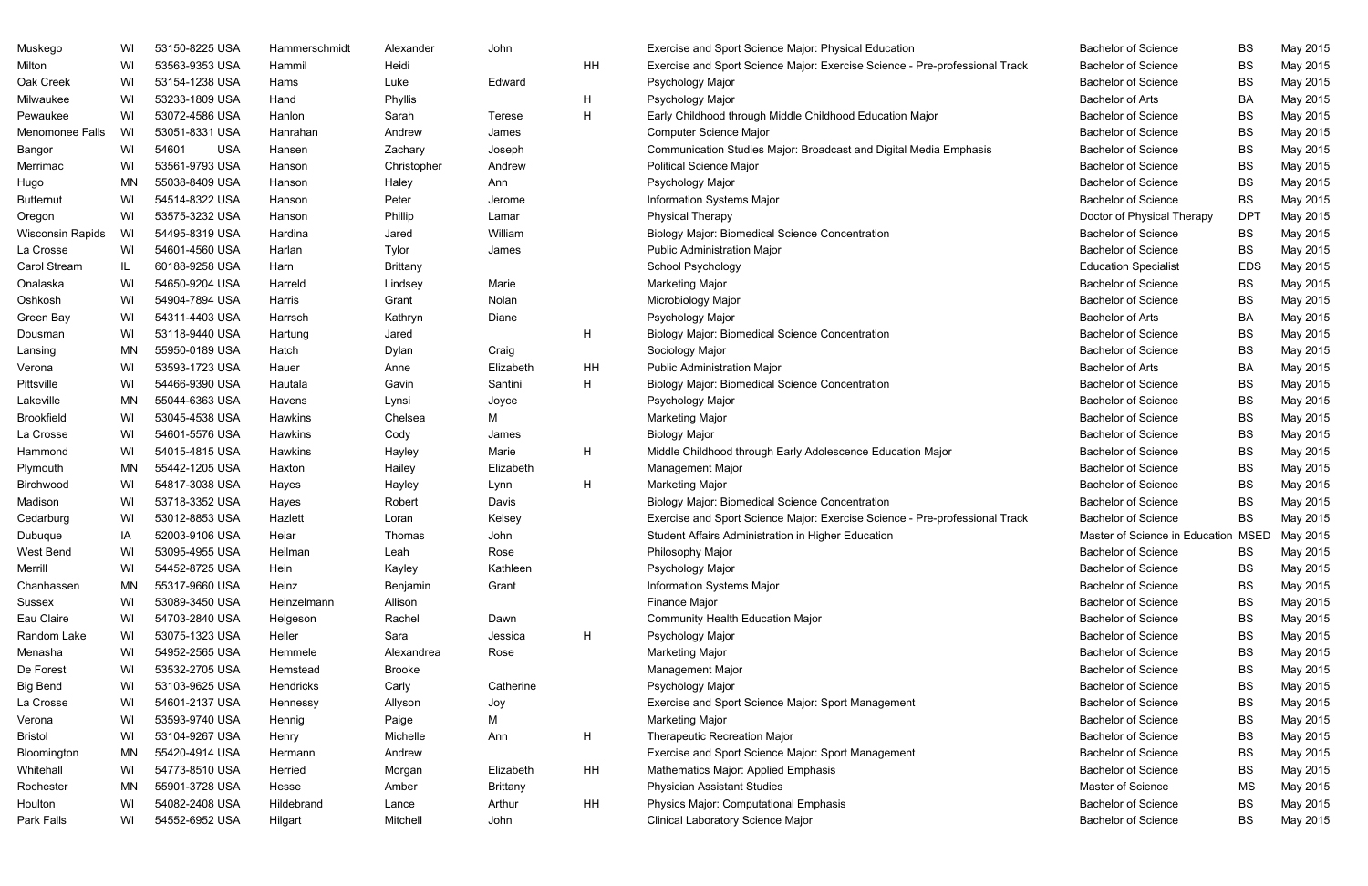| | | | | | | | | | | |
|---|---|---|---|---|---|---|---|---|---|---|
| Muskego | WI | 53150-8225 USA | Hammerschmidt | Alexander | John | | Exercise and Sport Science Major: Physical Education | Bachelor of Science | BS | May 2015 |
| Milton | WI | 53563-9353 USA | Hammil | Heidi | | HH | Exercise and Sport Science Major: Exercise Science - Pre-professional Track | Bachelor of Science | BS | May 2015 |
| Oak Creek | WI | 53154-1238 USA | Hams | Luke | Edward | | Psychology Major | Bachelor of Science | BS | May 2015 |
| Milwaukee | WI | 53233-1809 USA | Hand | Phyllis | | H | Psychology Major | Bachelor of Arts | BA | May 2015 |
| Pewaukee | WI | 53072-4586 USA | Hanlon | Sarah | Terese | H | Early Childhood through Middle Childhood Education Major | Bachelor of Science | BS | May 2015 |
| Menomonee Falls | WI | 53051-8331 USA | Hanrahan | Andrew | James | | Computer Science Major | Bachelor of Science | BS | May 2015 |
| Bangor | WI | 54601 USA | Hansen | Zachary | Joseph | | Communication Studies Major: Broadcast and Digital Media Emphasis | Bachelor of Science | BS | May 2015 |
| Merrimac | WI | 53561-9793 USA | Hanson | Christopher | Andrew | | Political Science Major | Bachelor of Science | BS | May 2015 |
| Hugo | MN | 55038-8409 USA | Hanson | Haley | Ann | | Psychology Major | Bachelor of Science | BS | May 2015 |
| Butternut | WI | 54514-8322 USA | Hanson | Peter | Jerome | | Information Systems Major | Bachelor of Science | BS | May 2015 |
| Oregon | WI | 53575-3232 USA | Hanson | Phillip | Lamar | | Physical Therapy | Doctor of Physical Therapy | DPT | May 2015 |
| Wisconsin Rapids | WI | 54495-8319 USA | Hardina | Jared | William | | Biology Major: Biomedical Science Concentration | Bachelor of Science | BS | May 2015 |
| La Crosse | WI | 54601-4560 USA | Harlan | Tylor | James | | Public Administration Major | Bachelor of Science | BS | May 2015 |
| Carol Stream | IL | 60188-9258 USA | Harn | Brittany | | | School Psychology | Education Specialist | EDS | May 2015 |
| Onalaska | WI | 54650-9204 USA | Harreld | Lindsey | Marie | | Marketing Major | Bachelor of Science | BS | May 2015 |
| Oshkosh | WI | 54904-7894 USA | Harris | Grant | Nolan | | Microbiology Major | Bachelor of Science | BS | May 2015 |
| Green Bay | WI | 54311-4403 USA | Harrsch | Kathryn | Diane | | Psychology Major | Bachelor of Arts | BA | May 2015 |
| Dousman | WI | 53118-9440 USA | Hartung | Jared | | H | Biology Major: Biomedical Science Concentration | Bachelor of Science | BS | May 2015 |
| Lansing | MN | 55950-0189 USA | Hatch | Dylan | Craig | | Sociology Major | Bachelor of Science | BS | May 2015 |
| Verona | WI | 53593-1723 USA | Hauer | Anne | Elizabeth | HH | Public Administration Major | Bachelor of Arts | BA | May 2015 |
| Pittsville | WI | 54466-9390 USA | Hautala | Gavin | Santini | H | Biology Major: Biomedical Science Concentration | Bachelor of Science | BS | May 2015 |
| Lakeville | MN | 55044-6363 USA | Havens | Lynsi | Joyce | | Psychology Major | Bachelor of Science | BS | May 2015 |
| Brookfield | WI | 53045-4538 USA | Hawkins | Chelsea | M | | Marketing Major | Bachelor of Science | BS | May 2015 |
| La Crosse | WI | 54601-5576 USA | Hawkins | Cody | James | | Biology Major | Bachelor of Science | BS | May 2015 |
| Hammond | WI | 54015-4815 USA | Hawkins | Hayley | Marie | H | Middle Childhood through Early Adolescence Education Major | Bachelor of Science | BS | May 2015 |
| Plymouth | MN | 55442-1205 USA | Haxton | Hailey | Elizabeth | | Management Major | Bachelor of Science | BS | May 2015 |
| Birchwood | WI | 54817-3038 USA | Hayes | Hayley | Lynn | H | Marketing Major | Bachelor of Science | BS | May 2015 |
| Madison | WI | 53718-3352 USA | Hayes | Robert | Davis | | Biology Major: Biomedical Science Concentration | Bachelor of Science | BS | May 2015 |
| Cedarburg | WI | 53012-8853 USA | Hazlett | Loran | Kelsey | | Exercise and Sport Science Major: Exercise Science - Pre-professional Track | Bachelor of Science | BS | May 2015 |
| Dubuque | IA | 52003-9106 USA | Heiar | Thomas | John | | Student Affairs Administration in Higher Education | Master of Science in Education | MSED | May 2015 |
| West Bend | WI | 53095-4955 USA | Heilman | Leah | Rose | | Philosophy Major | Bachelor of Science | BS | May 2015 |
| Merrill | WI | 54452-8725 USA | Hein | Kayley | Kathleen | | Psychology Major | Bachelor of Science | BS | May 2015 |
| Chanhassen | MN | 55317-9660 USA | Heinz | Benjamin | Grant | | Information Systems Major | Bachelor of Science | BS | May 2015 |
| Sussex | WI | 53089-3450 USA | Heinzelmann | Allison | | | Finance Major | Bachelor of Science | BS | May 2015 |
| Eau Claire | WI | 54703-2840 USA | Helgeson | Rachel | Dawn | | Community Health Education Major | Bachelor of Science | BS | May 2015 |
| Random Lake | WI | 53075-1323 USA | Heller | Sara | Jessica | H | Psychology Major | Bachelor of Science | BS | May 2015 |
| Menasha | WI | 54952-2565 USA | Hemmele | Alexandrea | Rose | | Marketing Major | Bachelor of Science | BS | May 2015 |
| De Forest | WI | 53532-2705 USA | Hemstead | Brooke | | | Management Major | Bachelor of Science | BS | May 2015 |
| Big Bend | WI | 53103-9625 USA | Hendricks | Carly | Catherine | | Psychology Major | Bachelor of Science | BS | May 2015 |
| La Crosse | WI | 54601-2137 USA | Hennessy | Allyson | Joy | | Exercise and Sport Science Major: Sport Management | Bachelor of Science | BS | May 2015 |
| Verona | WI | 53593-9740 USA | Hennig | Paige | M | | Marketing Major | Bachelor of Science | BS | May 2015 |
| Bristol | WI | 53104-9267 USA | Henry | Michelle | Ann | H | Therapeutic Recreation Major | Bachelor of Science | BS | May 2015 |
| Bloomington | MN | 55420-4914 USA | Hermann | Andrew | | | Exercise and Sport Science Major: Sport Management | Bachelor of Science | BS | May 2015 |
| Whitehall | WI | 54773-8510 USA | Herried | Morgan | Elizabeth | HH | Mathematics Major: Applied Emphasis | Bachelor of Science | BS | May 2015 |
| Rochester | MN | 55901-3728 USA | Hesse | Amber | Brittany | | Physician Assistant Studies | Master of Science | MS | May 2015 |
| Houlton | WI | 54082-2408 USA | Hildebrand | Lance | Arthur | HH | Physics Major: Computational Emphasis | Bachelor of Science | BS | May 2015 |
| Park Falls | WI | 54552-6952 USA | Hilgart | Mitchell | John | | Clinical Laboratory Science Major | Bachelor of Science | BS | May 2015 |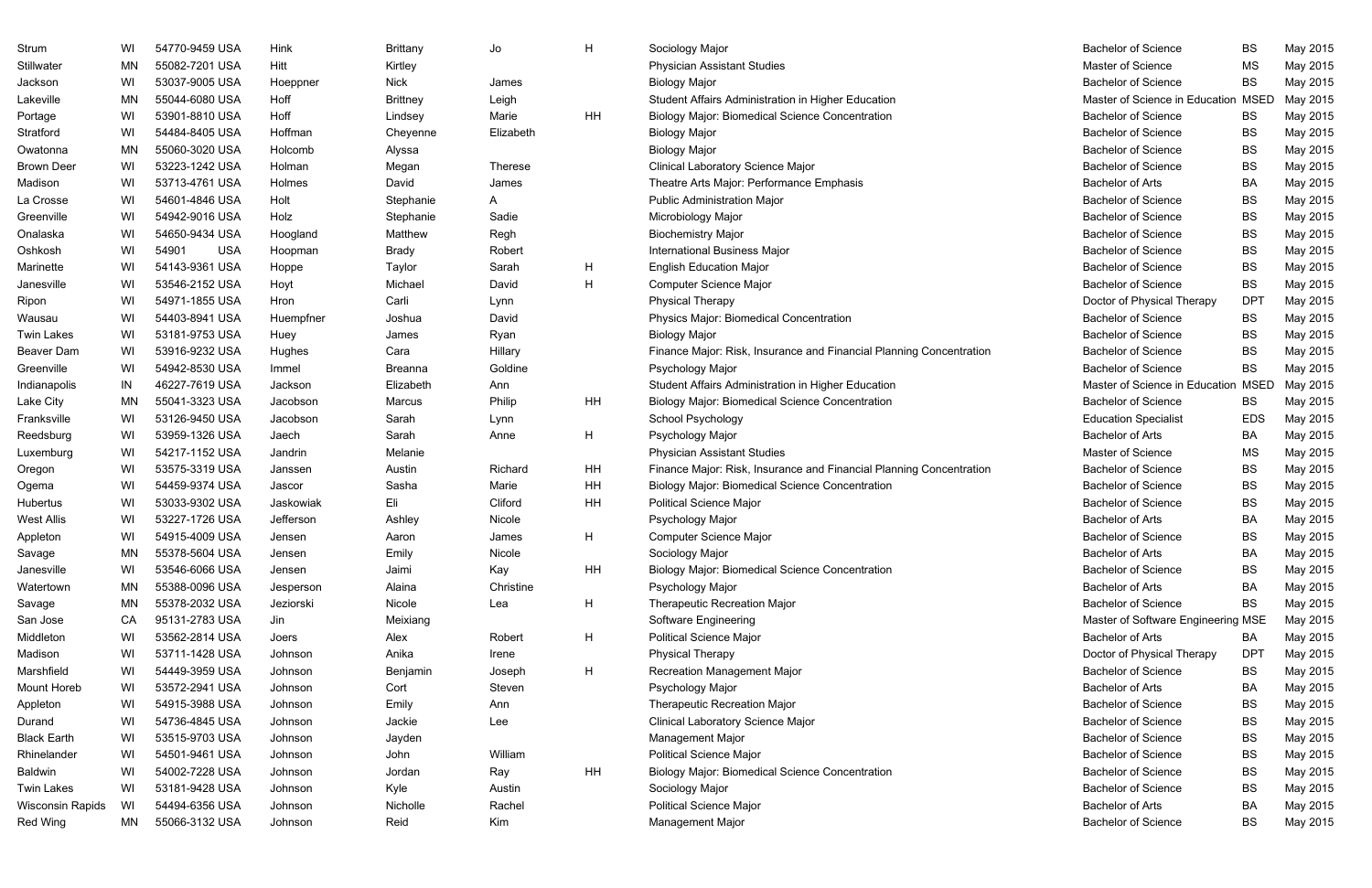| | | | | | | | | | | |
|---|---|---|---|---|---|---|---|---|---|---|
| Strum | WI | 54770-9459 USA | Hink | Brittany | Jo | H | Sociology Major | Bachelor of Science | BS | May 2015 |
| Stillwater | MN | 55082-7201 USA | Hitt | Kirtley | | | Physician Assistant Studies | Master of Science | MS | May 2015 |
| Jackson | WI | 53037-9005 USA | Hoeppner | Nick | James | | Biology Major | Bachelor of Science | BS | May 2015 |
| Lakeville | MN | 55044-6080 USA | Hoff | Brittney | Leigh | | Student Affairs Administration in Higher Education | Master of Science in Education | MSED | May 2015 |
| Portage | WI | 53901-8810 USA | Hoff | Lindsey | Marie | HH | Biology Major: Biomedical Science Concentration | Bachelor of Science | BS | May 2015 |
| Stratford | WI | 54484-8405 USA | Hoffman | Cheyenne | Elizabeth | | Biology Major | Bachelor of Science | BS | May 2015 |
| Owatonna | MN | 55060-3020 USA | Holcomb | Alyssa | | | Biology Major | Bachelor of Science | BS | May 2015 |
| Brown Deer | WI | 53223-1242 USA | Holman | Megan | Therese | | Clinical Laboratory Science Major | Bachelor of Science | BS | May 2015 |
| Madison | WI | 53713-4761 USA | Holmes | David | James | | Theatre Arts Major: Performance Emphasis | Bachelor of Arts | BA | May 2015 |
| La Crosse | WI | 54601-4846 USA | Holt | Stephanie | A | | Public Administration Major | Bachelor of Science | BS | May 2015 |
| Greenville | WI | 54942-9016 USA | Holz | Stephanie | Sadie | | Microbiology Major | Bachelor of Science | BS | May 2015 |
| Onalaska | WI | 54650-9434 USA | Hoogland | Matthew | Regh | | Biochemistry Major | Bachelor of Science | BS | May 2015 |
| Oshkosh | WI | 54901 USA | Hoopman | Brady | Robert | | International Business Major | Bachelor of Science | BS | May 2015 |
| Marinette | WI | 54143-9361 USA | Hoppe | Taylor | Sarah | H | English Education Major | Bachelor of Science | BS | May 2015 |
| Janesville | WI | 53546-2152 USA | Hoyt | Michael | David | H | Computer Science Major | Bachelor of Science | BS | May 2015 |
| Ripon | WI | 54971-1855 USA | Hron | Carli | Lynn | | Physical Therapy | Doctor of Physical Therapy | DPT | May 2015 |
| Wausau | WI | 54403-8941 USA | Huempfner | Joshua | David | | Physics Major: Biomedical Concentration | Bachelor of Science | BS | May 2015 |
| Twin Lakes | WI | 53181-9753 USA | Huey | James | Ryan | | Biology Major | Bachelor of Science | BS | May 2015 |
| Beaver Dam | WI | 53916-9232 USA | Hughes | Cara | Hillary | | Finance Major: Risk, Insurance and Financial Planning Concentration | Bachelor of Science | BS | May 2015 |
| Greenville | WI | 54942-8530 USA | Immel | Breanna | Goldine | | Psychology Major | Bachelor of Science | BS | May 2015 |
| Indianapolis | IN | 46227-7619 USA | Jackson | Elizabeth | Ann | | Student Affairs Administration in Higher Education | Master of Science in Education | MSED | May 2015 |
| Lake City | MN | 55041-3323 USA | Jacobson | Marcus | Philip | HH | Biology Major: Biomedical Science Concentration | Bachelor of Science | BS | May 2015 |
| Franksville | WI | 53126-9450 USA | Jacobson | Sarah | Lynn | | School Psychology | Education Specialist | EDS | May 2015 |
| Reedsburg | WI | 53959-1326 USA | Jaech | Sarah | Anne | H | Psychology Major | Bachelor of Arts | BA | May 2015 |
| Luxemburg | WI | 54217-1152 USA | Jandrin | Melanie | | | Physician Assistant Studies | Master of Science | MS | May 2015 |
| Oregon | WI | 53575-3319 USA | Janssen | Austin | Richard | HH | Finance Major: Risk, Insurance and Financial Planning Concentration | Bachelor of Science | BS | May 2015 |
| Ogema | WI | 54459-9374 USA | Jascor | Sasha | Marie | HH | Biology Major: Biomedical Science Concentration | Bachelor of Science | BS | May 2015 |
| Hubertus | WI | 53033-9302 USA | Jaskowiak | Eli | Cliford | HH | Political Science Major | Bachelor of Science | BS | May 2015 |
| West Allis | WI | 53227-1726 USA | Jefferson | Ashley | Nicole | | Psychology Major | Bachelor of Arts | BA | May 2015 |
| Appleton | WI | 54915-4009 USA | Jensen | Aaron | James | H | Computer Science Major | Bachelor of Science | BS | May 2015 |
| Savage | MN | 55378-5604 USA | Jensen | Emily | Nicole | | Sociology Major | Bachelor of Arts | BA | May 2015 |
| Janesville | WI | 53546-6066 USA | Jensen | Jaimi | Kay | HH | Biology Major: Biomedical Science Concentration | Bachelor of Science | BS | May 2015 |
| Watertown | MN | 55388-0096 USA | Jesperson | Alaina | Christine | | Psychology Major | Bachelor of Arts | BA | May 2015 |
| Savage | MN | 55378-2032 USA | Jeziorski | Nicole | Lea | H | Therapeutic Recreation Major | Bachelor of Science | BS | May 2015 |
| San Jose | CA | 95131-2783 USA | Jin | Meixiang | | | Software Engineering | Master of Software Engineering | MSE | May 2015 |
| Middleton | WI | 53562-2814 USA | Joers | Alex | Robert | H | Political Science Major | Bachelor of Arts | BA | May 2015 |
| Madison | WI | 53711-1428 USA | Johnson | Anika | Irene | | Physical Therapy | Doctor of Physical Therapy | DPT | May 2015 |
| Marshfield | WI | 54449-3959 USA | Johnson | Benjamin | Joseph | H | Recreation Management Major | Bachelor of Science | BS | May 2015 |
| Mount Horeb | WI | 53572-2941 USA | Johnson | Cort | Steven | | Psychology Major | Bachelor of Arts | BA | May 2015 |
| Appleton | WI | 54915-3988 USA | Johnson | Emily | Ann | | Therapeutic Recreation Major | Bachelor of Science | BS | May 2015 |
| Durand | WI | 54736-4845 USA | Johnson | Jackie | Lee | | Clinical Laboratory Science Major | Bachelor of Science | BS | May 2015 |
| Black Earth | WI | 53515-9703 USA | Johnson | Jayden | | | Management Major | Bachelor of Science | BS | May 2015 |
| Rhinelander | WI | 54501-9461 USA | Johnson | John | William | | Political Science Major | Bachelor of Science | BS | May 2015 |
| Baldwin | WI | 54002-7228 USA | Johnson | Jordan | Ray | HH | Biology Major: Biomedical Science Concentration | Bachelor of Science | BS | May 2015 |
| Twin Lakes | WI | 53181-9428 USA | Johnson | Kyle | Austin | | Sociology Major | Bachelor of Science | BS | May 2015 |
| Wisconsin Rapids | WI | 54494-6356 USA | Johnson | Nicholle | Rachel | | Political Science Major | Bachelor of Arts | BA | May 2015 |
| Red Wing | MN | 55066-3132 USA | Johnson | Reid | Kim | | Management Major | Bachelor of Science | BS | May 2015 |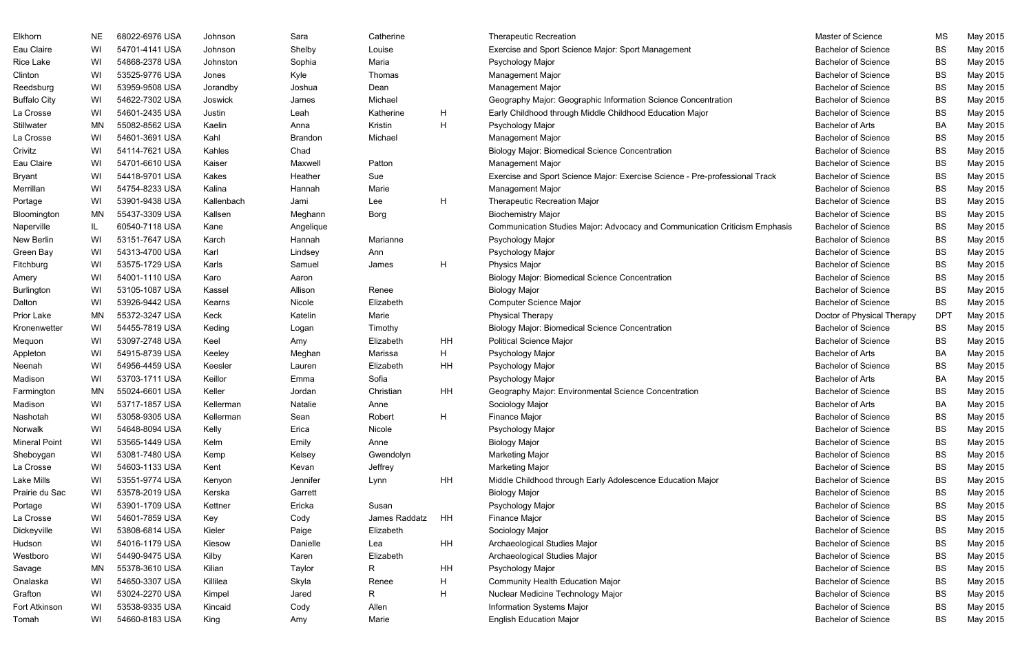| | | | | | | | | | | |
|---|---|---|---|---|---|---|---|---|---|---|
| Elkhorn | NE | 68022-6976 USA | Johnson | Sara | Catherine | | Therapeutic Recreation | Master of Science | MS | May 2015 |
| Eau Claire | WI | 54701-4141 USA | Johnson | Shelby | Louise | | Exercise and Sport Science Major: Sport Management | Bachelor of Science | BS | May 2015 |
| Rice Lake | WI | 54868-2378 USA | Johnston | Sophia | Maria | | Psychology Major | Bachelor of Science | BS | May 2015 |
| Clinton | WI | 53525-9776 USA | Jones | Kyle | Thomas | | Management Major | Bachelor of Science | BS | May 2015 |
| Reedsburg | WI | 53959-9508 USA | Jorandby | Joshua | Dean | | Management Major | Bachelor of Science | BS | May 2015 |
| Buffalo City | WI | 54622-7302 USA | Joswick | James | Michael | | Geography Major: Geographic Information Science Concentration | Bachelor of Science | BS | May 2015 |
| La Crosse | WI | 54601-2435 USA | Justin | Leah | Katherine | H | Early Childhood through Middle Childhood Education Major | Bachelor of Science | BS | May 2015 |
| Stillwater | MN | 55082-8562 USA | Kaelin | Anna | Kristin | H | Psychology Major | Bachelor of Arts | BA | May 2015 |
| La Crosse | WI | 54601-3691 USA | Kahl | Brandon | Michael | | Management Major | Bachelor of Science | BS | May 2015 |
| Crivitz | WI | 54114-7621 USA | Kahles | Chad | | | Biology Major: Biomedical Science Concentration | Bachelor of Science | BS | May 2015 |
| Eau Claire | WI | 54701-6610 USA | Kaiser | Maxwell | Patton | | Management Major | Bachelor of Science | BS | May 2015 |
| Bryant | WI | 54418-9701 USA | Kakes | Heather | Sue | | Exercise and Sport Science Major: Exercise Science - Pre-professional Track | Bachelor of Science | BS | May 2015 |
| Merrillan | WI | 54754-8233 USA | Kalina | Hannah | Marie | | Management Major | Bachelor of Science | BS | May 2015 |
| Portage | WI | 53901-9438 USA | Kallenbach | Jami | Lee | H | Therapeutic Recreation Major | Bachelor of Science | BS | May 2015 |
| Bloomington | MN | 55437-3309 USA | Kallsen | Meghann | Borg | | Biochemistry Major | Bachelor of Science | BS | May 2015 |
| Naperville | IL | 60540-7118 USA | Kane | Angelique | | | Communication Studies Major: Advocacy and Communication Criticism Emphasis | Bachelor of Science | BS | May 2015 |
| New Berlin | WI | 53151-7647 USA | Karch | Hannah | Marianne | | Psychology Major | Bachelor of Science | BS | May 2015 |
| Green Bay | WI | 54313-4700 USA | Karl | Lindsey | Ann | | Psychology Major | Bachelor of Science | BS | May 2015 |
| Fitchburg | WI | 53575-1729 USA | Karls | Samuel | James | H | Physics Major | Bachelor of Science | BS | May 2015 |
| Amery | WI | 54001-1110 USA | Karo | Aaron | | | Biology Major: Biomedical Science Concentration | Bachelor of Science | BS | May 2015 |
| Burlington | WI | 53105-1087 USA | Kassel | Allison | Renee | | Biology Major | Bachelor of Science | BS | May 2015 |
| Dalton | WI | 53926-9442 USA | Kearns | Nicole | Elizabeth | | Computer Science Major | Bachelor of Science | BS | May 2015 |
| Prior Lake | MN | 55372-3247 USA | Keck | Katelin | Marie | | Physical Therapy | Doctor of Physical Therapy | DPT | May 2015 |
| Kronenwetter | WI | 54455-7819 USA | Keding | Logan | Timothy | | Biology Major: Biomedical Science Concentration | Bachelor of Science | BS | May 2015 |
| Mequon | WI | 53097-2748 USA | Keel | Amy | Elizabeth | HH | Political Science Major | Bachelor of Science | BS | May 2015 |
| Appleton | WI | 54915-8739 USA | Keeley | Meghan | Marissa | H | Psychology Major | Bachelor of Arts | BA | May 2015 |
| Neenah | WI | 54956-4459 USA | Keesler | Lauren | Elizabeth | HH | Psychology Major | Bachelor of Science | BS | May 2015 |
| Madison | WI | 53703-1711 USA | Keillor | Emma | Sofia | | Psychology Major | Bachelor of Arts | BA | May 2015 |
| Farmington | MN | 55024-6601 USA | Keller | Jordan | Christian | HH | Geography Major: Environmental Science Concentration | Bachelor of Science | BS | May 2015 |
| Madison | WI | 53717-1857 USA | Kellerman | Natalie | Anne | | Sociology Major | Bachelor of Arts | BA | May 2015 |
| Nashotah | WI | 53058-9305 USA | Kellerman | Sean | Robert | H | Finance Major | Bachelor of Science | BS | May 2015 |
| Norwalk | WI | 54648-8094 USA | Kelly | Erica | Nicole | | Psychology Major | Bachelor of Science | BS | May 2015 |
| Mineral Point | WI | 53565-1449 USA | Kelm | Emily | Anne | | Biology Major | Bachelor of Science | BS | May 2015 |
| Sheboygan | WI | 53081-7480 USA | Kemp | Kelsey | Gwendolyn | | Marketing Major | Bachelor of Science | BS | May 2015 |
| La Crosse | WI | 54603-1133 USA | Kent | Kevan | Jeffrey | | Marketing Major | Bachelor of Science | BS | May 2015 |
| Lake Mills | WI | 53551-9774 USA | Kenyon | Jennifer | Lynn | HH | Middle Childhood through Early Adolescence Education Major | Bachelor of Science | BS | May 2015 |
| Prairie du Sac | WI | 53578-2019 USA | Kerska | Garrett | | | Biology Major | Bachelor of Science | BS | May 2015 |
| Portage | WI | 53901-1709 USA | Kettner | Ericka | Susan | | Psychology Major | Bachelor of Science | BS | May 2015 |
| La Crosse | WI | 54601-7859 USA | Key | Cody | James Raddatz | HH | Finance Major | Bachelor of Science | BS | May 2015 |
| Dickeyville | WI | 53808-6814 USA | Kieler | Paige | Elizabeth | | Sociology Major | Bachelor of Science | BS | May 2015 |
| Hudson | WI | 54016-1179 USA | Kiesow | Danielle | Lea | HH | Archaeological Studies Major | Bachelor of Science | BS | May 2015 |
| Westboro | WI | 54490-9475 USA | Kilby | Karen | Elizabeth | | Archaeological Studies Major | Bachelor of Science | BS | May 2015 |
| Savage | MN | 55378-3610 USA | Kilian | Taylor | R | HH | Psychology Major | Bachelor of Science | BS | May 2015 |
| Onalaska | WI | 54650-3307 USA | Killilea | Skyla | Renee | H | Community Health Education Major | Bachelor of Science | BS | May 2015 |
| Grafton | WI | 53024-2270 USA | Kimpel | Jared | R | H | Nuclear Medicine Technology Major | Bachelor of Science | BS | May 2015 |
| Fort Atkinson | WI | 53538-9335 USA | Kincaid | Cody | Allen | | Information Systems Major | Bachelor of Science | BS | May 2015 |
| Tomah | WI | 54660-8183 USA | King | Amy | Marie | | English Education Major | Bachelor of Science | BS | May 2015 |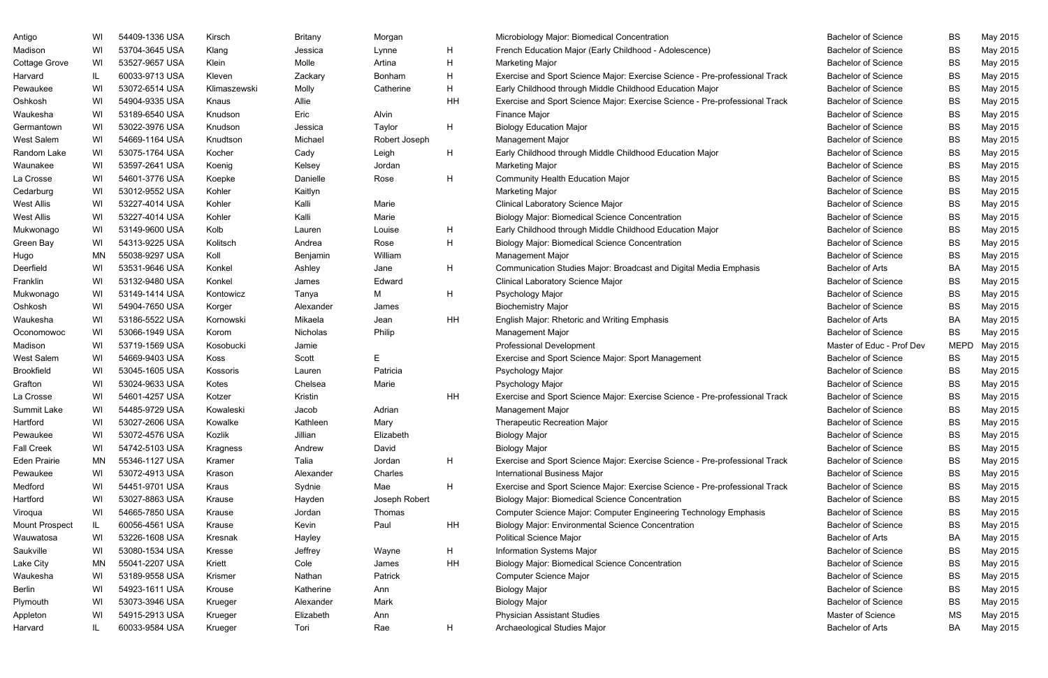| | | | | | | | | | | |
|---|---|---|---|---|---|---|---|---|---|---|
| Antigo | WI | 54409-1336 USA | Kirsch | Britany | Morgan | | Microbiology Major: Biomedical Concentration | Bachelor of Science | BS | May 2015 |
| Madison | WI | 53704-3645 USA | Klang | Jessica | Lynne | H | French Education Major (Early Childhood - Adolescence) | Bachelor of Science | BS | May 2015 |
| Cottage Grove | WI | 53527-9657 USA | Klein | Molle | Artina | H | Marketing Major | Bachelor of Science | BS | May 2015 |
| Harvard | IL | 60033-9713 USA | Kleven | Zackary | Bonham | H | Exercise and Sport Science Major: Exercise Science - Pre-professional Track | Bachelor of Science | BS | May 2015 |
| Pewaukee | WI | 53072-6514 USA | Klimaszewski | Molly | Catherine | H | Early Childhood through Middle Childhood Education Major | Bachelor of Science | BS | May 2015 |
| Oshkosh | WI | 54904-9335 USA | Knaus | Allie | | HH | Exercise and Sport Science Major: Exercise Science - Pre-professional Track | Bachelor of Science | BS | May 2015 |
| Waukesha | WI | 53189-6540 USA | Knudson | Eric | Alvin | | Finance Major | Bachelor of Science | BS | May 2015 |
| Germantown | WI | 53022-3976 USA | Knudson | Jessica | Taylor | H | Biology Education Major | Bachelor of Science | BS | May 2015 |
| West Salem | WI | 54669-1164 USA | Knudtson | Michael | Robert Joseph | | Management Major | Bachelor of Science | BS | May 2015 |
| Random Lake | WI | 53075-1764 USA | Kocher | Cady | Leigh | H | Early Childhood through Middle Childhood Education Major | Bachelor of Science | BS | May 2015 |
| Waunakee | WI | 53597-2641 USA | Koenig | Kelsey | Jordan | | Marketing Major | Bachelor of Science | BS | May 2015 |
| La Crosse | WI | 54601-3776 USA | Koepke | Danielle | Rose | H | Community Health Education Major | Bachelor of Science | BS | May 2015 |
| Cedarburg | WI | 53012-9552 USA | Kohler | Kaitlyn | | | Marketing Major | Bachelor of Science | BS | May 2015 |
| West Allis | WI | 53227-4014 USA | Kohler | Kalli | Marie | | Clinical Laboratory Science Major | Bachelor of Science | BS | May 2015 |
| West Allis | WI | 53227-4014 USA | Kohler | Kalli | Marie | | Biology Major: Biomedical Science Concentration | Bachelor of Science | BS | May 2015 |
| Mukwonago | WI | 53149-9600 USA | Kolb | Lauren | Louise | H | Early Childhood through Middle Childhood Education Major | Bachelor of Science | BS | May 2015 |
| Green Bay | WI | 54313-9225 USA | Kolitsch | Andrea | Rose | H | Biology Major: Biomedical Science Concentration | Bachelor of Science | BS | May 2015 |
| Hugo | MN | 55038-9297 USA | Koll | Benjamin | William | | Management Major | Bachelor of Science | BS | May 2015 |
| Deerfield | WI | 53531-9646 USA | Konkel | Ashley | Jane | H | Communication Studies Major: Broadcast and Digital Media Emphasis | Bachelor of Arts | BA | May 2015 |
| Franklin | WI | 53132-9480 USA | Konkel | James | Edward | | Clinical Laboratory Science Major | Bachelor of Science | BS | May 2015 |
| Mukwonago | WI | 53149-1414 USA | Kontowicz | Tanya | M | H | Psychology Major | Bachelor of Science | BS | May 2015 |
| Oshkosh | WI | 54904-7650 USA | Korger | Alexander | James | | Biochemistry Major | Bachelor of Science | BS | May 2015 |
| Waukesha | WI | 53186-5522 USA | Kornowski | Mikaela | Jean | HH | English Major: Rhetoric and Writing Emphasis | Bachelor of Arts | BA | May 2015 |
| Oconomowoc | WI | 53066-1949 USA | Korom | Nicholas | Philip | | Management Major | Bachelor of Science | BS | May 2015 |
| Madison | WI | 53719-1569 USA | Kosobucki | Jamie | | | Professional Development | Master of Educ - Prof Dev | MEPD | May 2015 |
| West Salem | WI | 54669-9403 USA | Koss | Scott | E | | Exercise and Sport Science Major: Sport Management | Bachelor of Science | BS | May 2015 |
| Brookfield | WI | 53045-1605 USA | Kossoris | Lauren | Patricia | | Psychology Major | Bachelor of Science | BS | May 2015 |
| Grafton | WI | 53024-9633 USA | Kotes | Chelsea | Marie | | Psychology Major | Bachelor of Science | BS | May 2015 |
| La Crosse | WI | 54601-4257 USA | Kotzer | Kristin | | HH | Exercise and Sport Science Major: Exercise Science - Pre-professional Track | Bachelor of Science | BS | May 2015 |
| Summit Lake | WI | 54485-9729 USA | Kowaleski | Jacob | Adrian | | Management Major | Bachelor of Science | BS | May 2015 |
| Hartford | WI | 53027-2606 USA | Kowalke | Kathleen | Mary | | Therapeutic Recreation Major | Bachelor of Science | BS | May 2015 |
| Pewaukee | WI | 53072-4576 USA | Kozlik | Jillian | Elizabeth | | Biology Major | Bachelor of Science | BS | May 2015 |
| Fall Creek | WI | 54742-5103 USA | Kragness | Andrew | David | | Biology Major | Bachelor of Science | BS | May 2015 |
| Eden Prairie | MN | 55346-1127 USA | Kramer | Talia | Jordan | H | Exercise and Sport Science Major: Exercise Science - Pre-professional Track | Bachelor of Science | BS | May 2015 |
| Pewaukee | WI | 53072-4913 USA | Krason | Alexander | Charles | | International Business Major | Bachelor of Science | BS | May 2015 |
| Medford | WI | 54451-9701 USA | Kraus | Sydnie | Mae | H | Exercise and Sport Science Major: Exercise Science - Pre-professional Track | Bachelor of Science | BS | May 2015 |
| Hartford | WI | 53027-8863 USA | Krause | Hayden | Joseph Robert | | Biology Major: Biomedical Science Concentration | Bachelor of Science | BS | May 2015 |
| Viroqua | WI | 54665-7850 USA | Krause | Jordan | Thomas | | Computer Science Major: Computer Engineering Technology Emphasis | Bachelor of Science | BS | May 2015 |
| Mount Prospect | IL | 60056-4561 USA | Krause | Kevin | Paul | HH | Biology Major: Environmental Science Concentration | Bachelor of Science | BS | May 2015 |
| Wauwatosa | WI | 53226-1608 USA | Kresnak | Hayley | | | Political Science Major | Bachelor of Arts | BA | May 2015 |
| Saukville | WI | 53080-1534 USA | Kresse | Jeffrey | Wayne | H | Information Systems Major | Bachelor of Science | BS | May 2015 |
| Lake City | MN | 55041-2207 USA | Kriett | Cole | James | HH | Biology Major: Biomedical Science Concentration | Bachelor of Science | BS | May 2015 |
| Waukesha | WI | 53189-9558 USA | Krismer | Nathan | Patrick | | Computer Science Major | Bachelor of Science | BS | May 2015 |
| Berlin | WI | 54923-1611 USA | Krouse | Katherine | Ann | | Biology Major | Bachelor of Science | BS | May 2015 |
| Plymouth | WI | 53073-3946 USA | Krueger | Alexander | Mark | | Biology Major | Bachelor of Science | BS | May 2015 |
| Appleton | WI | 54915-2913 USA | Krueger | Elizabeth | Ann | | Physician Assistant Studies | Master of Science | MS | May 2015 |
| Harvard | IL | 60033-9584 USA | Krueger | Tori | Rae | H | Archaeological Studies Major | Bachelor of Arts | BA | May 2015 |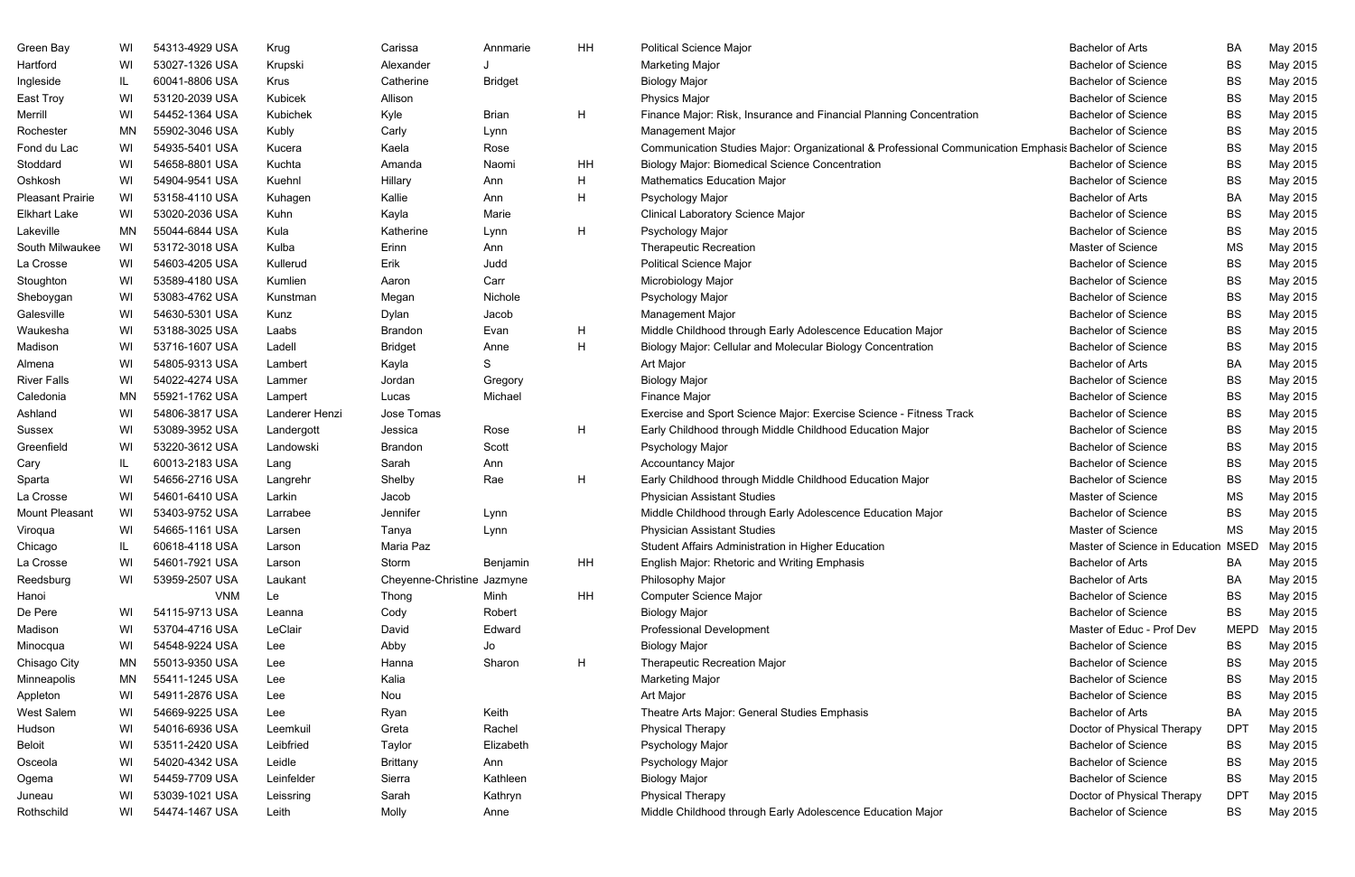| Green Bay | WI | 54313-4929 USA | Krug | Carissa | Annmarie | HH | Political Science Major | Bachelor of Arts | BA | May 2015 |
|---|---|---|---|---|---|---|---|---|---|---|
| Hartford | WI | 53027-1326 USA | Krupski | Alexander | J | | Marketing Major | Bachelor of Science | BS | May 2015 |
| Ingleside | IL | 60041-8806 USA | Krus | Catherine | Bridget | | Biology Major | Bachelor of Science | BS | May 2015 |
| East Troy | WI | 53120-2039 USA | Kubicek | Allison | | | Physics Major | Bachelor of Science | BS | May 2015 |
| Merrill | WI | 54452-1364 USA | Kubichek | Kyle | Brian | H | Finance Major: Risk, Insurance and Financial Planning Concentration | Bachelor of Science | BS | May 2015 |
| Rochester | MN | 55902-3046 USA | Kubly | Carly | Lynn | | Management Major | Bachelor of Science | BS | May 2015 |
| Fond du Lac | WI | 54935-5401 USA | Kucera | Kaela | Rose | | Communication Studies Major: Organizational & Professional Communication Emphasis | Bachelor of Science | BS | May 2015 |
| Stoddard | WI | 54658-8801 USA | Kuchta | Amanda | Naomi | HH | Biology Major: Biomedical Science Concentration | Bachelor of Science | BS | May 2015 |
| Oshkosh | WI | 54904-9541 USA | Kuehnl | Hillary | Ann | H | Mathematics Education Major | Bachelor of Science | BS | May 2015 |
| Pleasant Prairie | WI | 53158-4110 USA | Kuhagen | Kallie | Ann | H | Psychology Major | Bachelor of Arts | BA | May 2015 |
| Elkhart Lake | WI | 53020-2036 USA | Kuhn | Kayla | Marie | | Clinical Laboratory Science Major | Bachelor of Science | BS | May 2015 |
| Lakeville | MN | 55044-6844 USA | Kula | Katherine | Lynn | H | Psychology Major | Bachelor of Science | BS | May 2015 |
| South Milwaukee | WI | 53172-3018 USA | Kulba | Erinn | Ann | | Therapeutic Recreation | Master of Science | MS | May 2015 |
| La Crosse | WI | 54603-4205 USA | Kullerud | Erik | Judd | | Political Science Major | Bachelor of Science | BS | May 2015 |
| Stoughton | WI | 53589-4180 USA | Kumlien | Aaron | Carr | | Microbiology Major | Bachelor of Science | BS | May 2015 |
| Sheboygan | WI | 53083-4762 USA | Kunstman | Megan | Nichole | | Psychology Major | Bachelor of Science | BS | May 2015 |
| Galesville | WI | 54630-5301 USA | Kunz | Dylan | Jacob | | Management Major | Bachelor of Science | BS | May 2015 |
| Waukesha | WI | 53188-3025 USA | Laabs | Brandon | Evan | H | Middle Childhood through Early Adolescence Education Major | Bachelor of Science | BS | May 2015 |
| Madison | WI | 53716-1607 USA | Ladell | Bridget | Anne | H | Biology Major: Cellular and Molecular Biology Concentration | Bachelor of Science | BS | May 2015 |
| Almena | WI | 54805-9313 USA | Lambert | Kayla | S | | Art Major | Bachelor of Arts | BA | May 2015 |
| River Falls | WI | 54022-4274 USA | Lammer | Jordan | Gregory | | Biology Major | Bachelor of Science | BS | May 2015 |
| Caledonia | MN | 55921-1762 USA | Lampert | Lucas | Michael | | Finance Major | Bachelor of Science | BS | May 2015 |
| Ashland | WI | 54806-3817 USA | Landerer Henzi | Jose Tomas | | | Exercise and Sport Science Major: Exercise Science - Fitness Track | Bachelor of Science | BS | May 2015 |
| Sussex | WI | 53089-3952 USA | Landergott | Jessica | Rose | H | Early Childhood through Middle Childhood Education Major | Bachelor of Science | BS | May 2015 |
| Greenfield | WI | 53220-3612 USA | Landowski | Brandon | Scott | | Psychology Major | Bachelor of Science | BS | May 2015 |
| Cary | IL | 60013-2183 USA | Lang | Sarah | Ann | | Accountancy Major | Bachelor of Science | BS | May 2015 |
| Sparta | WI | 54656-2716 USA | Langrehr | Shelby | Rae | H | Early Childhood through Middle Childhood Education Major | Bachelor of Science | BS | May 2015 |
| La Crosse | WI | 54601-6410 USA | Larkin | Jacob | | | Physician Assistant Studies | Master of Science | MS | May 2015 |
| Mount Pleasant | WI | 53403-9752 USA | Larrabee | Jennifer | Lynn | | Middle Childhood through Early Adolescence Education Major | Bachelor of Science | BS | May 2015 |
| Viroqua | WI | 54665-1161 USA | Larsen | Tanya | Lynn | | Physician Assistant Studies | Master of Science | MS | May 2015 |
| Chicago | IL | 60618-4118 USA | Larson | Maria Paz | | | Student Affairs Administration in Higher Education | Master of Science in Education | MSED | May 2015 |
| La Crosse | WI | 54601-7921 USA | Larson | Storm | Benjamin | HH | English Major: Rhetoric and Writing Emphasis | Bachelor of Arts | BA | May 2015 |
| Reedsburg | WI | 53959-2507 USA | Laukant | Cheyenne-Christine | Jazmyne | | Philosophy Major | Bachelor of Arts | BA | May 2015 |
| Hanoi | | VNM | Le | Thong | Minh | HH | Computer Science Major | Bachelor of Science | BS | May 2015 |
| De Pere | WI | 54115-9713 USA | Leanna | Cody | Robert | | Biology Major | Bachelor of Science | BS | May 2015 |
| Madison | WI | 53704-4716 USA | LeClair | David | Edward | | Professional Development | Master of Educ - Prof Dev | MEPD | May 2015 |
| Minocqua | WI | 54548-9224 USA | Lee | Abby | Jo | | Biology Major | Bachelor of Science | BS | May 2015 |
| Chisago City | MN | 55013-9350 USA | Lee | Hanna | Sharon | H | Therapeutic Recreation Major | Bachelor of Science | BS | May 2015 |
| Minneapolis | MN | 55411-1245 USA | Lee | Kalia | | | Marketing Major | Bachelor of Science | BS | May 2015 |
| Appleton | WI | 54911-2876 USA | Lee | Nou | | | Art Major | Bachelor of Science | BS | May 2015 |
| West Salem | WI | 54669-9225 USA | Lee | Ryan | Keith | | Theatre Arts Major: General Studies Emphasis | Bachelor of Arts | BA | May 2015 |
| Hudson | WI | 54016-6936 USA | Leemkuil | Greta | Rachel | | Physical Therapy | Doctor of Physical Therapy | DPT | May 2015 |
| Beloit | WI | 53511-2420 USA | Leibfried | Taylor | Elizabeth | | Psychology Major | Bachelor of Science | BS | May 2015 |
| Osceola | WI | 54020-4342 USA | Leidle | Brittany | Ann | | Psychology Major | Bachelor of Science | BS | May 2015 |
| Ogema | WI | 54459-7709 USA | Leinfelder | Sierra | Kathleen | | Biology Major | Bachelor of Science | BS | May 2015 |
| Juneau | WI | 53039-1021 USA | Leissring | Sarah | Kathryn | | Physical Therapy | Doctor of Physical Therapy | DPT | May 2015 |
| Rothschild | WI | 54474-1467 USA | Leith | Molly | Anne | | Middle Childhood through Early Adolescence Education Major | Bachelor of Science | BS | May 2015 |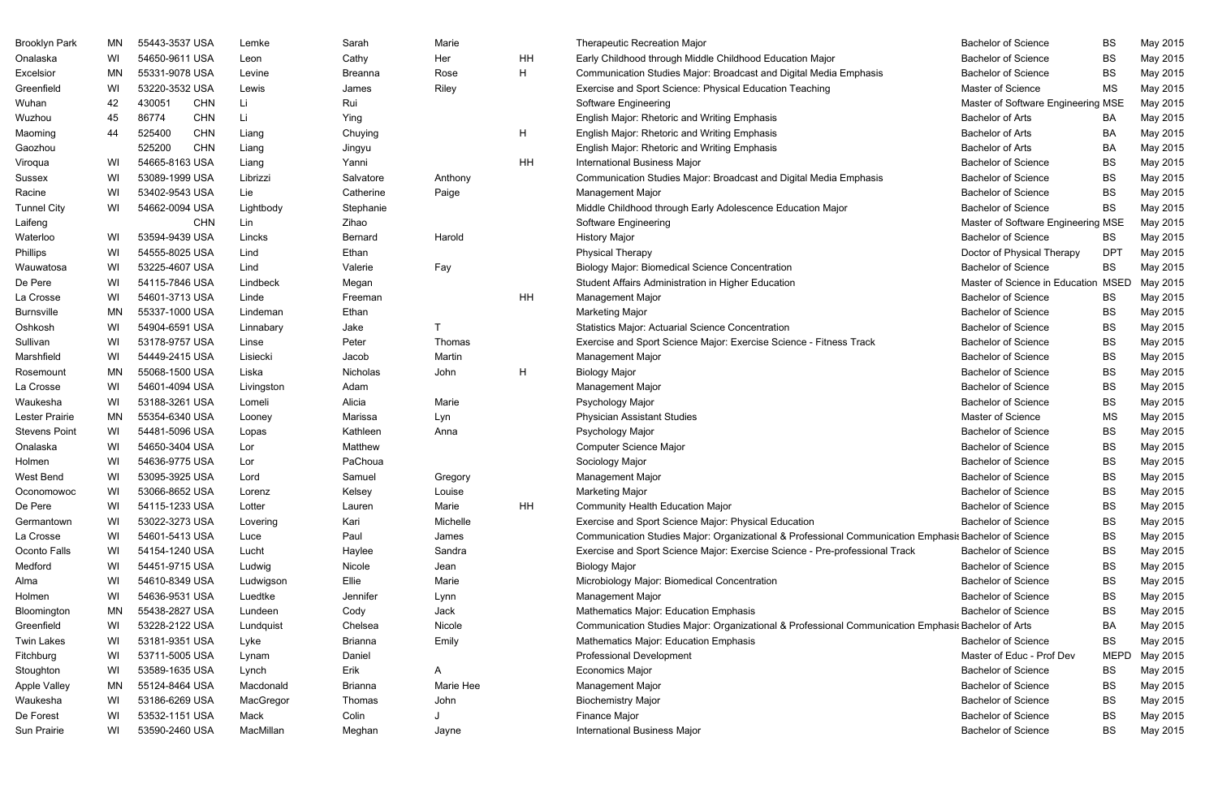| | | | | | | | | | | | |
|---|---|---|---|---|---|---|---|---|---|---|---|
| Brooklyn Park | MN | 55443-3537 USA | Lemke | Sarah | Marie | | Therapeutic Recreation Major | Bachelor of Science | BS | May 2015 |
| Onalaska | WI | 54650-9611 USA | Leon | Cathy | Her | HH | Early Childhood through Middle Childhood Education Major | Bachelor of Science | BS | May 2015 |
| Excelsior | MN | 55331-9078 USA | Levine | Breanna | Rose | H | Communication Studies Major: Broadcast and Digital Media Emphasis | Bachelor of Science | BS | May 2015 |
| Greenfield | WI | 53220-3532 USA | Lewis | James | Riley | | Exercise and Sport Science: Physical Education Teaching | Master of Science | MS | May 2015 |
| Wuhan | 42 | 430051 CHN | Li | Rui | | | Software Engineering | Master of Software Engineering | MSE | May 2015 |
| Wuzhou | 45 | 86774 CHN | Li | Ying | | | English Major: Rhetoric and Writing Emphasis | Bachelor of Arts | BA | May 2015 |
| Maoming | 44 | 525400 CHN | Liang | Chuying | | H | English Major: Rhetoric and Writing Emphasis | Bachelor of Arts | BA | May 2015 |
| Gaozhou | | 525200 CHN | Liang | Jingyu | | | English Major: Rhetoric and Writing Emphasis | Bachelor of Arts | BA | May 2015 |
| Viroqua | WI | 54665-8163 USA | Liang | Yanni | | HH | International Business Major | Bachelor of Science | BS | May 2015 |
| Sussex | WI | 53089-1999 USA | Librizzi | Salvatore | Anthony | | Communication Studies Major: Broadcast and Digital Media Emphasis | Bachelor of Science | BS | May 2015 |
| Racine | WI | 53402-9543 USA | Lie | Catherine | Paige | | Management Major | Bachelor of Science | BS | May 2015 |
| Tunnel City | WI | 54662-0094 USA | Lightbody | Stephanie | | | Middle Childhood through Early Adolescence Education Major | Bachelor of Science | BS | May 2015 |
| Laifeng | | CHN | Lin | Zihao | | | Software Engineering | Master of Software Engineering | MSE | May 2015 |
| Waterloo | WI | 53594-9439 USA | Lincks | Bernard | Harold | | History Major | Bachelor of Science | BS | May 2015 |
| Phillips | WI | 54555-8025 USA | Lind | Ethan | | | Physical Therapy | Doctor of Physical Therapy | DPT | May 2015 |
| Wauwatosa | WI | 53225-4607 USA | Lind | Valerie | Fay | | Biology Major: Biomedical Science Concentration | Bachelor of Science | BS | May 2015 |
| De Pere | WI | 54115-7846 USA | Lindbeck | Megan | | | Student Affairs Administration in Higher Education | Master of Science in Education | MSED | May 2015 |
| La Crosse | WI | 54601-3713 USA | Linde | Freeman | | HH | Management Major | Bachelor of Science | BS | May 2015 |
| Burnsville | MN | 55337-1000 USA | Lindeman | Ethan | | | Marketing Major | Bachelor of Science | BS | May 2015 |
| Oshkosh | WI | 54904-6591 USA | Linnabary | Jake | T | | Statistics Major: Actuarial Science Concentration | Bachelor of Science | BS | May 2015 |
| Sullivan | WI | 53178-9757 USA | Linse | Peter | Thomas | | Exercise and Sport Science Major: Exercise Science - Fitness Track | Bachelor of Science | BS | May 2015 |
| Marshfield | WI | 54449-2415 USA | Lisiecki | Jacob | Martin | | Management Major | Bachelor of Science | BS | May 2015 |
| Rosemount | MN | 55068-1500 USA | Liska | Nicholas | John | H | Biology Major | Bachelor of Science | BS | May 2015 |
| La Crosse | WI | 54601-4094 USA | Livingston | Adam | | | Management Major | Bachelor of Science | BS | May 2015 |
| Waukesha | WI | 53188-3261 USA | Lomeli | Alicia | Marie | | Psychology Major | Bachelor of Science | BS | May 2015 |
| Lester Prairie | MN | 55354-6340 USA | Looney | Marissa | Lyn | | Physician Assistant Studies | Master of Science | MS | May 2015 |
| Stevens Point | WI | 54481-5096 USA | Lopas | Kathleen | Anna | | Psychology Major | Bachelor of Science | BS | May 2015 |
| Onalaska | WI | 54650-3404 USA | Lor | Matthew | | | Computer Science Major | Bachelor of Science | BS | May 2015 |
| Holmen | WI | 54636-9775 USA | Lor | PaChoua | | | Sociology Major | Bachelor of Science | BS | May 2015 |
| West Bend | WI | 53095-3925 USA | Lord | Samuel | Gregory | | Management Major | Bachelor of Science | BS | May 2015 |
| Oconomowoc | WI | 53066-8652 USA | Lorenz | Kelsey | Louise | | Marketing Major | Bachelor of Science | BS | May 2015 |
| De Pere | WI | 54115-1233 USA | Lotter | Lauren | Marie | HH | Community Health Education Major | Bachelor of Science | BS | May 2015 |
| Germantown | WI | 53022-3273 USA | Lovering | Kari | Michelle | | Exercise and Sport Science Major: Physical Education | Bachelor of Science | BS | May 2015 |
| La Crosse | WI | 54601-5413 USA | Luce | Paul | James | | Communication Studies Major: Organizational & Professional Communication Emphasis | Bachelor of Science | BS | May 2015 |
| Oconto Falls | WI | 54154-1240 USA | Lucht | Haylee | Sandra | | Exercise and Sport Science Major: Exercise Science - Pre-professional Track | Bachelor of Science | BS | May 2015 |
| Medford | WI | 54451-9715 USA | Ludwig | Nicole | Jean | | Biology Major | Bachelor of Science | BS | May 2015 |
| Alma | WI | 54610-8349 USA | Ludwigson | Ellie | Marie | | Microbiology Major: Biomedical Concentration | Bachelor of Science | BS | May 2015 |
| Holmen | WI | 54636-9531 USA | Luedtke | Jennifer | Lynn | | Management Major | Bachelor of Science | BS | May 2015 |
| Bloomington | MN | 55438-2827 USA | Lundeen | Cody | Jack | | Mathematics Major: Education Emphasis | Bachelor of Science | BS | May 2015 |
| Greenfield | WI | 53228-2122 USA | Lundquist | Chelsea | Nicole | | Communication Studies Major: Organizational & Professional Communication Emphasis | Bachelor of Arts | BA | May 2015 |
| Twin Lakes | WI | 53181-9351 USA | Lyke | Brianna | Emily | | Mathematics Major: Education Emphasis | Bachelor of Science | BS | May 2015 |
| Fitchburg | WI | 53711-5005 USA | Lynam | Daniel | | | Professional Development | Master of Educ - Prof Dev | MEPD | May 2015 |
| Stoughton | WI | 53589-1635 USA | Lynch | Erik | A | | Economics Major | Bachelor of Science | BS | May 2015 |
| Apple Valley | MN | 55124-8464 USA | Macdonald | Brianna | Marie Hee | | Management Major | Bachelor of Science | BS | May 2015 |
| Waukesha | WI | 53186-6269 USA | MacGregor | Thomas | John | | Biochemistry Major | Bachelor of Science | BS | May 2015 |
| De Forest | WI | 53532-1151 USA | Mack | Colin | J | | Finance Major | Bachelor of Science | BS | May 2015 |
| Sun Prairie | WI | 53590-2460 USA | MacMillan | Meghan | Jayne | | International Business Major | Bachelor of Science | BS | May 2015 |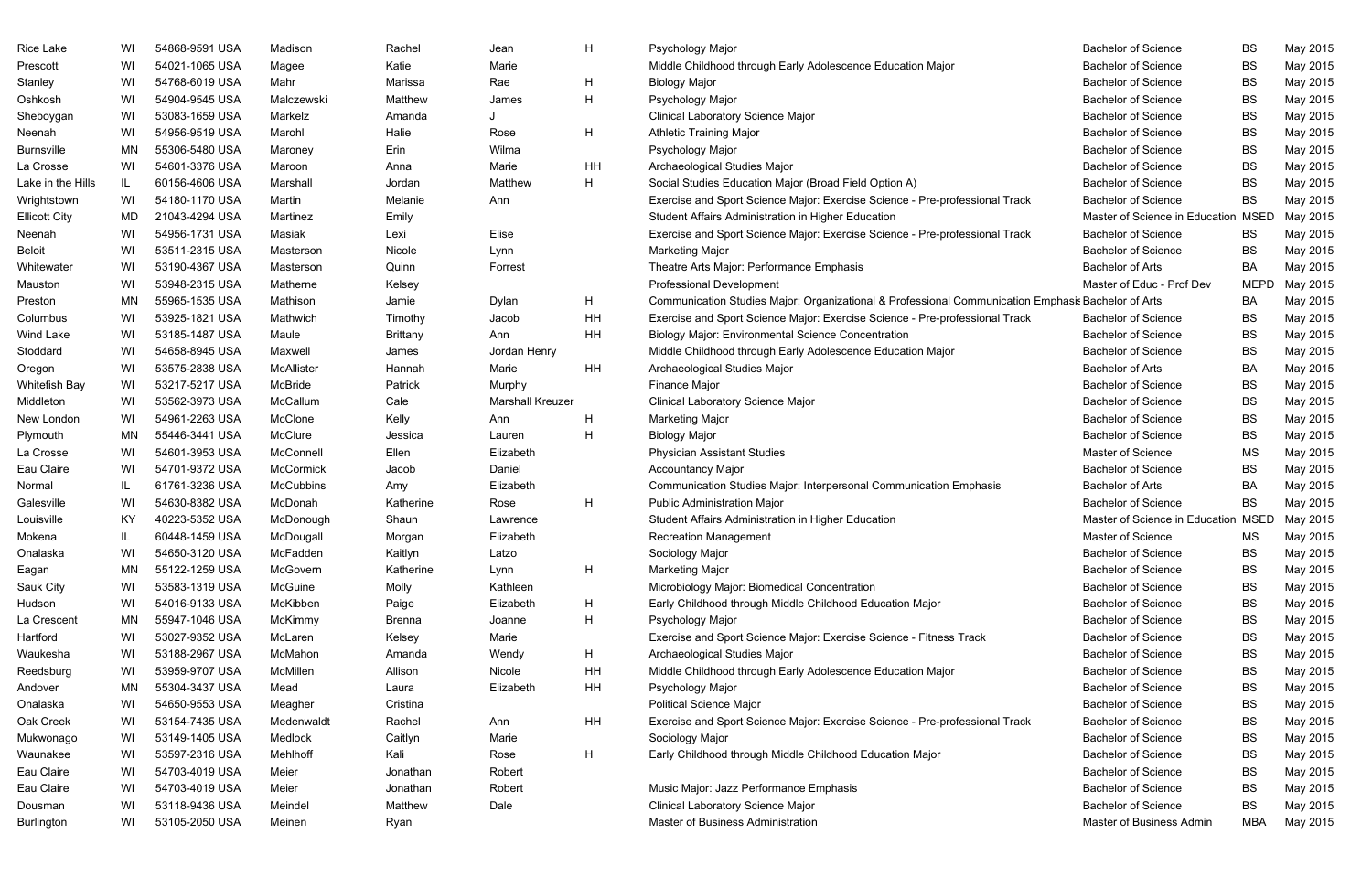| | | | | | | | | | | |
|---|---|---|---|---|---|---|---|---|---|---|
| Rice Lake | WI | 54868-9591 USA | Madison | Rachel | Jean | H | Psychology Major | Bachelor of Science | BS | May 2015 |
| Prescott | WI | 54021-1065 USA | Magee | Katie | Marie | | Middle Childhood through Early Adolescence Education Major | Bachelor of Science | BS | May 2015 |
| Stanley | WI | 54768-6019 USA | Mahr | Marissa | Rae | H | Biology Major | Bachelor of Science | BS | May 2015 |
| Oshkosh | WI | 54904-9545 USA | Malczewski | Matthew | James | H | Psychology Major | Bachelor of Science | BS | May 2015 |
| Sheboygan | WI | 53083-1659 USA | Markelz | Amanda | J | | Clinical Laboratory Science Major | Bachelor of Science | BS | May 2015 |
| Neenah | WI | 54956-9519 USA | Marohl | Halie | Rose | H | Athletic Training Major | Bachelor of Science | BS | May 2015 |
| Burnsville | MN | 55306-5480 USA | Maroney | Erin | Wilma | | Psychology Major | Bachelor of Science | BS | May 2015 |
| La Crosse | WI | 54601-3376 USA | Maroon | Anna | Marie | HH | Archaeological Studies Major | Bachelor of Science | BS | May 2015 |
| Lake in the Hills | IL | 60156-4606 USA | Marshall | Jordan | Matthew | H | Social Studies Education Major (Broad Field Option A) | Bachelor of Science | BS | May 2015 |
| Wrightstown | WI | 54180-1170 USA | Martin | Melanie | Ann | | Exercise and Sport Science Major: Exercise Science - Pre-professional Track | Bachelor of Science | BS | May 2015 |
| Ellicott City | MD | 21043-4294 USA | Martinez | Emily | | | Student Affairs Administration in Higher Education | Master of Science in Education | MSED | May 2015 |
| Neenah | WI | 54956-1731 USA | Masiak | Lexi | Elise | | Exercise and Sport Science Major: Exercise Science - Pre-professional Track | Bachelor of Science | BS | May 2015 |
| Beloit | WI | 53511-2315 USA | Masterson | Nicole | Lynn | | Marketing Major | Bachelor of Science | BS | May 2015 |
| Whitewater | WI | 53190-4367 USA | Masterson | Quinn | Forrest | | Theatre Arts Major: Performance Emphasis | Bachelor of Arts | BA | May 2015 |
| Mauston | WI | 53948-2315 USA | Matherne | Kelsey | | | Professional Development | Master of Educ - Prof Dev | MEPD | May 2015 |
| Preston | MN | 55965-1535 USA | Mathison | Jamie | Dylan | H | Communication Studies Major: Organizational & Professional Communication Emphasis | Bachelor of Arts | BA | May 2015 |
| Columbus | WI | 53925-1821 USA | Mathwich | Timothy | Jacob | HH | Exercise and Sport Science Major: Exercise Science - Pre-professional Track | Bachelor of Science | BS | May 2015 |
| Wind Lake | WI | 53185-1487 USA | Maule | Brittany | Ann | HH | Biology Major: Environmental Science Concentration | Bachelor of Science | BS | May 2015 |
| Stoddard | WI | 54658-8945 USA | Maxwell | James | Jordan Henry | | Middle Childhood through Early Adolescence Education Major | Bachelor of Science | BS | May 2015 |
| Oregon | WI | 53575-2838 USA | McAllister | Hannah | Marie | HH | Archaeological Studies Major | Bachelor of Arts | BA | May 2015 |
| Whitefish Bay | WI | 53217-5217 USA | McBride | Patrick | Murphy | | Finance Major | Bachelor of Science | BS | May 2015 |
| Middleton | WI | 53562-3973 USA | McCallum | Cale | Marshall Kreuzer | | Clinical Laboratory Science Major | Bachelor of Science | BS | May 2015 |
| New London | WI | 54961-2263 USA | McClone | Kelly | Ann | H | Marketing Major | Bachelor of Science | BS | May 2015 |
| Plymouth | MN | 55446-3441 USA | McClure | Jessica | Lauren | H | Biology Major | Bachelor of Science | BS | May 2015 |
| La Crosse | WI | 54601-3953 USA | McConnell | Ellen | Elizabeth | | Physician Assistant Studies | Master of Science | MS | May 2015 |
| Eau Claire | WI | 54701-9372 USA | McCormick | Jacob | Daniel | | Accountancy Major | Bachelor of Science | BS | May 2015 |
| Normal | IL | 61761-3236 USA | McCubbins | Amy | Elizabeth | | Communication Studies Major: Interpersonal Communication Emphasis | Bachelor of Arts | BA | May 2015 |
| Galesville | WI | 54630-8382 USA | McDonah | Katherine | Rose | H | Public Administration Major | Bachelor of Science | BS | May 2015 |
| Louisville | KY | 40223-5352 USA | McDonough | Shaun | Lawrence | | Student Affairs Administration in Higher Education | Master of Science in Education | MSED | May 2015 |
| Mokena | IL | 60448-1459 USA | McDougall | Morgan | Elizabeth | | Recreation Management | Master of Science | MS | May 2015 |
| Onalaska | WI | 54650-3120 USA | McFadden | Kaitlyn | Latzo | | Sociology Major | Bachelor of Science | BS | May 2015 |
| Eagan | MN | 55122-1259 USA | McGovern | Katherine | Lynn | H | Marketing Major | Bachelor of Science | BS | May 2015 |
| Sauk City | WI | 53583-1319 USA | McGuine | Molly | Kathleen | | Microbiology Major: Biomedical Concentration | Bachelor of Science | BS | May 2015 |
| Hudson | WI | 54016-9133 USA | McKibben | Paige | Elizabeth | H | Early Childhood through Middle Childhood Education Major | Bachelor of Science | BS | May 2015 |
| La Crescent | MN | 55947-1046 USA | McKimmy | Brenna | Joanne | H | Psychology Major | Bachelor of Science | BS | May 2015 |
| Hartford | WI | 53027-9352 USA | McLaren | Kelsey | Marie | | Exercise and Sport Science Major: Exercise Science - Fitness Track | Bachelor of Science | BS | May 2015 |
| Waukesha | WI | 53188-2967 USA | McMahon | Amanda | Wendy | H | Archaeological Studies Major | Bachelor of Science | BS | May 2015 |
| Reedsburg | WI | 53959-9707 USA | McMillen | Allison | Nicole | HH | Middle Childhood through Early Adolescence Education Major | Bachelor of Science | BS | May 2015 |
| Andover | MN | 55304-3437 USA | Mead | Laura | Elizabeth | HH | Psychology Major | Bachelor of Science | BS | May 2015 |
| Onalaska | WI | 54650-9553 USA | Meagher | Cristina | | | Political Science Major | Bachelor of Science | BS | May 2015 |
| Oak Creek | WI | 53154-7435 USA | Medenwaldt | Rachel | Ann | HH | Exercise and Sport Science Major: Exercise Science - Pre-professional Track | Bachelor of Science | BS | May 2015 |
| Mukwonago | WI | 53149-1405 USA | Medlock | Caitlyn | Marie | | Sociology Major | Bachelor of Science | BS | May 2015 |
| Waunakee | WI | 53597-2316 USA | Mehlhoff | Kali | Rose | H | Early Childhood through Middle Childhood Education Major | Bachelor of Science | BS | May 2015 |
| Eau Claire | WI | 54703-4019 USA | Meier | Jonathan | Robert | | | Bachelor of Science | BS | May 2015 |
| Eau Claire | WI | 54703-4019 USA | Meier | Jonathan | Robert | | Music Major: Jazz Performance Emphasis | Bachelor of Science | BS | May 2015 |
| Dousman | WI | 53118-9436 USA | Meindel | Matthew | Dale | | Clinical Laboratory Science Major | Bachelor of Science | BS | May 2015 |
| Burlington | WI | 53105-2050 USA | Meinen | Ryan | | | Master of Business Administration | Master of Business Admin | MBA | May 2015 |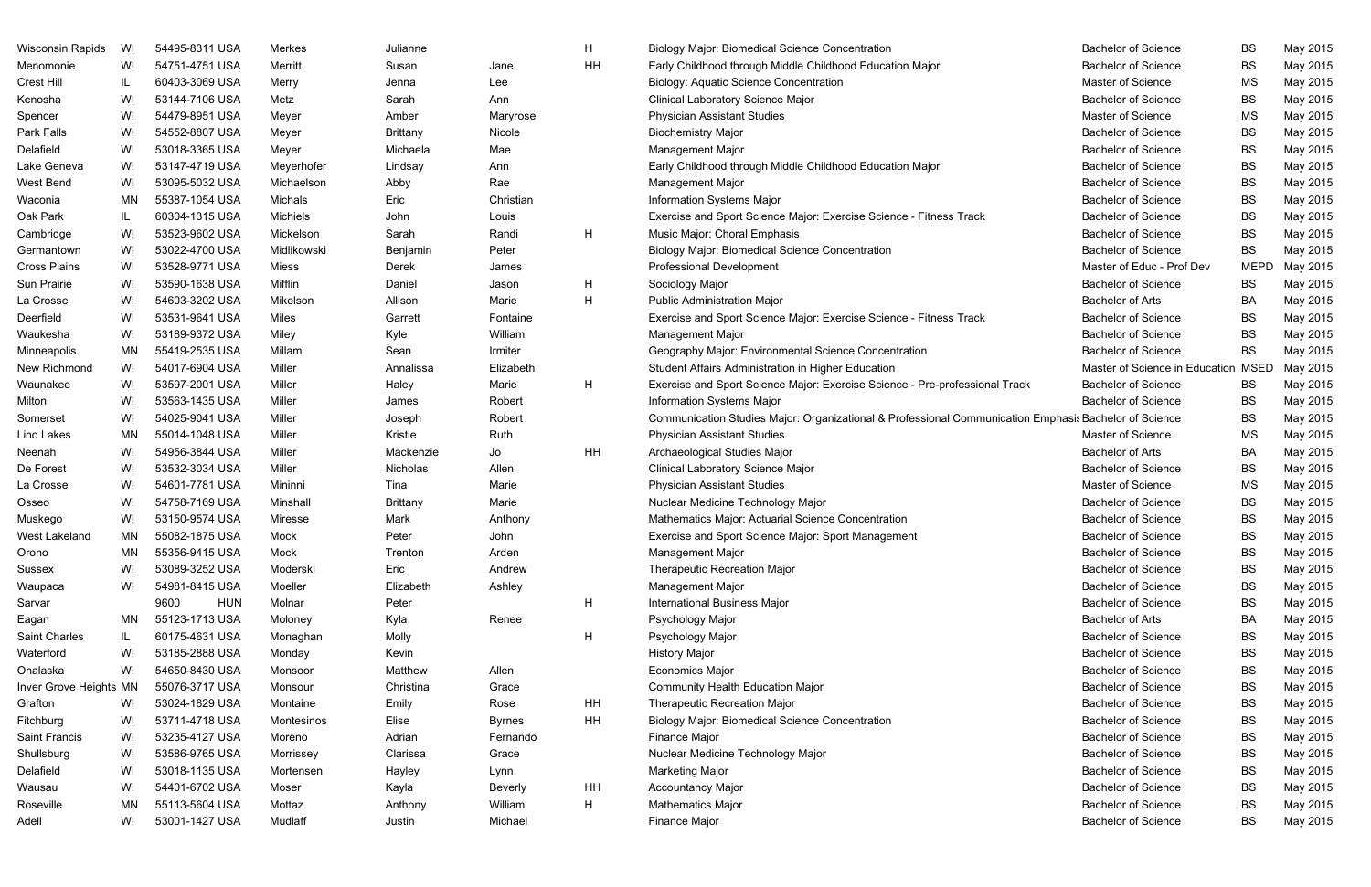| | | | | | | | | | | |
|---|---|---|---|---|---|---|---|---|---|---|
| Wisconsin Rapids | WI | 54495-8311 USA | Merkes | Julianne | | H | Biology Major: Biomedical Science Concentration | Bachelor of Science | BS | May 2015 |
| Menomonie | WI | 54751-4751 USA | Merritt | Susan | Jane | HH | Early Childhood through Middle Childhood Education Major | Bachelor of Science | BS | May 2015 |
| Crest Hill | IL | 60403-3069 USA | Merry | Jenna | Lee | | Biology: Aquatic Science Concentration | Master of Science | MS | May 2015 |
| Kenosha | WI | 53144-7106 USA | Metz | Sarah | Ann | | Clinical Laboratory Science Major | Bachelor of Science | BS | May 2015 |
| Spencer | WI | 54479-8951 USA | Meyer | Amber | Maryrose | | Physician Assistant Studies | Master of Science | MS | May 2015 |
| Park Falls | WI | 54552-8807 USA | Meyer | Brittany | Nicole | | Biochemistry Major | Bachelor of Science | BS | May 2015 |
| Delafield | WI | 53018-3365 USA | Meyer | Michaela | Mae | | Management Major | Bachelor of Science | BS | May 2015 |
| Lake Geneva | WI | 53147-4719 USA | Meyerhofer | Lindsay | Ann | | Early Childhood through Middle Childhood Education Major | Bachelor of Science | BS | May 2015 |
| West Bend | WI | 53095-5032 USA | Michaelson | Abby | Rae | | Management Major | Bachelor of Science | BS | May 2015 |
| Waconia | MN | 55387-1054 USA | Michals | Eric | Christian | | Information Systems Major | Bachelor of Science | BS | May 2015 |
| Oak Park | IL | 60304-1315 USA | Michiels | John | Louis | | Exercise and Sport Science Major: Exercise Science - Fitness Track | Bachelor of Science | BS | May 2015 |
| Cambridge | WI | 53523-9602 USA | Mickelson | Sarah | Randi | H | Music Major: Choral Emphasis | Bachelor of Science | BS | May 2015 |
| Germantown | WI | 53022-4700 USA | Midlikowski | Benjamin | Peter | | Biology Major: Biomedical Science Concentration | Bachelor of Science | BS | May 2015 |
| Cross Plains | WI | 53528-9771 USA | Miess | Derek | James | | Professional Development | Master of Educ - Prof Dev | MEPD | May 2015 |
| Sun Prairie | WI | 53590-1638 USA | Mifflin | Daniel | Jason | H | Sociology Major | Bachelor of Science | BS | May 2015 |
| La Crosse | WI | 54603-3202 USA | Mikelson | Allison | Marie | H | Public Administration Major | Bachelor of Arts | BA | May 2015 |
| Deerfield | WI | 53531-9641 USA | Miles | Garrett | Fontaine | | Exercise and Sport Science Major: Exercise Science - Fitness Track | Bachelor of Science | BS | May 2015 |
| Waukesha | WI | 53189-9372 USA | Miley | Kyle | William | | Management Major | Bachelor of Science | BS | May 2015 |
| Minneapolis | MN | 55419-2535 USA | Millam | Sean | Irmiter | | Geography Major: Environmental Science Concentration | Bachelor of Science | BS | May 2015 |
| New Richmond | WI | 54017-6904 USA | Miller | Annalissa | Elizabeth | | Student Affairs Administration in Higher Education | Master of Science in Education | MSED | May 2015 |
| Waunakee | WI | 53597-2001 USA | Miller | Haley | Marie | H | Exercise and Sport Science Major: Exercise Science - Pre-professional Track | Bachelor of Science | BS | May 2015 |
| Milton | WI | 53563-1435 USA | Miller | James | Robert | | Information Systems Major | Bachelor of Science | BS | May 2015 |
| Somerset | WI | 54025-9041 USA | Miller | Joseph | Robert | | Communication Studies Major: Organizational & Professional Communication Emphasis | Bachelor of Science | BS | May 2015 |
| Lino Lakes | MN | 55014-1048 USA | Miller | Kristie | Ruth | | Physician Assistant Studies | Master of Science | MS | May 2015 |
| Neenah | WI | 54956-3844 USA | Miller | Mackenzie | Jo | HH | Archaeological Studies Major | Bachelor of Arts | BA | May 2015 |
| De Forest | WI | 53532-3034 USA | Miller | Nicholas | Allen | | Clinical Laboratory Science Major | Bachelor of Science | BS | May 2015 |
| La Crosse | WI | 54601-7781 USA | Mininni | Tina | Marie | | Physician Assistant Studies | Master of Science | MS | May 2015 |
| Osseo | WI | 54758-7169 USA | Minshall | Brittany | Marie | | Nuclear Medicine Technology Major | Bachelor of Science | BS | May 2015 |
| Muskego | WI | 53150-9574 USA | Miresse | Mark | Anthony | | Mathematics Major: Actuarial Science Concentration | Bachelor of Science | BS | May 2015 |
| West Lakeland | MN | 55082-1875 USA | Mock | Peter | John | | Exercise and Sport Science Major: Sport Management | Bachelor of Science | BS | May 2015 |
| Orono | MN | 55356-9415 USA | Mock | Trenton | Arden | | Management Major | Bachelor of Science | BS | May 2015 |
| Sussex | WI | 53089-3252 USA | Moderski | Eric | Andrew | | Therapeutic Recreation Major | Bachelor of Science | BS | May 2015 |
| Waupaca | WI | 54981-8415 USA | Moeller | Elizabeth | Ashley | | Management Major | Bachelor of Science | BS | May 2015 |
| Sarvar | | 9600 HUN | Molnar | Peter | | H | International Business Major | Bachelor of Science | BS | May 2015 |
| Eagan | MN | 55123-1713 USA | Moloney | Kyla | Renee | | Psychology Major | Bachelor of Arts | BA | May 2015 |
| Saint Charles | IL | 60175-4631 USA | Monaghan | Molly | | H | Psychology Major | Bachelor of Science | BS | May 2015 |
| Waterford | WI | 53185-2888 USA | Monday | Kevin | | | History Major | Bachelor of Science | BS | May 2015 |
| Onalaska | WI | 54650-8430 USA | Monsoor | Matthew | Allen | | Economics Major | Bachelor of Science | BS | May 2015 |
| Inver Grove Heights | MN | 55076-3717 USA | Monsour | Christina | Grace | | Community Health Education Major | Bachelor of Science | BS | May 2015 |
| Grafton | WI | 53024-1829 USA | Montaine | Emily | Rose | HH | Therapeutic Recreation Major | Bachelor of Science | BS | May 2015 |
| Fitchburg | WI | 53711-4718 USA | Montesinos | Elise | Byrnes | HH | Biology Major: Biomedical Science Concentration | Bachelor of Science | BS | May 2015 |
| Saint Francis | WI | 53235-4127 USA | Moreno | Adrian | Fernando | | Finance Major | Bachelor of Science | BS | May 2015 |
| Shullsburg | WI | 53586-9765 USA | Morrissey | Clarissa | Grace | | Nuclear Medicine Technology Major | Bachelor of Science | BS | May 2015 |
| Delafield | WI | 53018-1135 USA | Mortensen | Hayley | Lynn | | Marketing Major | Bachelor of Science | BS | May 2015 |
| Wausau | WI | 54401-6702 USA | Moser | Kayla | Beverly | HH | Accountancy Major | Bachelor of Science | BS | May 2015 |
| Roseville | MN | 55113-5604 USA | Mottaz | Anthony | William | H | Mathematics Major | Bachelor of Science | BS | May 2015 |
| Adell | WI | 53001-1427 USA | Mudlaff | Justin | Michael | | Finance Major | Bachelor of Science | BS | May 2015 |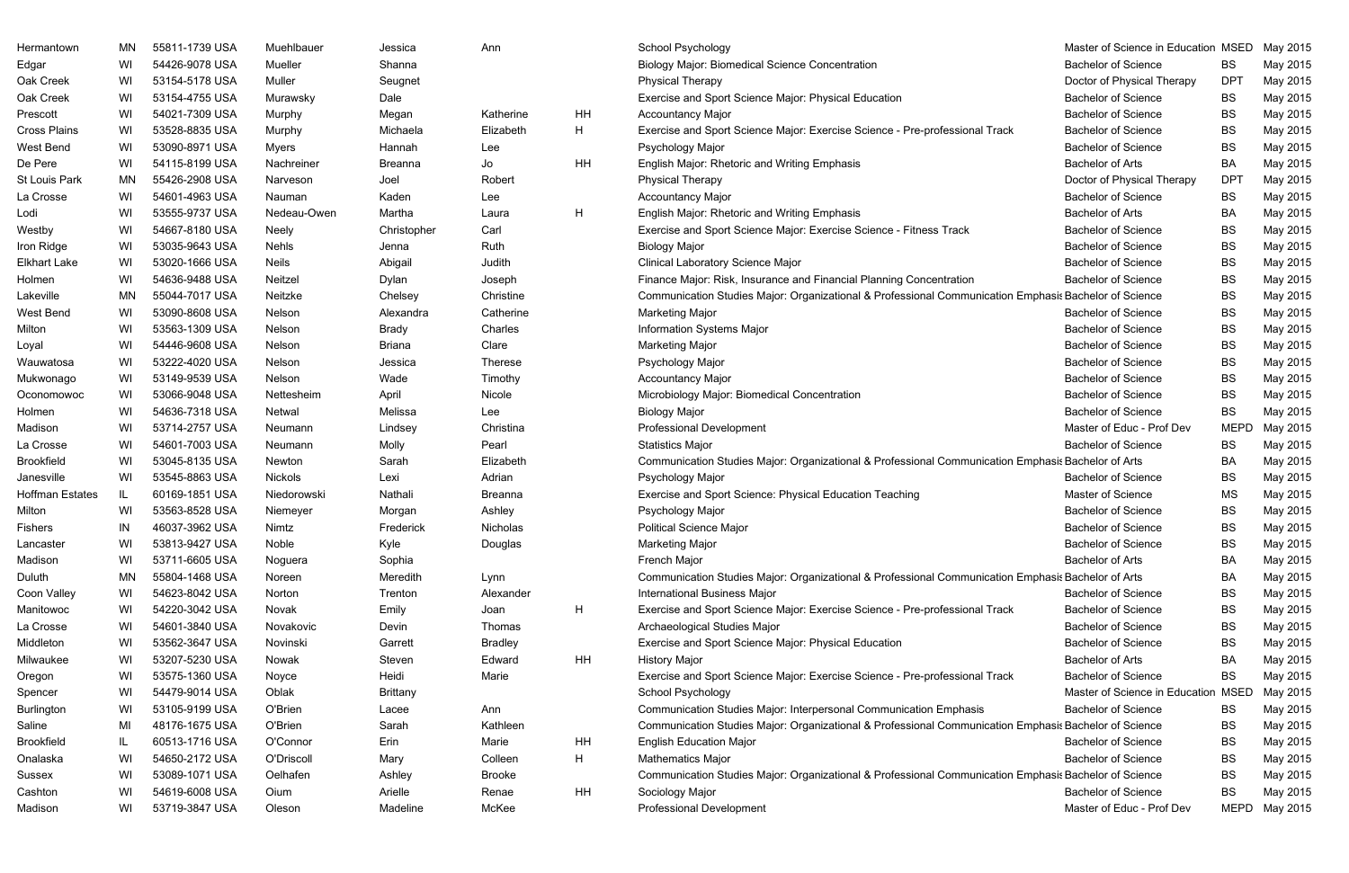| | | | | | | | | | | |
|---|---|---|---|---|---|---|---|---|---|---|
| Hermantown | MN | 55811-1739 USA | Muehlbauer | Jessica | Ann | | School Psychology | Master of Science in Education | MSED | May 2015 |
| Edgar | WI | 54426-9078 USA | Mueller | Shanna | | | Biology Major: Biomedical Science Concentration | Bachelor of Science | BS | May 2015 |
| Oak Creek | WI | 53154-5178 USA | Muller | Seugnet | | | Physical Therapy | Doctor of Physical Therapy | DPT | May 2015 |
| Oak Creek | WI | 53154-4755 USA | Murawsky | Dale | | | Exercise and Sport Science Major: Physical Education | Bachelor of Science | BS | May 2015 |
| Prescott | WI | 54021-7309 USA | Murphy | Megan | Katherine | HH | Accountancy Major | Bachelor of Science | BS | May 2015 |
| Cross Plains | WI | 53528-8835 USA | Murphy | Michaela | Elizabeth | H | Exercise and Sport Science Major: Exercise Science - Pre-professional Track | Bachelor of Science | BS | May 2015 |
| West Bend | WI | 53090-8971 USA | Myers | Hannah | Lee | | Psychology Major | Bachelor of Science | BS | May 2015 |
| De Pere | WI | 54115-8199 USA | Nachreiner | Breanna | Jo | HH | English Major: Rhetoric and Writing Emphasis | Bachelor of Arts | BA | May 2015 |
| St Louis Park | MN | 55426-2908 USA | Narveson | Joel | Robert | | Physical Therapy | Doctor of Physical Therapy | DPT | May 2015 |
| La Crosse | WI | 54601-4963 USA | Nauman | Kaden | Lee | | Accountancy Major | Bachelor of Science | BS | May 2015 |
| Lodi | WI | 53555-9737 USA | Nedeau-Owen | Martha | Laura | H | English Major: Rhetoric and Writing Emphasis | Bachelor of Arts | BA | May 2015 |
| Westby | WI | 54667-8180 USA | Neely | Christopher | Carl | | Exercise and Sport Science Major: Exercise Science - Fitness Track | Bachelor of Science | BS | May 2015 |
| Iron Ridge | WI | 53035-9643 USA | Nehls | Jenna | Ruth | | Biology Major | Bachelor of Science | BS | May 2015 |
| Elkhart Lake | WI | 53020-1666 USA | Neils | Abigail | Judith | | Clinical Laboratory Science Major | Bachelor of Science | BS | May 2015 |
| Holmen | WI | 54636-9488 USA | Neitzel | Dylan | Joseph | | Finance Major: Risk, Insurance and Financial Planning Concentration | Bachelor of Science | BS | May 2015 |
| Lakeville | MN | 55044-7017 USA | Neitzke | Chelsey | Christine | | Communication Studies Major: Organizational & Professional Communication Emphasis | Bachelor of Science | BS | May 2015 |
| West Bend | WI | 53090-8608 USA | Nelson | Alexandra | Catherine | | Marketing Major | Bachelor of Science | BS | May 2015 |
| Milton | WI | 53563-1309 USA | Nelson | Brady | Charles | | Information Systems Major | Bachelor of Science | BS | May 2015 |
| Loyal | WI | 54446-9608 USA | Nelson | Briana | Clare | | Marketing Major | Bachelor of Science | BS | May 2015 |
| Wauwatosa | WI | 53222-4020 USA | Nelson | Jessica | Therese | | Psychology Major | Bachelor of Science | BS | May 2015 |
| Mukwonago | WI | 53149-9539 USA | Nelson | Wade | Timothy | | Accountancy Major | Bachelor of Science | BS | May 2015 |
| Oconomowoc | WI | 53066-9048 USA | Nettesheim | April | Nicole | | Microbiology Major: Biomedical Concentration | Bachelor of Science | BS | May 2015 |
| Holmen | WI | 54636-7318 USA | Netwal | Melissa | Lee | | Biology Major | Bachelor of Science | BS | May 2015 |
| Madison | WI | 53714-2757 USA | Neumann | Lindsey | Christina | | Professional Development | Master of Educ - Prof Dev | MEPD | May 2015 |
| La Crosse | WI | 54601-7003 USA | Neumann | Molly | Pearl | | Statistics Major | Bachelor of Science | BS | May 2015 |
| Brookfield | WI | 53045-8135 USA | Newton | Sarah | Elizabeth | | Communication Studies Major: Organizational & Professional Communication Emphasis | Bachelor of Arts | BA | May 2015 |
| Janesville | WI | 53545-8863 USA | Nickols | Lexi | Adrian | | Psychology Major | Bachelor of Science | BS | May 2015 |
| Hoffman Estates | IL | 60169-1851 USA | Niedorowski | Nathali | Breanna | | Exercise and Sport Science: Physical Education Teaching | Master of Science | MS | May 2015 |
| Milton | WI | 53563-8528 USA | Niemeyer | Morgan | Ashley | | Psychology Major | Bachelor of Science | BS | May 2015 |
| Fishers | IN | 46037-3962 USA | Nimtz | Frederick | Nicholas | | Political Science Major | Bachelor of Science | BS | May 2015 |
| Lancaster | WI | 53813-9427 USA | Noble | Kyle | Douglas | | Marketing Major | Bachelor of Science | BS | May 2015 |
| Madison | WI | 53711-6605 USA | Noguera | Sophia | | | French Major | Bachelor of Arts | BA | May 2015 |
| Duluth | MN | 55804-1468 USA | Noreen | Meredith | Lynn | | Communication Studies Major: Organizational & Professional Communication Emphasis | Bachelor of Arts | BA | May 2015 |
| Coon Valley | WI | 54623-8042 USA | Norton | Trenton | Alexander | | International Business Major | Bachelor of Science | BS | May 2015 |
| Manitowoc | WI | 54220-3042 USA | Novak | Emily | Joan | H | Exercise and Sport Science Major: Exercise Science - Pre-professional Track | Bachelor of Science | BS | May 2015 |
| La Crosse | WI | 54601-3840 USA | Novakovic | Devin | Thomas | | Archaeological Studies Major | Bachelor of Science | BS | May 2015 |
| Middleton | WI | 53562-3647 USA | Novinski | Garrett | Bradley | | Exercise and Sport Science Major: Physical Education | Bachelor of Science | BS | May 2015 |
| Milwaukee | WI | 53207-5230 USA | Nowak | Steven | Edward | HH | History Major | Bachelor of Arts | BA | May 2015 |
| Oregon | WI | 53575-1360 USA | Noyce | Heidi | Marie | | Exercise and Sport Science Major: Exercise Science - Pre-professional Track | Bachelor of Science | BS | May 2015 |
| Spencer | WI | 54479-9014 USA | Oblak | Brittany | | | School Psychology | Master of Science in Education | MSED | May 2015 |
| Burlington | WI | 53105-9199 USA | O'Brien | Lacee | Ann | | Communication Studies Major: Interpersonal Communication Emphasis | Bachelor of Science | BS | May 2015 |
| Saline | MI | 48176-1675 USA | O'Brien | Sarah | Kathleen | | Communication Studies Major: Organizational & Professional Communication Emphasis | Bachelor of Science | BS | May 2015 |
| Brookfield | IL | 60513-1716 USA | O'Connor | Erin | Marie | HH | English Education Major | Bachelor of Science | BS | May 2015 |
| Onalaska | WI | 54650-2172 USA | O'Driscoll | Mary | Colleen | H | Mathematics Major | Bachelor of Science | BS | May 2015 |
| Sussex | WI | 53089-1071 USA | Oelhafen | Ashley | Brooke | | Communication Studies Major: Organizational & Professional Communication Emphasis | Bachelor of Science | BS | May 2015 |
| Cashton | WI | 54619-6008 USA | Oium | Arielle | Renae | HH | Sociology Major | Bachelor of Science | BS | May 2015 |
| Madison | WI | 53719-3847 USA | Oleson | Madeline | McKee | | Professional Development | Master of Educ - Prof Dev | MEPD | May 2015 |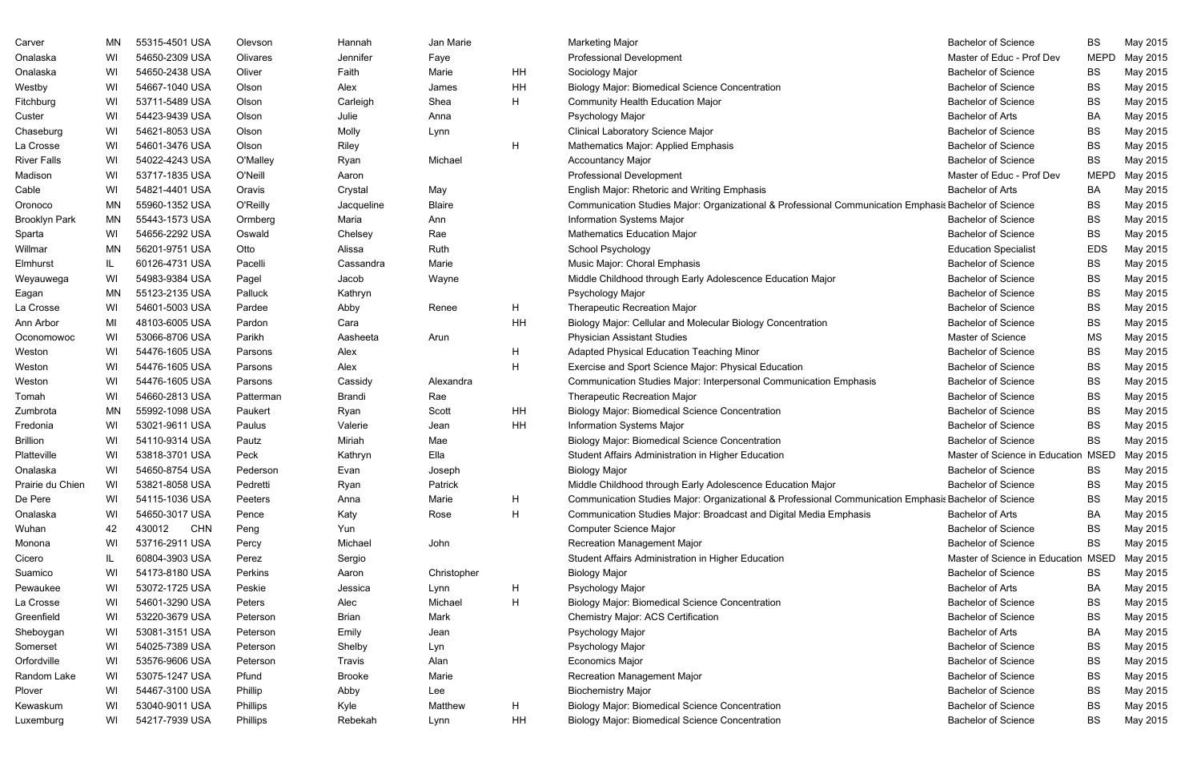| | | | | | | | | | | |
|---|---|---|---|---|---|---|---|---|---|---|
| Carver | MN | 55315-4501 USA | Olevson | Hannah | Jan Marie | | Marketing Major | Bachelor of Science | BS | May 2015 |
| Onalaska | WI | 54650-2309 USA | Olivares | Jennifer | Faye | | Professional Development | Master of Educ - Prof Dev | MEPD | May 2015 |
| Onalaska | WI | 54650-2438 USA | Oliver | Faith | Marie | HH | Sociology Major | Bachelor of Science | BS | May 2015 |
| Westby | WI | 54667-1040 USA | Olson | Alex | James | HH | Biology Major: Biomedical Science Concentration | Bachelor of Science | BS | May 2015 |
| Fitchburg | WI | 53711-5489 USA | Olson | Carleigh | Shea | H | Community Health Education Major | Bachelor of Science | BS | May 2015 |
| Custer | WI | 54423-9439 USA | Olson | Julie | Anna | | Psychology Major | Bachelor of Arts | BA | May 2015 |
| Chaseburg | WI | 54621-8053 USA | Olson | Molly | Lynn | | Clinical Laboratory Science Major | Bachelor of Science | BS | May 2015 |
| La Crosse | WI | 54601-3476 USA | Olson | Riley | | H | Mathematics Major: Applied Emphasis | Bachelor of Science | BS | May 2015 |
| River Falls | WI | 54022-4243 USA | O'Malley | Ryan | Michael | | Accountancy Major | Bachelor of Science | BS | May 2015 |
| Madison | WI | 53717-1835 USA | O'Neill | Aaron | | | Professional Development | Master of Educ - Prof Dev | MEPD | May 2015 |
| Cable | WI | 54821-4401 USA | Oravis | Crystal | May | | English Major: Rhetoric and Writing Emphasis | Bachelor of Arts | BA | May 2015 |
| Oronoco | MN | 55960-1352 USA | O'Reilly | Jacqueline | Blaire | | Communication Studies Major: Organizational & Professional Communication Emphasis | Bachelor of Science | BS | May 2015 |
| Brooklyn Park | MN | 55443-1573 USA | Ormberg | Maria | Ann | | Information Systems Major | Bachelor of Science | BS | May 2015 |
| Sparta | WI | 54656-2292 USA | Oswald | Chelsey | Rae | | Mathematics Education Major | Bachelor of Science | BS | May 2015 |
| Willmar | MN | 56201-9751 USA | Otto | Alissa | Ruth | | School Psychology | Education Specialist | EDS | May 2015 |
| Elmhurst | IL | 60126-4731 USA | Pacelli | Cassandra | Marie | | Music Major: Choral Emphasis | Bachelor of Science | BS | May 2015 |
| Weyauwega | WI | 54983-9384 USA | Pagel | Jacob | Wayne | | Middle Childhood through Early Adolescence Education Major | Bachelor of Science | BS | May 2015 |
| Eagan | MN | 55123-2135 USA | Palluck | Kathryn | | | Psychology Major | Bachelor of Science | BS | May 2015 |
| La Crosse | WI | 54601-5003 USA | Pardee | Abby | Renee | H | Therapeutic Recreation Major | Bachelor of Science | BS | May 2015 |
| Ann Arbor | MI | 48103-6005 USA | Pardon | Cara | | HH | Biology Major: Cellular and Molecular Biology Concentration | Bachelor of Science | BS | May 2015 |
| Oconomowoc | WI | 53066-8706 USA | Parikh | Aasheeta | Arun | | Physician Assistant Studies | Master of Science | MS | May 2015 |
| Weston | WI | 54476-1605 USA | Parsons | Alex | | H | Adapted Physical Education Teaching Minor | Bachelor of Science | BS | May 2015 |
| Weston | WI | 54476-1605 USA | Parsons | Alex | | H | Exercise and Sport Science Major: Physical Education | Bachelor of Science | BS | May 2015 |
| Weston | WI | 54476-1605 USA | Parsons | Cassidy | Alexandra | | Communication Studies Major: Interpersonal Communication Emphasis | Bachelor of Science | BS | May 2015 |
| Tomah | WI | 54660-2813 USA | Patterman | Brandi | Rae | | Therapeutic Recreation Major | Bachelor of Science | BS | May 2015 |
| Zumbrota | MN | 55992-1098 USA | Paukert | Ryan | Scott | HH | Biology Major: Biomedical Science Concentration | Bachelor of Science | BS | May 2015 |
| Fredonia | WI | 53021-9611 USA | Paulus | Valerie | Jean | HH | Information Systems Major | Bachelor of Science | BS | May 2015 |
| Brillion | WI | 54110-9314 USA | Pautz | Miriah | Mae | | Biology Major: Biomedical Science Concentration | Bachelor of Science | BS | May 2015 |
| Platteville | WI | 53818-3701 USA | Peck | Kathryn | Ella | | Student Affairs Administration in Higher Education | Master of Science in Education | MSED | May 2015 |
| Onalaska | WI | 54650-8754 USA | Pederson | Evan | Joseph | | Biology Major | Bachelor of Science | BS | May 2015 |
| Prairie du Chien | WI | 53821-8058 USA | Pedretti | Ryan | Patrick | | Middle Childhood through Early Adolescence Education Major | Bachelor of Science | BS | May 2015 |
| De Pere | WI | 54115-1036 USA | Peeters | Anna | Marie | H | Communication Studies Major: Organizational & Professional Communication Emphasis | Bachelor of Science | BS | May 2015 |
| Onalaska | WI | 54650-3017 USA | Pence | Katy | Rose | H | Communication Studies Major: Broadcast and Digital Media Emphasis | Bachelor of Arts | BA | May 2015 |
| Wuhan | 42 | 430012 CHN | Peng | Yun | | | Computer Science Major | Bachelor of Science | BS | May 2015 |
| Monona | WI | 53716-2911 USA | Percy | Michael | John | | Recreation Management Major | Bachelor of Science | BS | May 2015 |
| Cicero | IL | 60804-3903 USA | Perez | Sergio | | | Student Affairs Administration in Higher Education | Master of Science in Education | MSED | May 2015 |
| Suamico | WI | 54173-8180 USA | Perkins | Aaron | Christopher | | Biology Major | Bachelor of Science | BS | May 2015 |
| Pewaukee | WI | 53072-1725 USA | Peskie | Jessica | Lynn | H | Psychology Major | Bachelor of Arts | BA | May 2015 |
| La Crosse | WI | 54601-3290 USA | Peters | Alec | Michael | H | Biology Major: Biomedical Science Concentration | Bachelor of Science | BS | May 2015 |
| Greenfield | WI | 53220-3679 USA | Peterson | Brian | Mark | | Chemistry Major: ACS Certification | Bachelor of Science | BS | May 2015 |
| Sheboygan | WI | 53081-3151 USA | Peterson | Emily | Jean | | Psychology Major | Bachelor of Arts | BA | May 2015 |
| Somerset | WI | 54025-7389 USA | Peterson | Shelby | Lyn | | Psychology Major | Bachelor of Science | BS | May 2015 |
| Orfordville | WI | 53576-9606 USA | Peterson | Travis | Alan | | Economics Major | Bachelor of Science | BS | May 2015 |
| Random Lake | WI | 53075-1247 USA | Pfund | Brooke | Marie | | Recreation Management Major | Bachelor of Science | BS | May 2015 |
| Plover | WI | 54467-3100 USA | Phillip | Abby | Lee | | Biochemistry Major | Bachelor of Science | BS | May 2015 |
| Kewaskum | WI | 53040-9011 USA | Phillips | Kyle | Matthew | H | Biology Major: Biomedical Science Concentration | Bachelor of Science | BS | May 2015 |
| Luxemburg | WI | 54217-7939 USA | Phillips | Rebekah | Lynn | HH | Biology Major: Biomedical Science Concentration | Bachelor of Science | BS | May 2015 |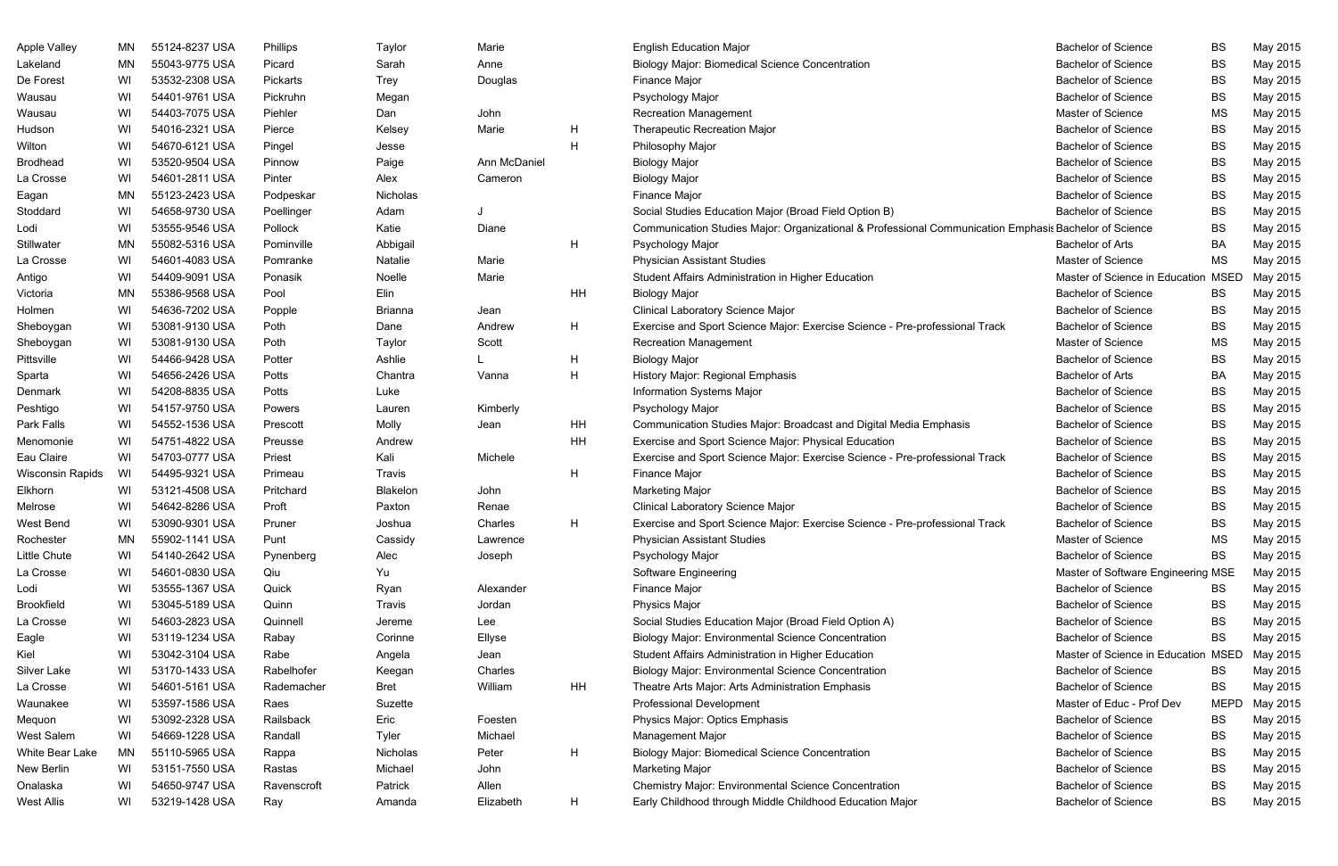| Apple Valley | MN | 55124-8237 USA | Phillips | Taylor | Marie | | English Education Major | Bachelor of Science | BS | May 2015 |
|---|---|---|---|---|---|---|---|---|---|---|
| Lakeland | MN | 55043-9775 USA | Picard | Sarah | Anne | | Biology Major: Biomedical Science Concentration | Bachelor of Science | BS | May 2015 |
| De Forest | WI | 53532-2308 USA | Pickarts | Trey | Douglas | | Finance Major | Bachelor of Science | BS | May 2015 |
| Wausau | WI | 54401-9761 USA | Pickruhn | Megan | | | Psychology Major | Bachelor of Science | BS | May 2015 |
| Wausau | WI | 54403-7075 USA | Piehler | Dan | John | | Recreation Management | Master of Science | MS | May 2015 |
| Hudson | WI | 54016-2321 USA | Pierce | Kelsey | Marie | H | Therapeutic Recreation Major | Bachelor of Science | BS | May 2015 |
| Wilton | WI | 54670-6121 USA | Pingel | Jesse | | H | Philosophy Major | Bachelor of Science | BS | May 2015 |
| Brodhead | WI | 53520-9504 USA | Pinnow | Paige | Ann McDaniel | | Biology Major | Bachelor of Science | BS | May 2015 |
| La Crosse | WI | 54601-2811 USA | Pinter | Alex | Cameron | | Biology Major | Bachelor of Science | BS | May 2015 |
| Eagan | MN | 55123-2423 USA | Podpeskar | Nicholas | | | Finance Major | Bachelor of Science | BS | May 2015 |
| Stoddard | WI | 54658-9730 USA | Poellinger | Adam | J | | Social Studies Education Major (Broad Field Option B) | Bachelor of Science | BS | May 2015 |
| Lodi | WI | 53555-9546 USA | Pollock | Katie | Diane | | Communication Studies Major: Organizational & Professional Communication Emphasis | Bachelor of Science | BS | May 2015 |
| Stillwater | MN | 55082-5316 USA | Pominville | Abbigail | | H | Psychology Major | Bachelor of Arts | BA | May 2015 |
| La Crosse | WI | 54601-4083 USA | Pomranke | Natalie | Marie | | Physician Assistant Studies | Master of Science | MS | May 2015 |
| Antigo | WI | 54409-9091 USA | Ponasik | Noelle | Marie | | Student Affairs Administration in Higher Education | Master of Science in Education | MSED | May 2015 |
| Victoria | MN | 55386-9568 USA | Pool | Elin | | HH | Biology Major | Bachelor of Science | BS | May 2015 |
| Holmen | WI | 54636-7202 USA | Popple | Brianna | Jean | | Clinical Laboratory Science Major | Bachelor of Science | BS | May 2015 |
| Sheboygan | WI | 53081-9130 USA | Poth | Dane | Andrew | H | Exercise and Sport Science Major: Exercise Science - Pre-professional Track | Bachelor of Science | BS | May 2015 |
| Sheboygan | WI | 53081-9130 USA | Poth | Taylor | Scott | | Recreation Management | Master of Science | MS | May 2015 |
| Pittsville | WI | 54466-9428 USA | Potter | Ashlie | L | H | Biology Major | Bachelor of Science | BS | May 2015 |
| Sparta | WI | 54656-2426 USA | Potts | Chantra | Vanna | H | History Major: Regional Emphasis | Bachelor of Arts | BA | May 2015 |
| Denmark | WI | 54208-8835 USA | Potts | Luke | | | Information Systems Major | Bachelor of Science | BS | May 2015 |
| Peshtigo | WI | 54157-9750 USA | Powers | Lauren | Kimberly | | Psychology Major | Bachelor of Science | BS | May 2015 |
| Park Falls | WI | 54552-1536 USA | Prescott | Molly | Jean | HH | Communication Studies Major: Broadcast and Digital Media Emphasis | Bachelor of Science | BS | May 2015 |
| Menomonie | WI | 54751-4822 USA | Preusse | Andrew | | HH | Exercise and Sport Science Major: Physical Education | Bachelor of Science | BS | May 2015 |
| Eau Claire | WI | 54703-0777 USA | Priest | Kali | Michele | | Exercise and Sport Science Major: Exercise Science - Pre-professional Track | Bachelor of Science | BS | May 2015 |
| Wisconsin Rapids | WI | 54495-9321 USA | Primeau | Travis | | H | Finance Major | Bachelor of Science | BS | May 2015 |
| Elkhorn | WI | 53121-4508 USA | Pritchard | Blakelon | John | | Marketing Major | Bachelor of Science | BS | May 2015 |
| Melrose | WI | 54642-8286 USA | Proft | Paxton | Renae | | Clinical Laboratory Science Major | Bachelor of Science | BS | May 2015 |
| West Bend | WI | 53090-9301 USA | Pruner | Joshua | Charles | H | Exercise and Sport Science Major: Exercise Science - Pre-professional Track | Bachelor of Science | BS | May 2015 |
| Rochester | MN | 55902-1141 USA | Punt | Cassidy | Lawrence | | Physician Assistant Studies | Master of Science | MS | May 2015 |
| Little Chute | WI | 54140-2642 USA | Pynenberg | Alec | Joseph | | Psychology Major | Bachelor of Science | BS | May 2015 |
| La Crosse | WI | 54601-0830 USA | Qiu | Yu | | | Software Engineering | Master of Software Engineering | MSE | May 2015 |
| Lodi | WI | 53555-1367 USA | Quick | Ryan | Alexander | | Finance Major | Bachelor of Science | BS | May 2015 |
| Brookfield | WI | 53045-5189 USA | Quinn | Travis | Jordan | | Physics Major | Bachelor of Science | BS | May 2015 |
| La Crosse | WI | 54603-2823 USA | Quinnell | Jereme | Lee | | Social Studies Education Major (Broad Field Option A) | Bachelor of Science | BS | May 2015 |
| Eagle | WI | 53119-1234 USA | Rabay | Corinne | Ellyse | | Biology Major: Environmental Science Concentration | Bachelor of Science | BS | May 2015 |
| Kiel | WI | 53042-3104 USA | Rabe | Angela | Jean | | Student Affairs Administration in Higher Education | Master of Science in Education | MSED | May 2015 |
| Silver Lake | WI | 53170-1433 USA | Rabelhofer | Keegan | Charles | | Biology Major: Environmental Science Concentration | Bachelor of Science | BS | May 2015 |
| La Crosse | WI | 54601-5161 USA | Rademacher | Bret | William | HH | Theatre Arts Major: Arts Administration Emphasis | Bachelor of Science | BS | May 2015 |
| Waunakee | WI | 53597-1586 USA | Raes | Suzette | | | Professional Development | Master of Educ - Prof Dev | MEPD | May 2015 |
| Mequon | WI | 53092-2328 USA | Railsback | Eric | Foesten | | Physics Major: Optics Emphasis | Bachelor of Science | BS | May 2015 |
| West Salem | WI | 54669-1228 USA | Randall | Tyler | Michael | | Management Major | Bachelor of Science | BS | May 2015 |
| White Bear Lake | MN | 55110-5965 USA | Rappa | Nicholas | Peter | H | Biology Major: Biomedical Science Concentration | Bachelor of Science | BS | May 2015 |
| New Berlin | WI | 53151-7550 USA | Rastas | Michael | John | | Marketing Major | Bachelor of Science | BS | May 2015 |
| Onalaska | WI | 54650-9747 USA | Ravenscroft | Patrick | Allen | | Chemistry Major: Environmental Science Concentration | Bachelor of Science | BS | May 2015 |
| West Allis | WI | 53219-1428 USA | Ray | Amanda | Elizabeth | H | Early Childhood through Middle Childhood Education Major | Bachelor of Science | BS | May 2015 |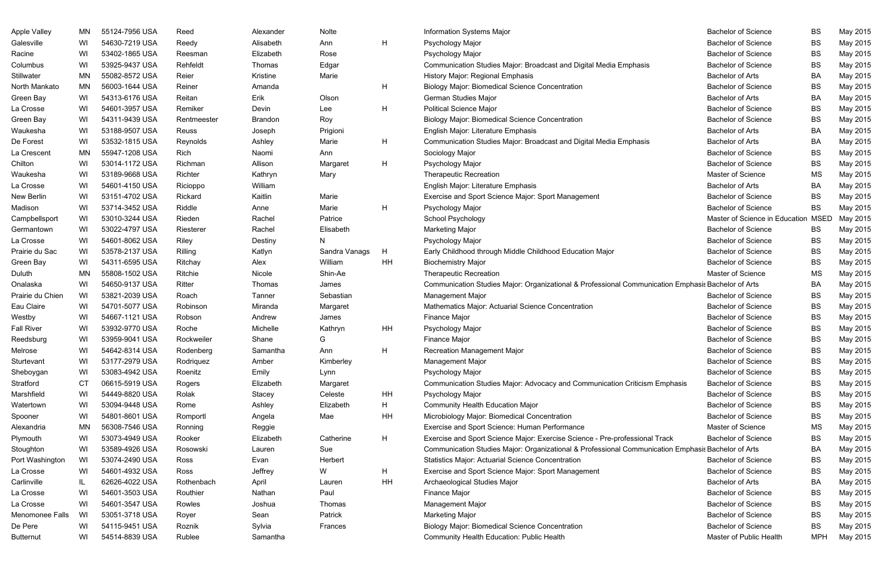| | | | | | | | | | | |
|---|---|---|---|---|---|---|---|---|---|---|
| Apple Valley | MN | 55124-7956 USA | Reed | Alexander | Nolte | | Information Systems Major | Bachelor of Science | BS | May 2015 |
| Galesville | WI | 54630-7219 USA | Reedy | Alisabeth | Ann | H | Psychology Major | Bachelor of Science | BS | May 2015 |
| Racine | WI | 53402-1865 USA | Reesman | Elizabeth | Rose | | Psychology Major | Bachelor of Science | BS | May 2015 |
| Columbus | WI | 53925-9437 USA | Rehfeldt | Thomas | Edgar | | Communication Studies Major: Broadcast and Digital Media Emphasis | Bachelor of Science | BS | May 2015 |
| Stillwater | MN | 55082-8572 USA | Reier | Kristine | Marie | | History Major: Regional Emphasis | Bachelor of Arts | BA | May 2015 |
| North Mankato | MN | 56003-1644 USA | Reiner | Amanda | | H | Biology Major: Biomedical Science Concentration | Bachelor of Science | BS | May 2015 |
| Green Bay | WI | 54313-6176 USA | Reitan | Erik | Olson | | German Studies Major | Bachelor of Arts | BA | May 2015 |
| La Crosse | WI | 54601-3957 USA | Remiker | Devin | Lee | H | Political Science Major | Bachelor of Science | BS | May 2015 |
| Green Bay | WI | 54311-9439 USA | Rentmeester | Brandon | Roy | | Biology Major: Biomedical Science Concentration | Bachelor of Science | BS | May 2015 |
| Waukesha | WI | 53188-9507 USA | Reuss | Joseph | Prigioni | | English Major: Literature Emphasis | Bachelor of Arts | BA | May 2015 |
| De Forest | WI | 53532-1815 USA | Reynolds | Ashley | Marie | H | Communication Studies Major: Broadcast and Digital Media Emphasis | Bachelor of Arts | BA | May 2015 |
| La Crescent | MN | 55947-1208 USA | Rich | Naomi | Ann | | Sociology Major | Bachelor of Science | BS | May 2015 |
| Chilton | WI | 53014-1172 USA | Richman | Allison | Margaret | H | Psychology Major | Bachelor of Science | BS | May 2015 |
| Waukesha | WI | 53189-9668 USA | Richter | Kathryn | Mary | | Therapeutic Recreation | Master of Science | MS | May 2015 |
| La Crosse | WI | 54601-4150 USA | Ricioppo | William | | | English Major: Literature Emphasis | Bachelor of Arts | BA | May 2015 |
| New Berlin | WI | 53151-4702 USA | Rickard | Kaitlin | Marie | | Exercise and Sport Science Major: Sport Management | Bachelor of Science | BS | May 2015 |
| Madison | WI | 53714-3452 USA | Riddle | Anne | Marie | H | Psychology Major | Bachelor of Science | BS | May 2015 |
| Campbellsport | WI | 53010-3244 USA | Rieden | Rachel | Patrice | | School Psychology | Master of Science in Education | MSED | May 2015 |
| Germantown | WI | 53022-4797 USA | Riesterer | Rachel | Elisabeth | | Marketing Major | Bachelor of Science | BS | May 2015 |
| La Crosse | WI | 54601-8062 USA | Riley | Destiny | N | | Psychology Major | Bachelor of Science | BS | May 2015 |
| Prairie du Sac | WI | 53578-2137 USA | Rilling | Katlyn | Sandra Vanags | H | Early Childhood through Middle Childhood Education Major | Bachelor of Science | BS | May 2015 |
| Green Bay | WI | 54311-6595 USA | Ritchay | Alex | William | HH | Biochemistry Major | Bachelor of Science | BS | May 2015 |
| Duluth | MN | 55808-1502 USA | Ritchie | Nicole | Shin-Ae | | Therapeutic Recreation | Master of Science | MS | May 2015 |
| Onalaska | WI | 54650-9137 USA | Ritter | Thomas | James | | Communication Studies Major: Organizational & Professional Communication Emphasis | Bachelor of Arts | BA | May 2015 |
| Prairie du Chien | WI | 53821-2039 USA | Roach | Tanner | Sebastian | | Management Major | Bachelor of Science | BS | May 2015 |
| Eau Claire | WI | 54701-5077 USA | Robinson | Miranda | Margaret | | Mathematics Major: Actuarial Science Concentration | Bachelor of Science | BS | May 2015 |
| Westby | WI | 54667-1121 USA | Robson | Andrew | James | | Finance Major | Bachelor of Science | BS | May 2015 |
| Fall River | WI | 53932-9770 USA | Roche | Michelle | Kathryn | HH | Psychology Major | Bachelor of Science | BS | May 2015 |
| Reedsburg | WI | 53959-9041 USA | Rockweiler | Shane | G | | Finance Major | Bachelor of Science | BS | May 2015 |
| Melrose | WI | 54642-8314 USA | Rodenberg | Samantha | Ann | H | Recreation Management Major | Bachelor of Science | BS | May 2015 |
| Sturtevant | WI | 53177-2979 USA | Rodriquez | Amber | Kimberley | | Management Major | Bachelor of Science | BS | May 2015 |
| Sheboygan | WI | 53083-4942 USA | Roenitz | Emily | Lynn | | Psychology Major | Bachelor of Science | BS | May 2015 |
| Stratford | CT | 06615-5919 USA | Rogers | Elizabeth | Margaret | | Communication Studies Major: Advocacy and Communication Criticism Emphasis | Bachelor of Science | BS | May 2015 |
| Marshfield | WI | 54449-8820 USA | Rolak | Stacey | Celeste | HH | Psychology Major | Bachelor of Science | BS | May 2015 |
| Watertown | WI | 53094-9448 USA | Rome | Ashley | Elizabeth | H | Community Health Education Major | Bachelor of Science | BS | May 2015 |
| Spooner | WI | 54801-8601 USA | Romportl | Angela | Mae | HH | Microbiology Major: Biomedical Concentration | Bachelor of Science | BS | May 2015 |
| Alexandria | MN | 56308-7546 USA | Ronning | Reggie | | | Exercise and Sport Science: Human Performance | Master of Science | MS | May 2015 |
| Plymouth | WI | 53073-4949 USA | Rooker | Elizabeth | Catherine | H | Exercise and Sport Science Major: Exercise Science - Pre-professional Track | Bachelor of Science | BS | May 2015 |
| Stoughton | WI | 53589-4926 USA | Rosowski | Lauren | Sue | | Communication Studies Major: Organizational & Professional Communication Emphasis | Bachelor of Arts | BA | May 2015 |
| Port Washington | WI | 53074-2490 USA | Ross | Evan | Herbert | | Statistics Major: Actuarial Science Concentration | Bachelor of Science | BS | May 2015 |
| La Crosse | WI | 54601-4932 USA | Ross | Jeffrey | W | H | Exercise and Sport Science Major: Sport Management | Bachelor of Science | BS | May 2015 |
| Carlinville | IL | 62626-4022 USA | Rothenbach | April | Lauren | HH | Archaeological Studies Major | Bachelor of Arts | BA | May 2015 |
| La Crosse | WI | 54601-3503 USA | Routhier | Nathan | Paul | | Finance Major | Bachelor of Science | BS | May 2015 |
| La Crosse | WI | 54601-3547 USA | Rowles | Joshua | Thomas | | Management Major | Bachelor of Science | BS | May 2015 |
| Menomonee Falls | WI | 53051-3718 USA | Royer | Sean | Patrick | | Marketing Major | Bachelor of Science | BS | May 2015 |
| De Pere | WI | 54115-9451 USA | Roznik | Sylvia | Frances | | Biology Major: Biomedical Science Concentration | Bachelor of Science | BS | May 2015 |
| Butternut | WI | 54514-8839 USA | Rublee | Samantha | | | Community Health Education: Public Health | Master of Public Health | MPH | May 2015 |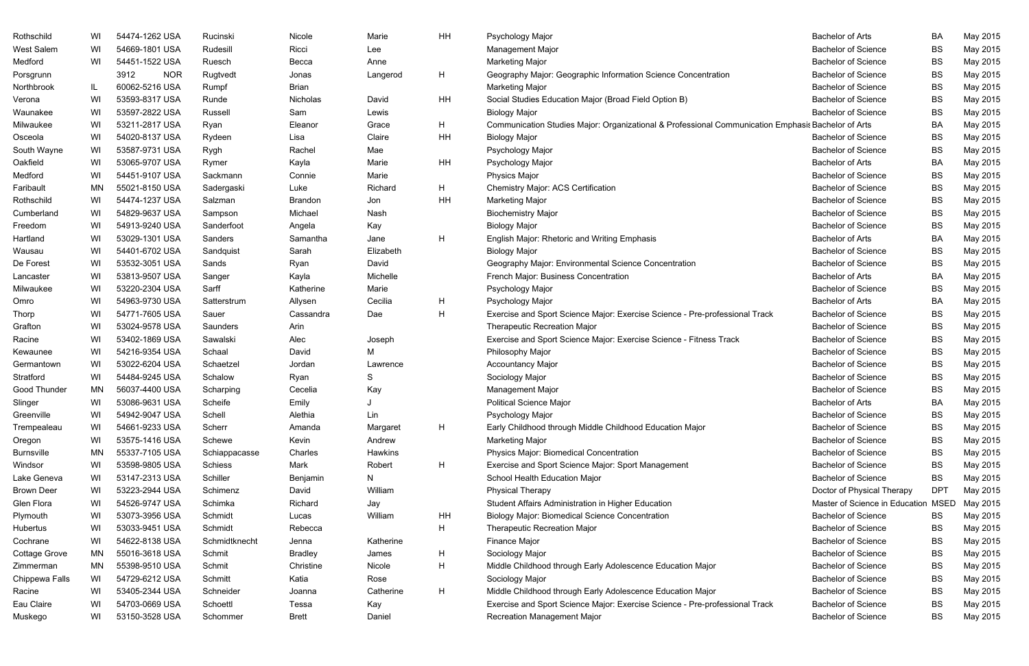| | | | | | | | | | | |
|---|---|---|---|---|---|---|---|---|---|---|
| Rothschild | WI | 54474-1262 USA | Rucinski | Nicole | Marie | HH | Psychology Major | Bachelor of Arts | BA | May 2015 |
| West Salem | WI | 54669-1801 USA | Rudesill | Ricci | Lee | | Management Major | Bachelor of Science | BS | May 2015 |
| Medford | WI | 54451-1522 USA | Ruesch | Becca | Anne | | Marketing Major | Bachelor of Science | BS | May 2015 |
| Porsgrunn | | 3912 NOR | Rugtvedt | Jonas | Langerod | H | Geography Major: Geographic Information Science Concentration | Bachelor of Science | BS | May 2015 |
| Northbrook | IL | 60062-5216 USA | Rumpf | Brian | | | Marketing Major | Bachelor of Science | BS | May 2015 |
| Verona | WI | 53593-8317 USA | Runde | Nicholas | David | HH | Social Studies Education Major (Broad Field Option B) | Bachelor of Science | BS | May 2015 |
| Waunakee | WI | 53597-2822 USA | Russell | Sam | Lewis | | Biology Major | Bachelor of Science | BS | May 2015 |
| Milwaukee | WI | 53211-2817 USA | Ryan | Eleanor | Grace | H | Communication Studies Major: Organizational & Professional Communication Emphasis | Bachelor of Arts | BA | May 2015 |
| Osceola | WI | 54020-8137 USA | Rydeen | Lisa | Claire | HH | Biology Major | Bachelor of Science | BS | May 2015 |
| South Wayne | WI | 53587-9731 USA | Rygh | Rachel | Mae | | Psychology Major | Bachelor of Science | BS | May 2015 |
| Oakfield | WI | 53065-9707 USA | Rymer | Kayla | Marie | HH | Psychology Major | Bachelor of Arts | BA | May 2015 |
| Medford | WI | 54451-9107 USA | Sackmann | Connie | Marie | | Physics Major | Bachelor of Science | BS | May 2015 |
| Faribault | MN | 55021-8150 USA | Sadergaski | Luke | Richard | H | Chemistry Major: ACS Certification | Bachelor of Science | BS | May 2015 |
| Rothschild | WI | 54474-1237 USA | Salzman | Brandon | Jon | HH | Marketing Major | Bachelor of Science | BS | May 2015 |
| Cumberland | WI | 54829-9637 USA | Sampson | Michael | Nash | | Biochemistry Major | Bachelor of Science | BS | May 2015 |
| Freedom | WI | 54913-9240 USA | Sanderfoot | Angela | Kay | | Biology Major | Bachelor of Science | BS | May 2015 |
| Hartland | WI | 53029-1301 USA | Sanders | Samantha | Jane | H | English Major: Rhetoric and Writing Emphasis | Bachelor of Arts | BA | May 2015 |
| Wausau | WI | 54401-6702 USA | Sandquist | Sarah | Elizabeth | | Biology Major | Bachelor of Science | BS | May 2015 |
| De Forest | WI | 53532-3051 USA | Sands | Ryan | David | | Geography Major: Environmental Science Concentration | Bachelor of Science | BS | May 2015 |
| Lancaster | WI | 53813-9507 USA | Sanger | Kayla | Michelle | | French Major: Business Concentration | Bachelor of Arts | BA | May 2015 |
| Milwaukee | WI | 53220-2304 USA | Sarff | Katherine | Marie | | Psychology Major | Bachelor of Science | BS | May 2015 |
| Omro | WI | 54963-9730 USA | Satterstrum | Allysen | Cecilia | H | Psychology Major | Bachelor of Arts | BA | May 2015 |
| Thorp | WI | 54771-7605 USA | Sauer | Cassandra | Dae | H | Exercise and Sport Science Major: Exercise Science - Pre-professional Track | Bachelor of Science | BS | May 2015 |
| Grafton | WI | 53024-9578 USA | Saunders | Arin | | | Therapeutic Recreation Major | Bachelor of Science | BS | May 2015 |
| Racine | WI | 53402-1869 USA | Sawalski | Alec | Joseph | | Exercise and Sport Science Major: Exercise Science - Fitness Track | Bachelor of Science | BS | May 2015 |
| Kewaunee | WI | 54216-9354 USA | Schaal | David | M | | Philosophy Major | Bachelor of Science | BS | May 2015 |
| Germantown | WI | 53022-6204 USA | Schaetzel | Jordan | Lawrence | | Accountancy Major | Bachelor of Science | BS | May 2015 |
| Stratford | WI | 54484-9245 USA | Schalow | Ryan | S | | Sociology Major | Bachelor of Science | BS | May 2015 |
| Good Thunder | MN | 56037-4400 USA | Scharping | Cecelia | Kay | | Management Major | Bachelor of Science | BS | May 2015 |
| Slinger | WI | 53086-9631 USA | Scheife | Emily | J | | Political Science Major | Bachelor of Arts | BA | May 2015 |
| Greenville | WI | 54942-9047 USA | Schell | Alethia | Lin | | Psychology Major | Bachelor of Science | BS | May 2015 |
| Trempealeau | WI | 54661-9233 USA | Scherr | Amanda | Margaret | H | Early Childhood through Middle Childhood Education Major | Bachelor of Science | BS | May 2015 |
| Oregon | WI | 53575-1416 USA | Schewe | Kevin | Andrew | | Marketing Major | Bachelor of Science | BS | May 2015 |
| Burnsville | MN | 55337-7105 USA | Schiappacasse | Charles | Hawkins | | Physics Major: Biomedical Concentration | Bachelor of Science | BS | May 2015 |
| Windsor | WI | 53598-9805 USA | Schiess | Mark | Robert | H | Exercise and Sport Science Major: Sport Management | Bachelor of Science | BS | May 2015 |
| Lake Geneva | WI | 53147-2313 USA | Schiller | Benjamin | N | | School Health Education Major | Bachelor of Science | BS | May 2015 |
| Brown Deer | WI | 53223-2944 USA | Schimenz | David | William | | Physical Therapy | Doctor of Physical Therapy | DPT | May 2015 |
| Glen Flora | WI | 54526-9747 USA | Schimka | Richard | Jay | | Student Affairs Administration in Higher Education | Master of Science in Education | MSED | May 2015 |
| Plymouth | WI | 53073-3956 USA | Schmidt | Lucas | William | HH | Biology Major: Biomedical Science Concentration | Bachelor of Science | BS | May 2015 |
| Hubertus | WI | 53033-9451 USA | Schmidt | Rebecca | | H | Therapeutic Recreation Major | Bachelor of Science | BS | May 2015 |
| Cochrane | WI | 54622-8138 USA | Schmidtknecht | Jenna | Katherine | | Finance Major | Bachelor of Science | BS | May 2015 |
| Cottage Grove | MN | 55016-3618 USA | Schmit | Bradley | James | H | Sociology Major | Bachelor of Science | BS | May 2015 |
| Zimmerman | MN | 55398-9510 USA | Schmit | Christine | Nicole | H | Middle Childhood through Early Adolescence Education Major | Bachelor of Science | BS | May 2015 |
| Chippewa Falls | WI | 54729-6212 USA | Schmitt | Katia | Rose | | Sociology Major | Bachelor of Science | BS | May 2015 |
| Racine | WI | 53405-2344 USA | Schneider | Joanna | Catherine | H | Middle Childhood through Early Adolescence Education Major | Bachelor of Science | BS | May 2015 |
| Eau Claire | WI | 54703-0669 USA | Schoettl | Tessa | Kay | | Exercise and Sport Science Major: Exercise Science - Pre-professional Track | Bachelor of Science | BS | May 2015 |
| Muskego | WI | 53150-3528 USA | Schommer | Brett | Daniel | | Recreation Management Major | Bachelor of Science | BS | May 2015 |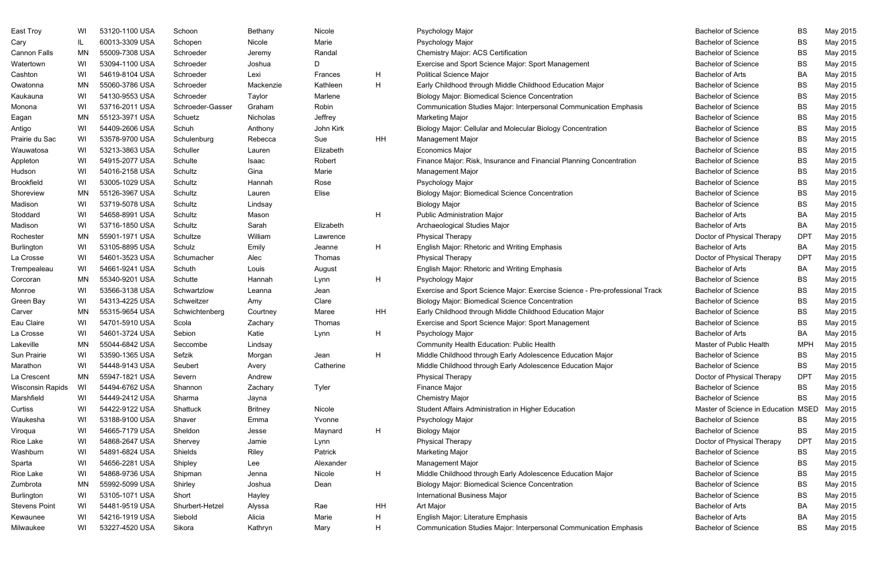| | | | | | | | | | | |
|---|---|---|---|---|---|---|---|---|---|---|
| East Troy | WI | 53120-1100 USA | Schoon | Bethany | Nicole | | Psychology Major | Bachelor of Science | BS | May 2015 |
| Cary | IL | 60013-3309 USA | Schopen | Nicole | Marie | | Psychology Major | Bachelor of Science | BS | May 2015 |
| Cannon Falls | MN | 55009-7308 USA | Schroeder | Jeremy | Randal | | Chemistry Major: ACS Certification | Bachelor of Science | BS | May 2015 |
| Watertown | WI | 53094-1100 USA | Schroeder | Joshua | D | | Exercise and Sport Science Major: Sport Management | Bachelor of Science | BS | May 2015 |
| Cashton | WI | 54619-8104 USA | Schroeder | Lexi | Frances | H | Political Science Major | Bachelor of Arts | BA | May 2015 |
| Owatonna | MN | 55060-3786 USA | Schroeder | Mackenzie | Kathleen | H | Early Childhood through Middle Childhood Education Major | Bachelor of Science | BS | May 2015 |
| Kaukauna | WI | 54130-9553 USA | Schroeder | Taylor | Marlene | | Biology Major: Biomedical Science Concentration | Bachelor of Science | BS | May 2015 |
| Monona | WI | 53716-2011 USA | Schroeder-Gasser | Graham | Robin | | Communication Studies Major: Interpersonal Communication Emphasis | Bachelor of Science | BS | May 2015 |
| Eagan | MN | 55123-3971 USA | Schuetz | Nicholas | Jeffrey | | Marketing Major | Bachelor of Science | BS | May 2015 |
| Antigo | WI | 54409-2606 USA | Schuh | Anthony | John Kirk | | Biology Major: Cellular and Molecular Biology Concentration | Bachelor of Science | BS | May 2015 |
| Prairie du Sac | WI | 53578-9700 USA | Schulenburg | Rebecca | Sue | HH | Management Major | Bachelor of Science | BS | May 2015 |
| Wauwatosa | WI | 53213-3863 USA | Schuller | Lauren | Elizabeth | | Economics Major | Bachelor of Science | BS | May 2015 |
| Appleton | WI | 54915-2077 USA | Schulte | Isaac | Robert | | Finance Major: Risk, Insurance and Financial Planning Concentration | Bachelor of Science | BS | May 2015 |
| Hudson | WI | 54016-2158 USA | Schultz | Gina | Marie | | Management Major | Bachelor of Science | BS | May 2015 |
| Brookfield | WI | 53005-1029 USA | Schultz | Hannah | Rose | | Psychology Major | Bachelor of Science | BS | May 2015 |
| Shoreview | MN | 55126-3967 USA | Schultz | Lauren | Elise | | Biology Major: Biomedical Science Concentration | Bachelor of Science | BS | May 2015 |
| Madison | WI | 53719-5078 USA | Schultz | Lindsay | | | Biology Major | Bachelor of Science | BS | May 2015 |
| Stoddard | WI | 54658-8991 USA | Schultz | Mason | | H | Public Administration Major | Bachelor of Arts | BA | May 2015 |
| Madison | WI | 53716-1850 USA | Schultz | Sarah | Elizabeth | | Archaeological Studies Major | Bachelor of Arts | BA | May 2015 |
| Rochester | MN | 55901-1971 USA | Schultze | William | Lawrence | | Physical Therapy | Doctor of Physical Therapy | DPT | May 2015 |
| Burlington | WI | 53105-8895 USA | Schulz | Emily | Jeanne | H | English Major: Rhetoric and Writing Emphasis | Bachelor of Arts | BA | May 2015 |
| La Crosse | WI | 54601-3523 USA | Schumacher | Alec | Thomas | | Physical Therapy | Doctor of Physical Therapy | DPT | May 2015 |
| Trempealeau | WI | 54661-9241 USA | Schuth | Louis | August | | English Major: Rhetoric and Writing Emphasis | Bachelor of Arts | BA | May 2015 |
| Corcoran | MN | 55340-9201 USA | Schutte | Hannah | Lynn | H | Psychology Major | Bachelor of Science | BS | May 2015 |
| Monroe | WI | 53566-3138 USA | Schwartzlow | Leanna | Jean | | Exercise and Sport Science Major: Exercise Science - Pre-professional Track | Bachelor of Science | BS | May 2015 |
| Green Bay | WI | 54313-4225 USA | Schweitzer | Amy | Clare | | Biology Major: Biomedical Science Concentration | Bachelor of Science | BS | May 2015 |
| Carver | MN | 55315-9654 USA | Schwichtenberg | Courtney | Maree | HH | Early Childhood through Middle Childhood Education Major | Bachelor of Science | BS | May 2015 |
| Eau Claire | WI | 54701-5910 USA | Scola | Zachary | Thomas | | Exercise and Sport Science Major: Sport Management | Bachelor of Science | BS | May 2015 |
| La Crosse | WI | 54601-3724 USA | Sebion | Katie | Lynn | H | Psychology Major | Bachelor of Arts | BA | May 2015 |
| Lakeville | MN | 55044-6842 USA | Seccombe | Lindsay | | | Community Health Education: Public Health | Master of Public Health | MPH | May 2015 |
| Sun Prairie | WI | 53590-1365 USA | Sefzik | Morgan | Jean | H | Middle Childhood through Early Adolescence Education Major | Bachelor of Science | BS | May 2015 |
| Marathon | WI | 54448-9143 USA | Seubert | Avery | Catherine | | Middle Childhood through Early Adolescence Education Major | Bachelor of Science | BS | May 2015 |
| La Crescent | MN | 55947-1821 USA | Severn | Andrew | | | Physical Therapy | Doctor of Physical Therapy | DPT | May 2015 |
| Wisconsin Rapids | WI | 54494-6762 USA | Shannon | Zachary | Tyler | | Finance Major | Bachelor of Science | BS | May 2015 |
| Marshfield | WI | 54449-2412 USA | Sharma | Jayna | | | Chemistry Major | Bachelor of Science | BS | May 2015 |
| Curtiss | WI | 54422-9122 USA | Shattuck | Britney | Nicole | | Student Affairs Administration in Higher Education | Master of Science in Education | MSED | May 2015 |
| Waukesha | WI | 53188-9100 USA | Shaver | Emma | Yvonne | | Psychology Major | Bachelor of Science | BS | May 2015 |
| Viroqua | WI | 54665-7179 USA | Sheldon | Jesse | Maynard | H | Biology Major | Bachelor of Science | BS | May 2015 |
| Rice Lake | WI | 54868-2647 USA | Shervey | Jamie | Lynn | | Physical Therapy | Doctor of Physical Therapy | DPT | May 2015 |
| Washburn | WI | 54891-6824 USA | Shields | Riley | Patrick | | Marketing Major | Bachelor of Science | BS | May 2015 |
| Sparta | WI | 54656-2281 USA | Shipley | Lee | Alexander | | Management Major | Bachelor of Science | BS | May 2015 |
| Rice Lake | WI | 54868-9736 USA | Shipman | Jenna | Nicole | H | Middle Childhood through Early Adolescence Education Major | Bachelor of Science | BS | May 2015 |
| Zumbrota | MN | 55992-5099 USA | Shirley | Joshua | Dean | | Biology Major: Biomedical Science Concentration | Bachelor of Science | BS | May 2015 |
| Burlington | WI | 53105-1071 USA | Short | Hayley | | | International Business Major | Bachelor of Science | BS | May 2015 |
| Stevens Point | WI | 54481-9519 USA | Shurbert-Hetzel | Alyssa | Rae | HH | Art Major | Bachelor of Arts | BA | May 2015 |
| Kewaunee | WI | 54216-1919 USA | Siebold | Alicia | Marie | H | English Major: Literature Emphasis | Bachelor of Arts | BA | May 2015 |
| Milwaukee | WI | 53227-4520 USA | Sikora | Kathryn | Mary | H | Communication Studies Major: Interpersonal Communication Emphasis | Bachelor of Science | BS | May 2015 |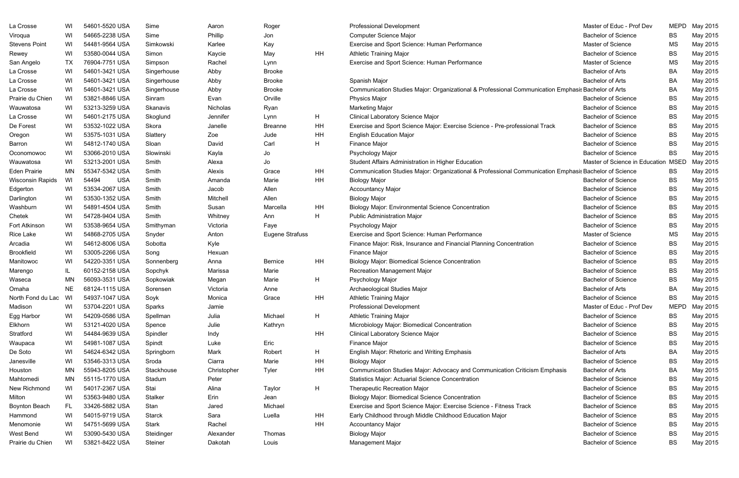| | | | | | | | | | | |
|---|---|---|---|---|---|---|---|---|---|---|
| La Crosse | WI | 54601-5520 USA | Sime | Aaron | Roger | | Professional Development | Master of Educ - Prof Dev | MEPD | May 2015 |
| Viroqua | WI | 54665-2238 USA | Sime | Phillip | Jon | | Computer Science Major | Bachelor of Science | BS | May 2015 |
| Stevens Point | WI | 54481-9564 USA | Simkowski | Karlee | Kay | | Exercise and Sport Science: Human Performance | Master of Science | MS | May 2015 |
| Rewey | WI | 53580-0044 USA | Simon | Kaycie | May | HH | Athletic Training Major | Bachelor of Science | BS | May 2015 |
| San Angelo | TX | 76904-7751 USA | Simpson | Rachel | Lynn | | Exercise and Sport Science: Human Performance | Master of Science | MS | May 2015 |
| La Crosse | WI | 54601-3421 USA | Singerhouse | Abby | Brooke | | | Bachelor of Arts | BA | May 2015 |
| La Crosse | WI | 54601-3421 USA | Singerhouse | Abby | Brooke | | Spanish Major | Bachelor of Arts | BA | May 2015 |
| La Crosse | WI | 54601-3421 USA | Singerhouse | Abby | Brooke | | Communication Studies Major: Organizational & Professional Communication Emphasis | Bachelor of Arts | BA | May 2015 |
| Prairie du Chien | WI | 53821-8846 USA | Sinram | Evan | Orville | | Physics Major | Bachelor of Science | BS | May 2015 |
| Wauwatosa | WI | 53213-3259 USA | Skanavis | Nicholas | Ryan | | Marketing Major | Bachelor of Science | BS | May 2015 |
| La Crosse | WI | 54601-2175 USA | Skoglund | Jennifer | Lynn | H | Clinical Laboratory Science Major | Bachelor of Science | BS | May 2015 |
| De Forest | WI | 53532-1022 USA | Skora | Janelle | Breanne | HH | Exercise and Sport Science Major: Exercise Science - Pre-professional Track | Bachelor of Science | BS | May 2015 |
| Oregon | WI | 53575-1031 USA | Slattery | Zoe | Jude | HH | English Education Major | Bachelor of Science | BS | May 2015 |
| Barron | WI | 54812-1740 USA | Sloan | David | Carl | H | Finance Major | Bachelor of Science | BS | May 2015 |
| Oconomowoc | WI | 53066-2010 USA | Slowinski | Kayla | Jo | | Psychology Major | Bachelor of Science | BS | May 2015 |
| Wauwatosa | WI | 53213-2001 USA | Smith | Alexa | Jo | | Student Affairs Administration in Higher Education | Master of Science in Education | MSED | May 2015 |
| Eden Prairie | MN | 55347-5342 USA | Smith | Alexis | Grace | HH | Communication Studies Major: Organizational & Professional Communication Emphasis | Bachelor of Science | BS | May 2015 |
| Wisconsin Rapids | WI | 54494 USA | Smith | Amanda | Marie | HH | Biology Major | Bachelor of Science | BS | May 2015 |
| Edgerton | WI | 53534-2067 USA | Smith | Jacob | Allen | | Accountancy Major | Bachelor of Science | BS | May 2015 |
| Darlington | WI | 53530-1352 USA | Smith | Mitchell | Allen | | Biology Major | Bachelor of Science | BS | May 2015 |
| Washburn | WI | 54891-4504 USA | Smith | Susan | Marcella | HH | Biology Major: Environmental Science Concentration | Bachelor of Science | BS | May 2015 |
| Chetek | WI | 54728-9404 USA | Smith | Whitney | Ann | H | Public Administration Major | Bachelor of Science | BS | May 2015 |
| Fort Atkinson | WI | 53538-9654 USA | Smithyman | Victoria | Faye | | Psychology Major | Bachelor of Science | BS | May 2015 |
| Rice Lake | WI | 54868-2705 USA | Snyder | Anton | Eugene Strafuss | | Exercise and Sport Science: Human Performance | Master of Science | MS | May 2015 |
| Arcadia | WI | 54612-8006 USA | Sobotta | Kyle | | | Finance Major: Risk, Insurance and Financial Planning Concentration | Bachelor of Science | BS | May 2015 |
| Brookfield | WI | 53005-2266 USA | Song | Hexuan | | | Finance Major | Bachelor of Science | BS | May 2015 |
| Manitowoc | WI | 54220-3351 USA | Sonnenberg | Anna | Bernice | HH | Biology Major: Biomedical Science Concentration | Bachelor of Science | BS | May 2015 |
| Marengo | IL | 60152-2158 USA | Sopchyk | Marissa | Marie | | Recreation Management Major | Bachelor of Science | BS | May 2015 |
| Waseca | MN | 56093-3531 USA | Sopkowiak | Megan | Marie | H | Psychology Major | Bachelor of Science | BS | May 2015 |
| Omaha | NE | 68124-1115 USA | Sorensen | Victoria | Anne | | Archaeological Studies Major | Bachelor of Arts | BA | May 2015 |
| North Fond du Lac | WI | 54937-1047 USA | Soyk | Monica | Grace | HH | Athletic Training Major | Bachelor of Science | BS | May 2015 |
| Madison | WI | 53704-2201 USA | Sparks | Jamie | | | Professional Development | Master of Educ - Prof Dev | MEPD | May 2015 |
| Egg Harbor | WI | 54209-0586 USA | Spellman | Julia | Michael | H | Athletic Training Major | Bachelor of Science | BS | May 2015 |
| Elkhorn | WI | 53121-4020 USA | Spence | Julie | Kathryn | | Microbiology Major: Biomedical Concentration | Bachelor of Science | BS | May 2015 |
| Stratford | WI | 54484-9639 USA | Spindler | Indy | | HH | Clinical Laboratory Science Major | Bachelor of Science | BS | May 2015 |
| Waupaca | WI | 54981-1087 USA | Spindt | Luke | Eric | | Finance Major | Bachelor of Science | BS | May 2015 |
| De Soto | WI | 54624-6342 USA | Springborn | Mark | Robert | H | English Major: Rhetoric and Writing Emphasis | Bachelor of Arts | BA | May 2015 |
| Janesville | WI | 53546-3313 USA | Sroda | Ciarra | Marie | HH | Biology Major | Bachelor of Science | BS | May 2015 |
| Houston | MN | 55943-8205 USA | Stackhouse | Christopher | Tyler | HH | Communication Studies Major: Advocacy and Communication Criticism Emphasis | Bachelor of Arts | BA | May 2015 |
| Mahtomedi | MN | 55115-1770 USA | Stadum | Peter | | | Statistics Major: Actuarial Science Concentration | Bachelor of Science | BS | May 2015 |
| New Richmond | WI | 54017-2367 USA | Stai | Alina | Taylor | H | Therapeutic Recreation Major | Bachelor of Science | BS | May 2015 |
| Milton | WI | 53563-9480 USA | Stalker | Erin | Jean | | Biology Major: Biomedical Science Concentration | Bachelor of Science | BS | May 2015 |
| Boynton Beach | FL | 33426-5882 USA | Stan | Jared | Michael | | Exercise and Sport Science Major: Exercise Science - Fitness Track | Bachelor of Science | BS | May 2015 |
| Hammond | WI | 54015-9719 USA | Starck | Sara | Luella | HH | Early Childhood through Middle Childhood Education Major | Bachelor of Science | BS | May 2015 |
| Menomonie | WI | 54751-5699 USA | Stark | Rachel | | HH | Accountancy Major | Bachelor of Science | BS | May 2015 |
| West Bend | WI | 53090-5430 USA | Steidinger | Alexander | Thomas | | Biology Major | Bachelor of Science | BS | May 2015 |
| Prairie du Chien | WI | 53821-8422 USA | Steiner | Dakotah | Louis | | Management Major | Bachelor of Science | BS | May 2015 |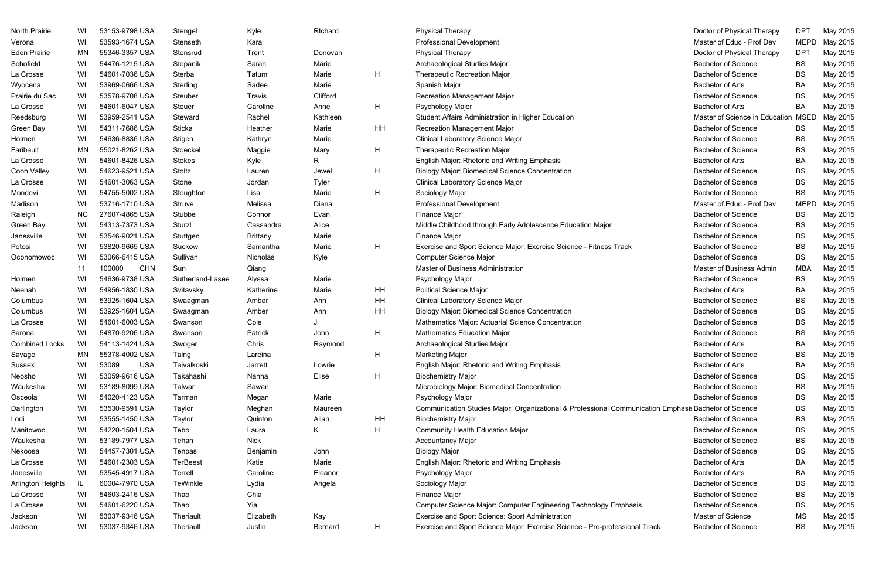| | | | | | | | | | | | |
|---|---|---|---|---|---|---|---|---|---|---|---|
| North Prairie | WI | 53153-9798 USA | Stengel | Kyle | RIchard | | Physical Therapy | Doctor of Physical Therapy | DPT | May 2015 |
| Verona | WI | 53593-1674 USA | Stenseth | Kara | | | Professional Development | Master of Educ - Prof Dev | MEPD | May 2015 |
| Eden Prairie | MN | 55346-3357 USA | Stensrud | Trent | Donovan | | Physical Therapy | Doctor of Physical Therapy | DPT | May 2015 |
| Schofield | WI | 54476-1215 USA | Stepanik | Sarah | Marie | | Archaeological Studies Major | Bachelor of Science | BS | May 2015 |
| La Crosse | WI | 54601-7036 USA | Sterba | Tatum | Marie | H | Therapeutic Recreation Major | Bachelor of Science | BS | May 2015 |
| Wyocena | WI | 53969-0666 USA | Sterling | Sadee | Marie | | Spanish Major | Bachelor of Arts | BA | May 2015 |
| Prairie du Sac | WI | 53578-9708 USA | Steuber | Travis | Clifford | | Recreation Management Major | Bachelor of Science | BS | May 2015 |
| La Crosse | WI | 54601-6047 USA | Steuer | Caroline | Anne | H | Psychology Major | Bachelor of Arts | BA | May 2015 |
| Reedsburg | WI | 53959-2541 USA | Steward | Rachel | Kathleen | | Student Affairs Administration in Higher Education | Master of Science in Education | MSED | May 2015 |
| Green Bay | WI | 54311-7686 USA | Sticka | Heather | Marie | HH | Recreation Management Major | Bachelor of Science | BS | May 2015 |
| Holmen | WI | 54636-8836 USA | Stigen | Kathryn | Marie | | Clinical Laboratory Science Major | Bachelor of Science | BS | May 2015 |
| Faribault | MN | 55021-8262 USA | Stoeckel | Maggie | Mary | H | Therapeutic Recreation Major | Bachelor of Science | BS | May 2015 |
| La Crosse | WI | 54601-8426 USA | Stokes | Kyle | R | | English Major: Rhetoric and Writing Emphasis | Bachelor of Arts | BA | May 2015 |
| Coon Valley | WI | 54623-9521 USA | Stoltz | Lauren | Jewel | H | Biology Major: Biomedical Science Concentration | Bachelor of Science | BS | May 2015 |
| La Crosse | WI | 54601-3063 USA | Stone | Jordan | Tyler | | Clinical Laboratory Science Major | Bachelor of Science | BS | May 2015 |
| Mondovi | WI | 54755-5002 USA | Stoughton | Lisa | Marie | H | Sociology Major | Bachelor of Science | BS | May 2015 |
| Madison | WI | 53716-1710 USA | Struve | Melissa | Diana | | Professional Development | Master of Educ - Prof Dev | MEPD | May 2015 |
| Raleigh | NC | 27607-4865 USA | Stubbe | Connor | Evan | | Finance Major | Bachelor of Science | BS | May 2015 |
| Green Bay | WI | 54313-7373 USA | Sturzl | Cassandra | Alice | | Middle Childhood through Early Adolescence Education Major | Bachelor of Science | BS | May 2015 |
| Janesville | WI | 53546-9021 USA | Stuttgen | Brittany | Marie | | Finance Major | Bachelor of Science | BS | May 2015 |
| Potosi | WI | 53820-9665 USA | Suckow | Samantha | Marie | H | Exercise and Sport Science Major: Exercise Science - Fitness Track | Bachelor of Science | BS | May 2015 |
| Oconomowoc | WI | 53066-6415 USA | Sullivan | Nicholas | Kyle | | Computer Science Major | Bachelor of Science | BS | May 2015 |
| | 11 | 100000 CHN | Sun | Qiang | | | Master of Business Administration | Master of Business Admin | MBA | May 2015 |
| Holmen | WI | 54636-9738 USA | Sutherland-Lasee | Alyssa | Marie | | Psychology Major | Bachelor of Science | BS | May 2015 |
| Neenah | WI | 54956-1830 USA | Svitavsky | Katherine | Marie | HH | Political Science Major | Bachelor of Arts | BA | May 2015 |
| Columbus | WI | 53925-1604 USA | Swaagman | Amber | Ann | HH | Clinical Laboratory Science Major | Bachelor of Science | BS | May 2015 |
| Columbus | WI | 53925-1604 USA | Swaagman | Amber | Ann | HH | Biology Major: Biomedical Science Concentration | Bachelor of Science | BS | May 2015 |
| La Crosse | WI | 54601-6003 USA | Swanson | Cole | J | | Mathematics Major: Actuarial Science Concentration | Bachelor of Science | BS | May 2015 |
| Sarona | WI | 54870-9206 USA | Swanson | Patrick | John | H | Mathematics Education Major | Bachelor of Science | BS | May 2015 |
| Combined Locks | WI | 54113-1424 USA | Swoger | Chris | Raymond | | Archaeological Studies Major | Bachelor of Arts | BA | May 2015 |
| Savage | MN | 55378-4002 USA | Taing | Lareina | | H | Marketing Major | Bachelor of Science | BS | May 2015 |
| Sussex | WI | 53089 USA | Taivalkoski | Jarrett | Lowrie | | English Major: Rhetoric and Writing Emphasis | Bachelor of Arts | BA | May 2015 |
| Neosho | WI | 53059-9616 USA | Takahashi | Nanna | Elise | H | Biochemistry Major | Bachelor of Science | BS | May 2015 |
| Waukesha | WI | 53189-8099 USA | Talwar | Sawan | | | Microbiology Major: Biomedical Concentration | Bachelor of Science | BS | May 2015 |
| Osceola | WI | 54020-4123 USA | Tarman | Megan | Marie | | Psychology Major | Bachelor of Science | BS | May 2015 |
| Darlington | WI | 53530-9591 USA | Taylor | Meghan | Maureen | | Communication Studies Major: Organizational & Professional Communication Emphasis | Bachelor of Science | BS | May 2015 |
| Lodi | WI | 53555-1450 USA | Taylor | Quinton | Allan | HH | Biochemistry Major | Bachelor of Science | BS | May 2015 |
| Manitowoc | WI | 54220-1504 USA | Tebo | Laura | K | H | Community Health Education Major | Bachelor of Science | BS | May 2015 |
| Waukesha | WI | 53189-7977 USA | Tehan | Nick | | | Accountancy Major | Bachelor of Science | BS | May 2015 |
| Nekoosa | WI | 54457-7301 USA | Tenpas | Benjamin | John | | Biology Major | Bachelor of Science | BS | May 2015 |
| La Crosse | WI | 54601-2303 USA | TerBeest | Katie | Marie | | English Major: Rhetoric and Writing Emphasis | Bachelor of Arts | BA | May 2015 |
| Janesville | WI | 53545-4917 USA | Terrell | Caroline | Eleanor | | Psychology Major | Bachelor of Arts | BA | May 2015 |
| Arlington Heights | IL | 60004-7970 USA | TeWinkle | Lydia | Angela | | Sociology Major | Bachelor of Science | BS | May 2015 |
| La Crosse | WI | 54603-2416 USA | Thao | Chia | | | Finance Major | Bachelor of Science | BS | May 2015 |
| La Crosse | WI | 54601-6220 USA | Thao | Yia | | | Computer Science Major: Computer Engineering Technology Emphasis | Bachelor of Science | BS | May 2015 |
| Jackson | WI | 53037-9346 USA | Theriault | Elizabeth | Kay | | Exercise and Sport Science: Sport Administration | Master of Science | MS | May 2015 |
| Jackson | WI | 53037-9346 USA | Theriault | Justin | Bernard | H | Exercise and Sport Science Major: Exercise Science - Pre-professional Track | Bachelor of Science | BS | May 2015 |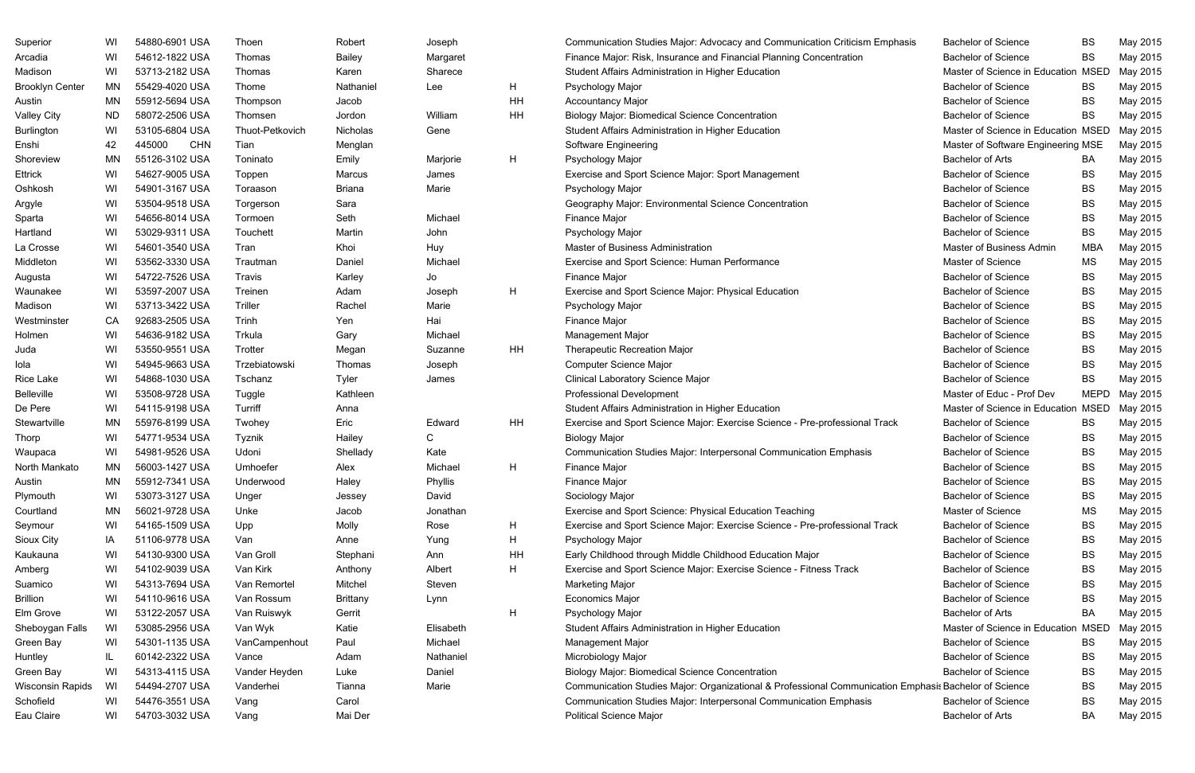| | | | | | | | | | | |
|---|---|---|---|---|---|---|---|---|---|---|
| Superior | WI | 54880-6901 USA | Thoen | Robert | Joseph | | Communication Studies Major: Advocacy and Communication Criticism Emphasis | Bachelor of Science | BS | May 2015 |
| Arcadia | WI | 54612-1822 USA | Thomas | Bailey | Margaret | | Finance Major: Risk, Insurance and Financial Planning Concentration | Bachelor of Science | BS | May 2015 |
| Madison | WI | 53713-2182 USA | Thomas | Karen | Sharece | | Student Affairs Administration in Higher Education | Master of Science in Education | MSED | May 2015 |
| Brooklyn Center | MN | 55429-4020 USA | Thome | Nathaniel | Lee | H | Psychology Major | Bachelor of Science | BS | May 2015 |
| Austin | MN | 55912-5694 USA | Thompson | Jacob | | HH | Accountancy Major | Bachelor of Science | BS | May 2015 |
| Valley City | ND | 58072-2506 USA | Thomsen | Jordon | William | HH | Biology Major: Biomedical Science Concentration | Bachelor of Science | BS | May 2015 |
| Burlington | WI | 53105-6804 USA | Thuot-Petkovich | Nicholas | Gene | | Student Affairs Administration in Higher Education | Master of Science in Education | MSED | May 2015 |
| Enshi | 42 | 445000 CHN | Tian | Menglan | | | Software Engineering | Master of Software Engineering | MSE | May 2015 |
| Shoreview | MN | 55126-3102 USA | Toninato | Emily | Marjorie | H | Psychology Major | Bachelor of Arts | BA | May 2015 |
| Ettrick | WI | 54627-9005 USA | Toppen | Marcus | James | | Exercise and Sport Science Major: Sport Management | Bachelor of Science | BS | May 2015 |
| Oshkosh | WI | 54901-3167 USA | Toraason | Briana | Marie | | Psychology Major | Bachelor of Science | BS | May 2015 |
| Argyle | WI | 53504-9518 USA | Torgerson | Sara | | | Geography Major: Environmental Science Concentration | Bachelor of Science | BS | May 2015 |
| Sparta | WI | 54656-8014 USA | Tormoen | Seth | Michael | | Finance Major | Bachelor of Science | BS | May 2015 |
| Hartland | WI | 53029-9311 USA | Touchett | Martin | John | | Psychology Major | Bachelor of Science | BS | May 2015 |
| La Crosse | WI | 54601-3540 USA | Tran | Khoi | Huy | | Master of Business Administration | Master of Business Admin | MBA | May 2015 |
| Middleton | WI | 53562-3330 USA | Trautman | Daniel | Michael | | Exercise and Sport Science: Human Performance | Master of Science | MS | May 2015 |
| Augusta | WI | 54722-7526 USA | Travis | Karley | Jo | | Finance Major | Bachelor of Science | BS | May 2015 |
| Waunakee | WI | 53597-2007 USA | Treinen | Adam | Joseph | H | Exercise and Sport Science Major: Physical Education | Bachelor of Science | BS | May 2015 |
| Madison | WI | 53713-3422 USA | Triller | Rachel | Marie | | Psychology Major | Bachelor of Science | BS | May 2015 |
| Westminster | CA | 92683-2505 USA | Trinh | Yen | Hai | | Finance Major | Bachelor of Science | BS | May 2015 |
| Holmen | WI | 54636-9182 USA | Trkula | Gary | Michael | | Management Major | Bachelor of Science | BS | May 2015 |
| Juda | WI | 53550-9551 USA | Trotter | Megan | Suzanne | HH | Therapeutic Recreation Major | Bachelor of Science | BS | May 2015 |
| Iola | WI | 54945-9663 USA | Trzebiatowski | Thomas | Joseph | | Computer Science Major | Bachelor of Science | BS | May 2015 |
| Rice Lake | WI | 54868-1030 USA | Tschanz | Tyler | James | | Clinical Laboratory Science Major | Bachelor of Science | BS | May 2015 |
| Belleville | WI | 53508-9728 USA | Tuggle | Kathleen | | | Professional Development | Master of Educ - Prof Dev | MEPD | May 2015 |
| De Pere | WI | 54115-9198 USA | Turriff | Anna | | | Student Affairs Administration in Higher Education | Master of Science in Education | MSED | May 2015 |
| Stewartville | MN | 55976-8199 USA | Twohey | Eric | Edward | HH | Exercise and Sport Science Major: Exercise Science - Pre-professional Track | Bachelor of Science | BS | May 2015 |
| Thorp | WI | 54771-9534 USA | Tyznik | Hailey | C | | Biology Major | Bachelor of Science | BS | May 2015 |
| Waupaca | WI | 54981-9526 USA | Udoni | Shellady | Kate | | Communication Studies Major: Interpersonal Communication Emphasis | Bachelor of Science | BS | May 2015 |
| North Mankato | MN | 56003-1427 USA | Umhoefer | Alex | Michael | H | Finance Major | Bachelor of Science | BS | May 2015 |
| Austin | MN | 55912-7341 USA | Underwood | Haley | Phyllis | | Finance Major | Bachelor of Science | BS | May 2015 |
| Plymouth | WI | 53073-3127 USA | Unger | Jessey | David | | Sociology Major | Bachelor of Science | BS | May 2015 |
| Courtland | MN | 56021-9728 USA | Unke | Jacob | Jonathan | | Exercise and Sport Science: Physical Education Teaching | Master of Science | MS | May 2015 |
| Seymour | WI | 54165-1509 USA | Upp | Molly | Rose | H | Exercise and Sport Science Major: Exercise Science - Pre-professional Track | Bachelor of Science | BS | May 2015 |
| Sioux City | IA | 51106-9778 USA | Van | Anne | Yung | H | Psychology Major | Bachelor of Science | BS | May 2015 |
| Kaukauna | WI | 54130-9300 USA | Van Groll | Stephani | Ann | HH | Early Childhood through Middle Childhood Education Major | Bachelor of Science | BS | May 2015 |
| Amberg | WI | 54102-9039 USA | Van Kirk | Anthony | Albert | H | Exercise and Sport Science Major: Exercise Science - Fitness Track | Bachelor of Science | BS | May 2015 |
| Suamico | WI | 54313-7694 USA | Van Remortel | Mitchel | Steven | | Marketing Major | Bachelor of Science | BS | May 2015 |
| Brillion | WI | 54110-9616 USA | Van Rossum | Brittany | Lynn | | Economics Major | Bachelor of Science | BS | May 2015 |
| Elm Grove | WI | 53122-2057 USA | Van Ruiswyk | Gerrit | | H | Psychology Major | Bachelor of Arts | BA | May 2015 |
| Sheboygan Falls | WI | 53085-2956 USA | Van Wyk | Katie | Elisabeth | | Student Affairs Administration in Higher Education | Master of Science in Education | MSED | May 2015 |
| Green Bay | WI | 54301-1135 USA | VanCampenhout | Paul | Michael | | Management Major | Bachelor of Science | BS | May 2015 |
| Huntley | IL | 60142-2322 USA | Vance | Adam | Nathaniel | | Microbiology Major | Bachelor of Science | BS | May 2015 |
| Green Bay | WI | 54313-4115 USA | Vander Heyden | Luke | Daniel | | Biology Major: Biomedical Science Concentration | Bachelor of Science | BS | May 2015 |
| Wisconsin Rapids | WI | 54494-2707 USA | Vanderhei | Tianna | Marie | | Communication Studies Major: Organizational & Professional Communication Emphasis | Bachelor of Science | BS | May 2015 |
| Schofield | WI | 54476-3551 USA | Vang | Carol | | | Communication Studies Major: Interpersonal Communication Emphasis | Bachelor of Science | BS | May 2015 |
| Eau Claire | WI | 54703-3032 USA | Vang | Mai Der | | | Political Science Major | Bachelor of Arts | BA | May 2015 |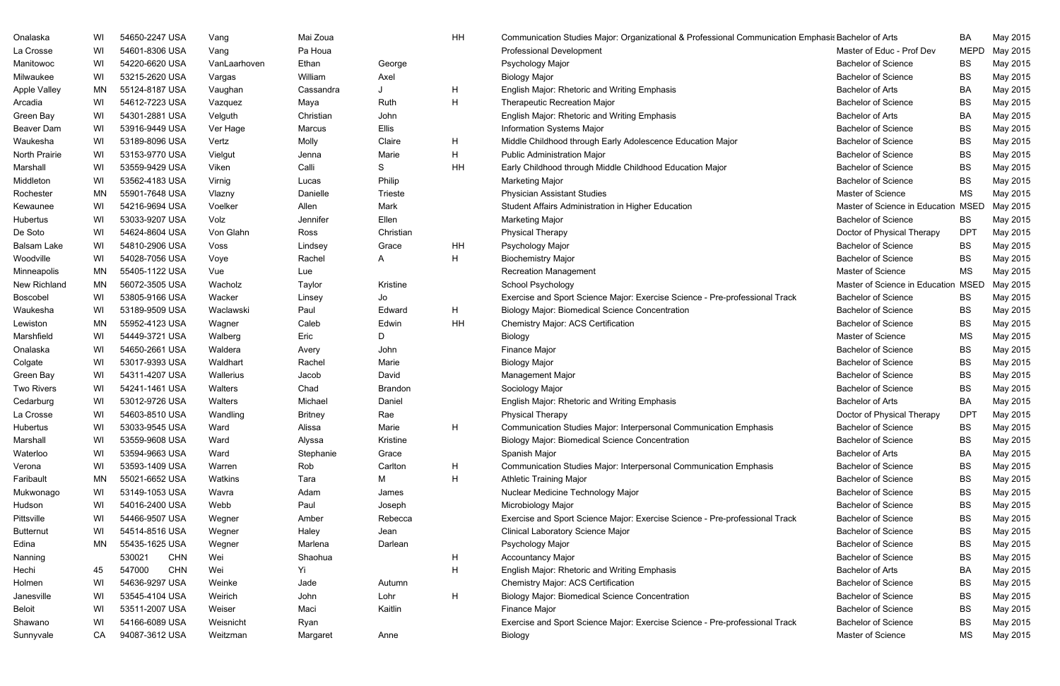| | | | | | | | | | | |
|---|---|---|---|---|---|---|---|---|---|---|
| Onalaska | WI | 54650-2247 USA | Vang | Mai Zoua | | HH | Communication Studies Major: Organizational & Professional Communication Emphasis | Bachelor of Arts | BA | May 2015 |
| La Crosse | WI | 54601-8306 USA | Vang | Pa Houa | | | Professional Development | Master of Educ - Prof Dev | MEPD | May 2015 |
| Manitowoc | WI | 54220-6620 USA | VanLaarhoven | Ethan | George | | Psychology Major | Bachelor of Science | BS | May 2015 |
| Milwaukee | WI | 53215-2620 USA | Vargas | William | Axel | | Biology Major | Bachelor of Science | BS | May 2015 |
| Apple Valley | MN | 55124-8187 USA | Vaughan | Cassandra | J | H | English Major: Rhetoric and Writing Emphasis | Bachelor of Arts | BA | May 2015 |
| Arcadia | WI | 54612-7223 USA | Vazquez | Maya | Ruth | H | Therapeutic Recreation Major | Bachelor of Science | BS | May 2015 |
| Green Bay | WI | 54301-2881 USA | Velguth | Christian | John | | English Major: Rhetoric and Writing Emphasis | Bachelor of Arts | BA | May 2015 |
| Beaver Dam | WI | 53916-9449 USA | Ver Hage | Marcus | Ellis | | Information Systems Major | Bachelor of Science | BS | May 2015 |
| Waukesha | WI | 53189-8096 USA | Vertz | Molly | Claire | H | Middle Childhood through Early Adolescence Education Major | Bachelor of Science | BS | May 2015 |
| North Prairie | WI | 53153-9770 USA | Vielgut | Jenna | Marie | H | Public Administration Major | Bachelor of Science | BS | May 2015 |
| Marshall | WI | 53559-9429 USA | Viken | Calli | S | HH | Early Childhood through Middle Childhood Education Major | Bachelor of Science | BS | May 2015 |
| Middleton | WI | 53562-4183 USA | Virnig | Lucas | Philip | | Marketing Major | Bachelor of Science | BS | May 2015 |
| Rochester | MN | 55901-7648 USA | Vlazny | Danielle | Trieste | | Physician Assistant Studies | Master of Science | MS | May 2015 |
| Kewaunee | WI | 54216-9694 USA | Voelker | Allen | Mark | | Student Affairs Administration in Higher Education | Master of Science in Education | MSED | May 2015 |
| Hubertus | WI | 53033-9207 USA | Volz | Jennifer | Ellen | | Marketing Major | Bachelor of Science | BS | May 2015 |
| De Soto | WI | 54624-8604 USA | Von Glahn | Ross | Christian | | Physical Therapy | Doctor of Physical Therapy | DPT | May 2015 |
| Balsam Lake | WI | 54810-2906 USA | Voss | Lindsey | Grace | HH | Psychology Major | Bachelor of Science | BS | May 2015 |
| Woodville | WI | 54028-7056 USA | Voye | Rachel | A | H | Biochemistry Major | Bachelor of Science | BS | May 2015 |
| Minneapolis | MN | 55405-1122 USA | Vue | Lue | | | Recreation Management | Master of Science | MS | May 2015 |
| New Richland | MN | 56072-3505 USA | Wacholz | Taylor | Kristine | | School Psychology | Master of Science in Education | MSED | May 2015 |
| Boscobel | WI | 53805-9166 USA | Wacker | Linsey | Jo | | Exercise and Sport Science Major: Exercise Science - Pre-professional Track | Bachelor of Science | BS | May 2015 |
| Waukesha | WI | 53189-9509 USA | Waclawski | Paul | Edward | H | Biology Major: Biomedical Science Concentration | Bachelor of Science | BS | May 2015 |
| Lewiston | MN | 55952-4123 USA | Wagner | Caleb | Edwin | HH | Chemistry Major: ACS Certification | Bachelor of Science | BS | May 2015 |
| Marshfield | WI | 54449-3721 USA | Walberg | Eric | D | | Biology | Master of Science | MS | May 2015 |
| Onalaska | WI | 54650-2661 USA | Waldera | Avery | John | | Finance Major | Bachelor of Science | BS | May 2015 |
| Colgate | WI | 53017-9393 USA | Waldhart | Rachel | Marie | | Biology Major | Bachelor of Science | BS | May 2015 |
| Green Bay | WI | 54311-4207 USA | Wallerius | Jacob | David | | Management Major | Bachelor of Science | BS | May 2015 |
| Two Rivers | WI | 54241-1461 USA | Walters | Chad | Brandon | | Sociology Major | Bachelor of Science | BS | May 2015 |
| Cedarburg | WI | 53012-9726 USA | Walters | Michael | Daniel | | English Major: Rhetoric and Writing Emphasis | Bachelor of Arts | BA | May 2015 |
| La Crosse | WI | 54603-8510 USA | Wandling | Britney | Rae | | Physical Therapy | Doctor of Physical Therapy | DPT | May 2015 |
| Hubertus | WI | 53033-9545 USA | Ward | Alissa | Marie | H | Communication Studies Major: Interpersonal Communication Emphasis | Bachelor of Science | BS | May 2015 |
| Marshall | WI | 53559-9608 USA | Ward | Alyssa | Kristine | | Biology Major: Biomedical Science Concentration | Bachelor of Science | BS | May 2015 |
| Waterloo | WI | 53594-9663 USA | Ward | Stephanie | Grace | | Spanish Major | Bachelor of Arts | BA | May 2015 |
| Verona | WI | 53593-1409 USA | Warren | Rob | Carlton | H | Communication Studies Major: Interpersonal Communication Emphasis | Bachelor of Science | BS | May 2015 |
| Faribault | MN | 55021-6652 USA | Watkins | Tara | M | H | Athletic Training Major | Bachelor of Science | BS | May 2015 |
| Mukwonago | WI | 53149-1053 USA | Wavra | Adam | James | | Nuclear Medicine Technology Major | Bachelor of Science | BS | May 2015 |
| Hudson | WI | 54016-2400 USA | Webb | Paul | Joseph | | Microbiology Major | Bachelor of Science | BS | May 2015 |
| Pittsville | WI | 54466-9507 USA | Wegner | Amber | Rebecca | | Exercise and Sport Science Major: Exercise Science - Pre-professional Track | Bachelor of Science | BS | May 2015 |
| Butternut | WI | 54514-8516 USA | Wegner | Haley | Jean | | Clinical Laboratory Science Major | Bachelor of Science | BS | May 2015 |
| Edina | MN | 55435-1625 USA | Wegner | Marlena | Darlean | | Psychology Major | Bachelor of Science | BS | May 2015 |
| Nanning | | 530021 CHN | Wei | Shaohua | | H | Accountancy Major | Bachelor of Science | BS | May 2015 |
| Hechi | 45 | 547000 CHN | Wei | Yi | | H | English Major: Rhetoric and Writing Emphasis | Bachelor of Arts | BA | May 2015 |
| Holmen | WI | 54636-9297 USA | Weinke | Jade | Autumn | | Chemistry Major: ACS Certification | Bachelor of Science | BS | May 2015 |
| Janesville | WI | 53545-4104 USA | Weirich | John | Lohr | H | Biology Major: Biomedical Science Concentration | Bachelor of Science | BS | May 2015 |
| Beloit | WI | 53511-2007 USA | Weiser | Maci | Kaitlin | | Finance Major | Bachelor of Science | BS | May 2015 |
| Shawano | WI | 54166-6089 USA | Weisnicht | Ryan | | | Exercise and Sport Science Major: Exercise Science - Pre-professional Track | Bachelor of Science | BS | May 2015 |
| Sunnyvale | CA | 94087-3612 USA | Weitzman | Margaret | Anne | | Biology | Master of Science | MS | May 2015 |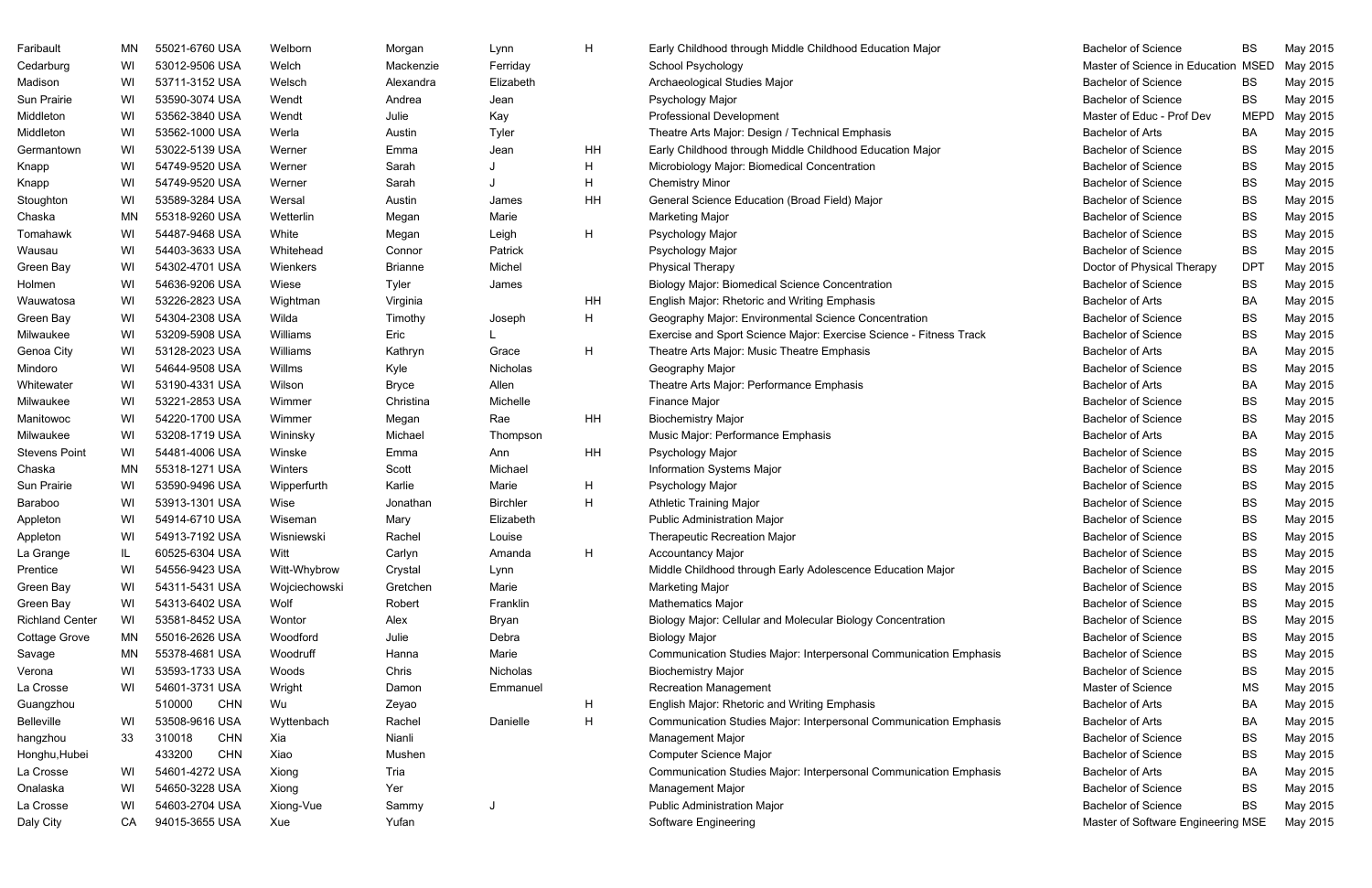| | | | | | | | | | | |
|---|---|---|---|---|---|---|---|---|---|---|
| Faribault | MN | 55021-6760 USA | Welborn | Morgan | Lynn | H | Early Childhood through Middle Childhood Education Major | Bachelor of Science | BS | May 2015 |
| Cedarburg | WI | 53012-9506 USA | Welch | Mackenzie | Ferriday | | School Psychology | Master of Science in Education | MSED | May 2015 |
| Madison | WI | 53711-3152 USA | Welsch | Alexandra | Elizabeth | | Archaeological Studies Major | Bachelor of Science | BS | May 2015 |
| Sun Prairie | WI | 53590-3074 USA | Wendt | Andrea | Jean | | Psychology Major | Bachelor of Science | BS | May 2015 |
| Middleton | WI | 53562-3840 USA | Wendt | Julie | Kay | | Professional Development | Master of Educ - Prof Dev | MEPD | May 2015 |
| Middleton | WI | 53562-1000 USA | Werla | Austin | Tyler | | Theatre Arts Major: Design / Technical Emphasis | Bachelor of Arts | BA | May 2015 |
| Germantown | WI | 53022-5139 USA | Werner | Emma | Jean | HH | Early Childhood through Middle Childhood Education Major | Bachelor of Science | BS | May 2015 |
| Knapp | WI | 54749-9520 USA | Werner | Sarah | J | H | Microbiology Major: Biomedical Concentration | Bachelor of Science | BS | May 2015 |
| Knapp | WI | 54749-9520 USA | Werner | Sarah | J | H | Chemistry Minor | Bachelor of Science | BS | May 2015 |
| Stoughton | WI | 53589-3284 USA | Wersal | Austin | James | HH | General Science Education (Broad Field) Major | Bachelor of Science | BS | May 2015 |
| Chaska | MN | 55318-9260 USA | Wetterlin | Megan | Marie | | Marketing Major | Bachelor of Science | BS | May 2015 |
| Tomahawk | WI | 54487-9468 USA | White | Megan | Leigh | H | Psychology Major | Bachelor of Science | BS | May 2015 |
| Wausau | WI | 54403-3633 USA | Whitehead | Connor | Patrick | | Psychology Major | Bachelor of Science | BS | May 2015 |
| Green Bay | WI | 54302-4701 USA | Wienkers | Brianne | Michel | | Physical Therapy | Doctor of Physical Therapy | DPT | May 2015 |
| Holmen | WI | 54636-9206 USA | Wiese | Tyler | James | | Biology Major: Biomedical Science Concentration | Bachelor of Science | BS | May 2015 |
| Wauwatosa | WI | 53226-2823 USA | Wightman | Virginia | | HH | English Major: Rhetoric and Writing Emphasis | Bachelor of Arts | BA | May 2015 |
| Green Bay | WI | 54304-2308 USA | Wilda | Timothy | Joseph | H | Geography Major: Environmental Science Concentration | Bachelor of Science | BS | May 2015 |
| Milwaukee | WI | 53209-5908 USA | Williams | Eric | L | | Exercise and Sport Science Major: Exercise Science - Fitness Track | Bachelor of Science | BS | May 2015 |
| Genoa City | WI | 53128-2023 USA | Williams | Kathryn | Grace | H | Theatre Arts Major: Music Theatre Emphasis | Bachelor of Arts | BA | May 2015 |
| Mindoro | WI | 54644-9508 USA | Willms | Kyle | Nicholas | | Geography Major | Bachelor of Science | BS | May 2015 |
| Whitewater | WI | 53190-4331 USA | Wilson | Bryce | Allen | | Theatre Arts Major: Performance Emphasis | Bachelor of Arts | BA | May 2015 |
| Milwaukee | WI | 53221-2853 USA | Wimmer | Christina | Michelle | | Finance Major | Bachelor of Science | BS | May 2015 |
| Manitowoc | WI | 54220-1700 USA | Wimmer | Megan | Rae | HH | Biochemistry Major | Bachelor of Science | BS | May 2015 |
| Milwaukee | WI | 53208-1719 USA | Wininsky | Michael | Thompson | | Music Major: Performance Emphasis | Bachelor of Arts | BA | May 2015 |
| Stevens Point | WI | 54481-4006 USA | Winske | Emma | Ann | HH | Psychology Major | Bachelor of Science | BS | May 2015 |
| Chaska | MN | 55318-1271 USA | Winters | Scott | Michael | | Information Systems Major | Bachelor of Science | BS | May 2015 |
| Sun Prairie | WI | 53590-9496 USA | Wipperfurth | Karlie | Marie | H | Psychology Major | Bachelor of Science | BS | May 2015 |
| Baraboo | WI | 53913-1301 USA | Wise | Jonathan | Birchler | H | Athletic Training Major | Bachelor of Science | BS | May 2015 |
| Appleton | WI | 54914-6710 USA | Wiseman | Mary | Elizabeth | | Public Administration Major | Bachelor of Science | BS | May 2015 |
| Appleton | WI | 54913-7192 USA | Wisniewski | Rachel | Louise | | Therapeutic Recreation Major | Bachelor of Science | BS | May 2015 |
| La Grange | IL | 60525-6304 USA | Witt | Carlyn | Amanda | H | Accountancy Major | Bachelor of Science | BS | May 2015 |
| Prentice | WI | 54556-9423 USA | Witt-Whybrow | Crystal | Lynn | | Middle Childhood through Early Adolescence Education Major | Bachelor of Science | BS | May 2015 |
| Green Bay | WI | 54311-5431 USA | Wojciechowski | Gretchen | Marie | | Marketing Major | Bachelor of Science | BS | May 2015 |
| Green Bay | WI | 54313-6402 USA | Wolf | Robert | Franklin | | Mathematics Major | Bachelor of Science | BS | May 2015 |
| Richland Center | WI | 53581-8452 USA | Wontor | Alex | Bryan | | Biology Major: Cellular and Molecular Biology Concentration | Bachelor of Science | BS | May 2015 |
| Cottage Grove | MN | 55016-2626 USA | Woodford | Julie | Debra | | Biology Major | Bachelor of Science | BS | May 2015 |
| Savage | MN | 55378-4681 USA | Woodruff | Hanna | Marie | | Communication Studies Major: Interpersonal Communication Emphasis | Bachelor of Science | BS | May 2015 |
| Verona | WI | 53593-1733 USA | Woods | Chris | Nicholas | | Biochemistry Major | Bachelor of Science | BS | May 2015 |
| La Crosse | WI | 54601-3731 USA | Wright | Damon | Emmanuel | | Recreation Management | Master of Science | MS | May 2015 |
| Guangzhou | | 510000 CHN | Wu | Zeyao | | H | English Major: Rhetoric and Writing Emphasis | Bachelor of Arts | BA | May 2015 |
| Belleville | WI | 53508-9616 USA | Wyttenbach | Rachel | Danielle | H | Communication Studies Major: Interpersonal Communication Emphasis | Bachelor of Arts | BA | May 2015 |
| hangzhou | 33 | 310018 CHN | Xia | Nianli | | | Management Major | Bachelor of Science | BS | May 2015 |
| Honghu,Hubei | | 433200 CHN | Xiao | Mushen | | | Computer Science Major | Bachelor of Science | BS | May 2015 |
| La Crosse | WI | 54601-4272 USA | Xiong | Tria | | | Communication Studies Major: Interpersonal Communication Emphasis | Bachelor of Arts | BA | May 2015 |
| Onalaska | WI | 54650-3228 USA | Xiong | Yer | | | Management Major | Bachelor of Science | BS | May 2015 |
| La Crosse | WI | 54603-2704 USA | Xiong-Vue | Sammy | J | | Public Administration Major | Bachelor of Science | BS | May 2015 |
| Daly City | CA | 94015-3655 USA | Xue | Yufan | | | Software Engineering | Master of Software Engineering | MSE | May 2015 |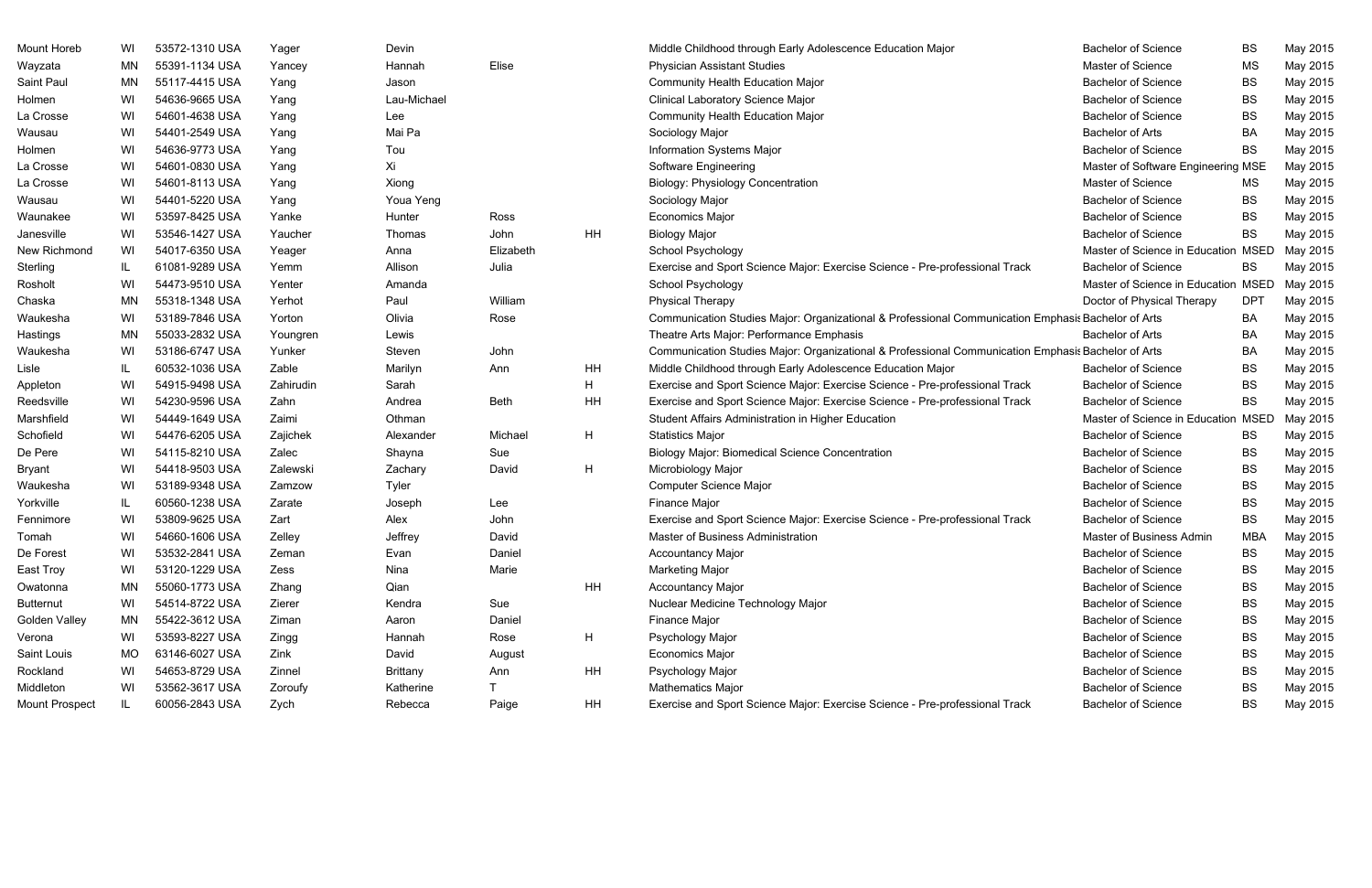| | | | | | | | | | | |
|---|---|---|---|---|---|---|---|---|---|---|
| Mount Horeb | WI | 53572-1310 USA | Yager | Devin | | | Middle Childhood through Early Adolescence Education Major | Bachelor of Science | BS | May 2015 |
| Wayzata | MN | 55391-1134 USA | Yancey | Hannah | Elise | | Physician Assistant Studies | Master of Science | MS | May 2015 |
| Saint Paul | MN | 55117-4415 USA | Yang | Jason | | | Community Health Education Major | Bachelor of Science | BS | May 2015 |
| Holmen | WI | 54636-9665 USA | Yang | Lau-Michael | | | Clinical Laboratory Science Major | Bachelor of Science | BS | May 2015 |
| La Crosse | WI | 54601-4638 USA | Yang | Lee | | | Community Health Education Major | Bachelor of Science | BS | May 2015 |
| Wausau | WI | 54401-2549 USA | Yang | Mai Pa | | | Sociology Major | Bachelor of Arts | BA | May 2015 |
| Holmen | WI | 54636-9773 USA | Yang | Tou | | | Information Systems Major | Bachelor of Science | BS | May 2015 |
| La Crosse | WI | 54601-0830 USA | Yang | Xi | | | Software Engineering | Master of Software Engineering | MSE | May 2015 |
| La Crosse | WI | 54601-8113 USA | Yang | Xiong | | | Biology: Physiology Concentration | Master of Science | MS | May 2015 |
| Wausau | WI | 54401-5220 USA | Yang | Youa Yeng | | | Sociology Major | Bachelor of Science | BS | May 2015 |
| Waunakee | WI | 53597-8425 USA | Yanke | Hunter | Ross | | Economics Major | Bachelor of Science | BS | May 2015 |
| Janesville | WI | 53546-1427 USA | Yaucher | Thomas | John | HH | Biology Major | Bachelor of Science | BS | May 2015 |
| New Richmond | WI | 54017-6350 USA | Yeager | Anna | Elizabeth | | School Psychology | Master of Science in Education | MSED | May 2015 |
| Sterling | IL | 61081-9289 USA | Yemm | Allison | Julia | | Exercise and Sport Science Major: Exercise Science - Pre-professional Track | Bachelor of Science | BS | May 2015 |
| Rosholt | WI | 54473-9510 USA | Yenter | Amanda | | | School Psychology | Master of Science in Education | MSED | May 2015 |
| Chaska | MN | 55318-1348 USA | Yerhot | Paul | William | | Physical Therapy | Doctor of Physical Therapy | DPT | May 2015 |
| Waukesha | WI | 53189-7846 USA | Yorton | Olivia | Rose | | Communication Studies Major: Organizational & Professional Communication Emphasis | Bachelor of Arts | BA | May 2015 |
| Hastings | MN | 55033-2832 USA | Youngren | Lewis | | | Theatre Arts Major: Performance Emphasis | Bachelor of Arts | BA | May 2015 |
| Waukesha | WI | 53186-6747 USA | Yunker | Steven | John | | Communication Studies Major: Organizational & Professional Communication Emphasis | Bachelor of Arts | BA | May 2015 |
| Lisle | IL | 60532-1036 USA | Zable | Marilyn | Ann | HH | Middle Childhood through Early Adolescence Education Major | Bachelor of Science | BS | May 2015 |
| Appleton | WI | 54915-9498 USA | Zahirudin | Sarah | | H | Exercise and Sport Science Major: Exercise Science - Pre-professional Track | Bachelor of Science | BS | May 2015 |
| Reedsville | WI | 54230-9596 USA | Zahn | Andrea | Beth | HH | Exercise and Sport Science Major: Exercise Science - Pre-professional Track | Bachelor of Science | BS | May 2015 |
| Marshfield | WI | 54449-1649 USA | Zaimi | Othman | | | Student Affairs Administration in Higher Education | Master of Science in Education | MSED | May 2015 |
| Schofield | WI | 54476-6205 USA | Zajichek | Alexander | Michael | H | Statistics Major | Bachelor of Science | BS | May 2015 |
| De Pere | WI | 54115-8210 USA | Zalec | Shayna | Sue | | Biology Major: Biomedical Science Concentration | Bachelor of Science | BS | May 2015 |
| Bryant | WI | 54418-9503 USA | Zalewski | Zachary | David | H | Microbiology Major | Bachelor of Science | BS | May 2015 |
| Waukesha | WI | 53189-9348 USA | Zamzow | Tyler | | | Computer Science Major | Bachelor of Science | BS | May 2015 |
| Yorkville | IL | 60560-1238 USA | Zarate | Joseph | Lee | | Finance Major | Bachelor of Science | BS | May 2015 |
| Fennimore | WI | 53809-9625 USA | Zart | Alex | John | | Exercise and Sport Science Major: Exercise Science - Pre-professional Track | Bachelor of Science | BS | May 2015 |
| Tomah | WI | 54660-1606 USA | Zelley | Jeffrey | David | | Master of Business Administration | Master of Business Admin | MBA | May 2015 |
| De Forest | WI | 53532-2841 USA | Zeman | Evan | Daniel | | Accountancy Major | Bachelor of Science | BS | May 2015 |
| East Troy | WI | 53120-1229 USA | Zess | Nina | Marie | | Marketing Major | Bachelor of Science | BS | May 2015 |
| Owatonna | MN | 55060-1773 USA | Zhang | Qian | | HH | Accountancy Major | Bachelor of Science | BS | May 2015 |
| Butternut | WI | 54514-8722 USA | Zierer | Kendra | Sue | | Nuclear Medicine Technology Major | Bachelor of Science | BS | May 2015 |
| Golden Valley | MN | 55422-3612 USA | Ziman | Aaron | Daniel | | Finance Major | Bachelor of Science | BS | May 2015 |
| Verona | WI | 53593-8227 USA | Zingg | Hannah | Rose | H | Psychology Major | Bachelor of Science | BS | May 2015 |
| Saint Louis | MO | 63146-6027 USA | Zink | David | August | | Economics Major | Bachelor of Science | BS | May 2015 |
| Rockland | WI | 54653-8729 USA | Zinnel | Brittany | Ann | HH | Psychology Major | Bachelor of Science | BS | May 2015 |
| Middleton | WI | 53562-3617 USA | Zoroufy | Katherine | T | | Mathematics Major | Bachelor of Science | BS | May 2015 |
| Mount Prospect | IL | 60056-2843 USA | Zych | Rebecca | Paige | HH | Exercise and Sport Science Major: Exercise Science - Pre-professional Track | Bachelor of Science | BS | May 2015 |